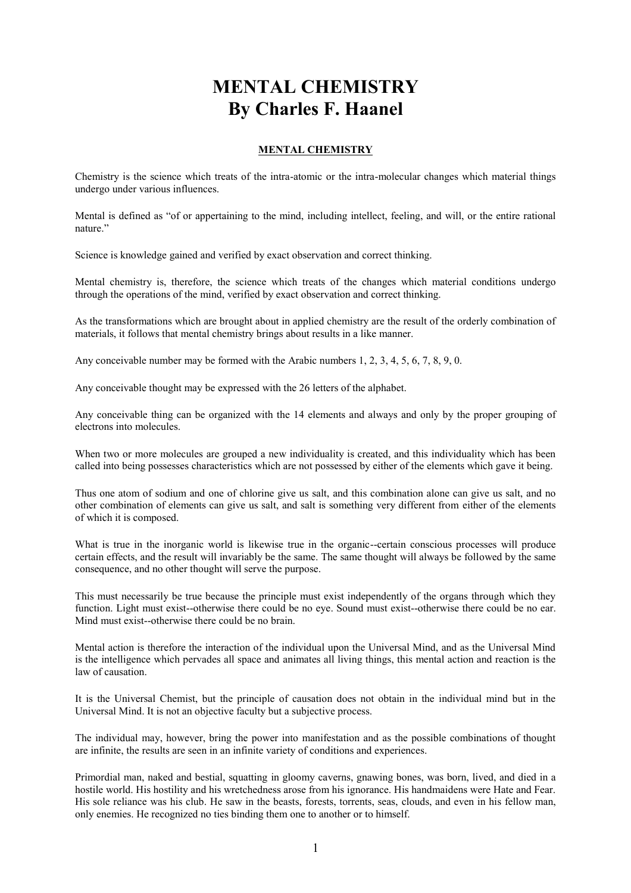# MENTAL CHEMISTRY
# By Charles F. Haanel

## MENTAL CHEMISTRY

Chemistry is the science which treats of the intra-atomic or the intra-molecular changes which material things undergo under various influences.

Mental is defined as "of or appertaining to the mind, including intellect, feeling, and will, or the entire rational nature."

Science is knowledge gained and verified by exact observation and correct thinking.

Mental chemistry is, therefore, the science which treats of the changes which material conditions undergo through the operations of the mind, verified by exact observation and correct thinking.

As the transformations which are brought about in applied chemistry are the result of the orderly combination of materials, it follows that mental chemistry brings about results in a like manner.

Any conceivable number may be formed with the Arabic numbers 1, 2, 3, 4, 5, 6, 7, 8, 9, 0.

Any conceivable thought may be expressed with the 26 letters of the alphabet.

Any conceivable thing can be organized with the 14 elements and always and only by the proper grouping of electrons into molecules.

When two or more molecules are grouped a new individuality is created, and this individuality which has been called into being possesses characteristics which are not possessed by either of the elements which gave it being.

Thus one atom of sodium and one of chlorine give us salt, and this combination alone can give us salt, and no other combination of elements can give us salt, and salt is something very different from either of the elements of which it is composed.

What is true in the inorganic world is likewise true in the organic--certain conscious processes will produce certain effects, and the result will invariably be the same. The same thought will always be followed by the same consequence, and no other thought will serve the purpose.

This must necessarily be true because the principle must exist independently of the organs through which they function. Light must exist--otherwise there could be no eye. Sound must exist--otherwise there could be no ear. Mind must exist--otherwise there could be no brain.

Mental action is therefore the interaction of the individual upon the Universal Mind, and as the Universal Mind is the intelligence which pervades all space and animates all living things, this mental action and reaction is the law of causation.

It is the Universal Chemist, but the principle of causation does not obtain in the individual mind but in the Universal Mind. It is not an objective faculty but a subjective process.

The individual may, however, bring the power into manifestation and as the possible combinations of thought are infinite, the results are seen in an infinite variety of conditions and experiences.

Primordial man, naked and bestial, squatting in gloomy caverns, gnawing bones, was born, lived, and died in a hostile world. His hostility and his wretchedness arose from his ignorance. His handmaidens were Hate and Fear. His sole reliance was his club. He saw in the beasts, forests, torrents, seas, clouds, and even in his fellow man, only enemies. He recognized no ties binding them one to another or to himself.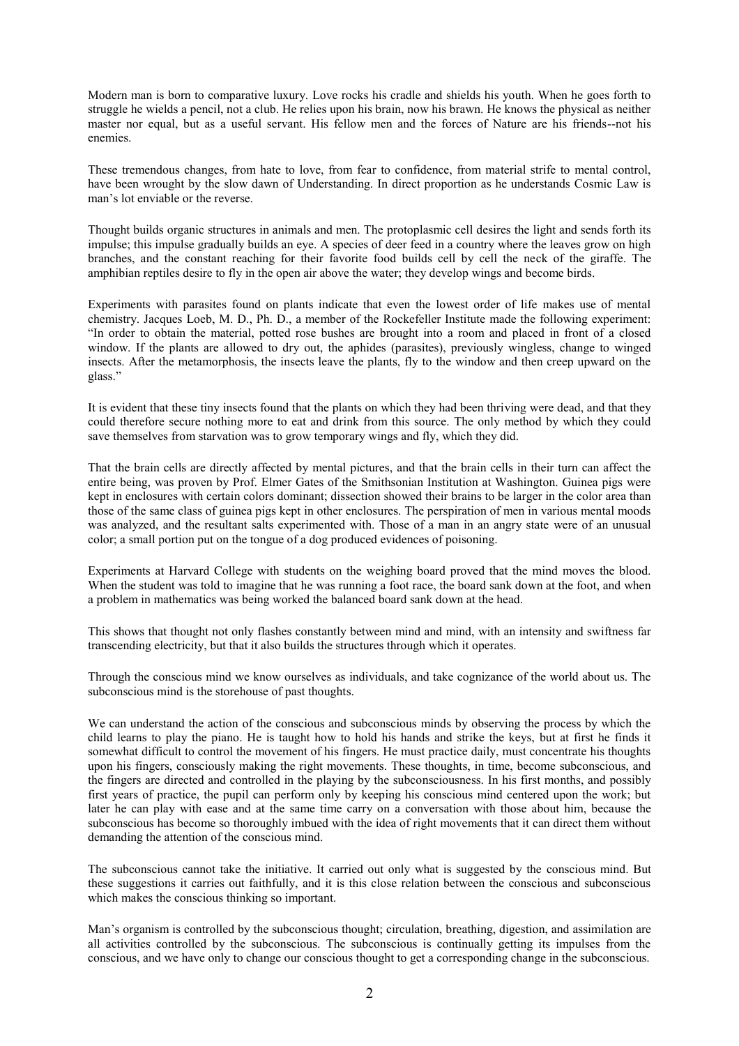Modern man is born to comparative luxury. Love rocks his cradle and shields his youth. When he goes forth to struggle he wields a pencil, not a club. He relies upon his brain, now his brawn. He knows the physical as neither master nor equal, but as a useful servant. His fellow men and the forces of Nature are his friends--not his enemies.

These tremendous changes, from hate to love, from fear to confidence, from material strife to mental control, have been wrought by the slow dawn of Understanding. In direct proportion as he understands Cosmic Law is man's lot enviable or the reverse.

Thought builds organic structures in animals and men. The protoplasmic cell desires the light and sends forth its impulse; this impulse gradually builds an eye. A species of deer feed in a country where the leaves grow on high branches, and the constant reaching for their favorite food builds cell by cell the neck of the giraffe. The amphibian reptiles desire to fly in the open air above the water; they develop wings and become birds.

Experiments with parasites found on plants indicate that even the lowest order of life makes use of mental chemistry. Jacques Loeb, M. D., Ph. D., a member of the Rockefeller Institute made the following experiment: "In order to obtain the material, potted rose bushes are brought into a room and placed in front of a closed window. If the plants are allowed to dry out, the aphides (parasites), previously wingless, change to winged insects. After the metamorphosis, the insects leave the plants, fly to the window and then creep upward on the glass."

It is evident that these tiny insects found that the plants on which they had been thriving were dead, and that they could therefore secure nothing more to eat and drink from this source. The only method by which they could save themselves from starvation was to grow temporary wings and fly, which they did.

That the brain cells are directly affected by mental pictures, and that the brain cells in their turn can affect the entire being, was proven by Prof. Elmer Gates of the Smithsonian Institution at Washington. Guinea pigs were kept in enclosures with certain colors dominant; dissection showed their brains to be larger in the color area than those of the same class of guinea pigs kept in other enclosures. The perspiration of men in various mental moods was analyzed, and the resultant salts experimented with. Those of a man in an angry state were of an unusual color; a small portion put on the tongue of a dog produced evidences of poisoning.

Experiments at Harvard College with students on the weighing board proved that the mind moves the blood. When the student was told to imagine that he was running a foot race, the board sank down at the foot, and when a problem in mathematics was being worked the balanced board sank down at the head.

This shows that thought not only flashes constantly between mind and mind, with an intensity and swiftness far transcending electricity, but that it also builds the structures through which it operates.

Through the conscious mind we know ourselves as individuals, and take cognizance of the world about us. The subconscious mind is the storehouse of past thoughts.

We can understand the action of the conscious and subconscious minds by observing the process by which the child learns to play the piano. He is taught how to hold his hands and strike the keys, but at first he finds it somewhat difficult to control the movement of his fingers. He must practice daily, must concentrate his thoughts upon his fingers, consciously making the right movements. These thoughts, in time, become subconscious, and the fingers are directed and controlled in the playing by the subconsciousness. In his first months, and possibly first years of practice, the pupil can perform only by keeping his conscious mind centered upon the work; but later he can play with ease and at the same time carry on a conversation with those about him, because the subconscious has become so thoroughly imbued with the idea of right movements that it can direct them without demanding the attention of the conscious mind.

The subconscious cannot take the initiative. It carried out only what is suggested by the conscious mind. But these suggestions it carries out faithfully, and it is this close relation between the conscious and subconscious which makes the conscious thinking so important.

Man's organism is controlled by the subconscious thought; circulation, breathing, digestion, and assimilation are all activities controlled by the subconscious. The subconscious is continually getting its impulses from the conscious, and we have only to change our conscious thought to get a corresponding change in the subconscious.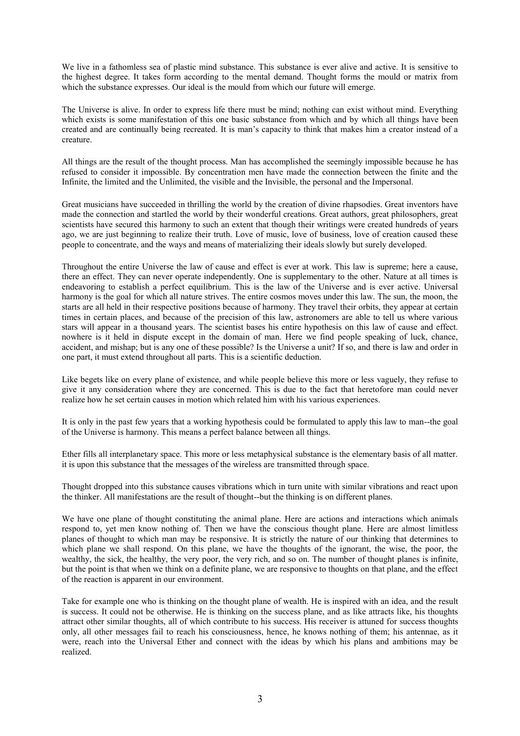We live in a fathomless sea of plastic mind substance. This substance is ever alive and active. It is sensitive to the highest degree. It takes form according to the mental demand. Thought forms the mould or matrix from which the substance expresses. Our ideal is the mould from which our future will emerge.

The Universe is alive. In order to express life there must be mind; nothing can exist without mind. Everything which exists is some manifestation of this one basic substance from which and by which all things have been created and are continually being recreated. It is man's capacity to think that makes him a creator instead of a creature.

All things are the result of the thought process. Man has accomplished the seemingly impossible because he has refused to consider it impossible. By concentration men have made the connection between the finite and the Infinite, the limited and the Unlimited, the visible and the Invisible, the personal and the Impersonal.

Great musicians have succeeded in thrilling the world by the creation of divine rhapsodies. Great inventors have made the connection and startled the world by their wonderful creations. Great authors, great philosophers, great scientists have secured this harmony to such an extent that though their writings were created hundreds of years ago, we are just beginning to realize their truth. Love of music, love of business, love of creation caused these people to concentrate, and the ways and means of materializing their ideals slowly but surely developed.

Throughout the entire Universe the law of cause and effect is ever at work. This law is supreme; here a cause, there an effect. They can never operate independently. One is supplementary to the other. Nature at all times is endeavoring to establish a perfect equilibrium. This is the law of the Universe and is ever active. Universal harmony is the goal for which all nature strives. The entire cosmos moves under this law. The sun, the moon, the starts are all held in their respective positions because of harmony. They travel their orbits, they appear at certain times in certain places, and because of the precision of this law, astronomers are able to tell us where various stars will appear in a thousand years. The scientist bases his entire hypothesis on this law of cause and effect. nowhere is it held in dispute except in the domain of man. Here we find people speaking of luck, chance, accident, and mishap; but is any one of these possible? Is the Universe a unit? If so, and there is law and order in one part, it must extend throughout all parts. This is a scientific deduction.

Like begets like on every plane of existence, and while people believe this more or less vaguely, they refuse to give it any consideration where they are concerned. This is due to the fact that heretofore man could never realize how he set certain causes in motion which related him with his various experiences.

It is only in the past few years that a working hypothesis could be formulated to apply this law to man--the goal of the Universe is harmony. This means a perfect balance between all things.

Ether fills all interplanetary space. This more or less metaphysical substance is the elementary basis of all matter. it is upon this substance that the messages of the wireless are transmitted through space.

Thought dropped into this substance causes vibrations which in turn unite with similar vibrations and react upon the thinker. All manifestations are the result of thought--but the thinking is on different planes.

We have one plane of thought constituting the animal plane. Here are actions and interactions which animals respond to, yet men know nothing of. Then we have the conscious thought plane. Here are almost limitless planes of thought to which man may be responsive. It is strictly the nature of our thinking that determines to which plane we shall respond. On this plane, we have the thoughts of the ignorant, the wise, the poor, the wealthy, the sick, the healthy, the very poor, the very rich, and so on. The number of thought planes is infinite, but the point is that when we think on a definite plane, we are responsive to thoughts on that plane, and the effect of the reaction is apparent in our environment.

Take for example one who is thinking on the thought plane of wealth. He is inspired with an idea, and the result is success. It could not be otherwise. He is thinking on the success plane, and as like attracts like, his thoughts attract other similar thoughts, all of which contribute to his success. His receiver is attuned for success thoughts only, all other messages fail to reach his consciousness, hence, he knows nothing of them; his antennae, as it were, reach into the Universal Ether and connect with the ideas by which his plans and ambitions may be realized.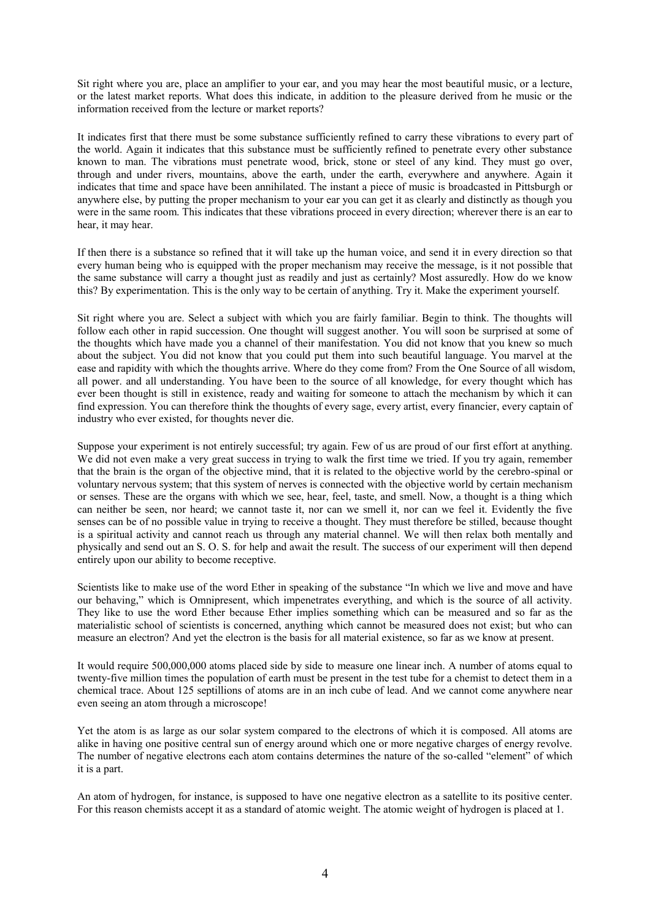Sit right where you are, place an amplifier to your ear, and you may hear the most beautiful music, or a lecture, or the latest market reports. What does this indicate, in addition to the pleasure derived from he music or the information received from the lecture or market reports?

It indicates first that there must be some substance sufficiently refined to carry these vibrations to every part of the world. Again it indicates that this substance must be sufficiently refined to penetrate every other substance known to man. The vibrations must penetrate wood, brick, stone or steel of any kind. They must go over, through and under rivers, mountains, above the earth, under the earth, everywhere and anywhere. Again it indicates that time and space have been annihilated. The instant a piece of music is broadcasted in Pittsburgh or anywhere else, by putting the proper mechanism to your ear you can get it as clearly and distinctly as though you were in the same room. This indicates that these vibrations proceed in every direction; wherever there is an ear to hear, it may hear.

If then there is a substance so refined that it will take up the human voice, and send it in every direction so that every human being who is equipped with the proper mechanism may receive the message, is it not possible that the same substance will carry a thought just as readily and just as certainly? Most assuredly. How do we know this? By experimentation. This is the only way to be certain of anything. Try it. Make the experiment yourself.

Sit right where you are. Select a subject with which you are fairly familiar. Begin to think. The thoughts will follow each other in rapid succession. One thought will suggest another. You will soon be surprised at some of the thoughts which have made you a channel of their manifestation. You did not know that you knew so much about the subject. You did not know that you could put them into such beautiful language. You marvel at the ease and rapidity with which the thoughts arrive. Where do they come from? From the One Source of all wisdom, all power. and all understanding. You have been to the source of all knowledge, for every thought which has ever been thought is still in existence, ready and waiting for someone to attach the mechanism by which it can find expression. You can therefore think the thoughts of every sage, every artist, every financier, every captain of industry who ever existed, for thoughts never die.

Suppose your experiment is not entirely successful; try again. Few of us are proud of our first effort at anything. We did not even make a very great success in trying to walk the first time we tried. If you try again, remember that the brain is the organ of the objective mind, that it is related to the objective world by the cerebro-spinal or voluntary nervous system; that this system of nerves is connected with the objective world by certain mechanism or senses. These are the organs with which we see, hear, feel, taste, and smell. Now, a thought is a thing which can neither be seen, nor heard; we cannot taste it, nor can we smell it, nor can we feel it. Evidently the five senses can be of no possible value in trying to receive a thought. They must therefore be stilled, because thought is a spiritual activity and cannot reach us through any material channel. We will then relax both mentally and physically and send out an S. O. S. for help and await the result. The success of our experiment will then depend entirely upon our ability to become receptive.

Scientists like to make use of the word Ether in speaking of the substance "In which we live and move and have our behaving," which is Omnipresent, which impenetrates everything, and which is the source of all activity. They like to use the word Ether because Ether implies something which can be measured and so far as the materialistic school of scientists is concerned, anything which cannot be measured does not exist; but who can measure an electron? And yet the electron is the basis for all material existence, so far as we know at present.

It would require 500,000,000 atoms placed side by side to measure one linear inch. A number of atoms equal to twenty-five million times the population of earth must be present in the test tube for a chemist to detect them in a chemical trace. About 125 septillions of atoms are in an inch cube of lead. And we cannot come anywhere near even seeing an atom through a microscope!

Yet the atom is as large as our solar system compared to the electrons of which it is composed. All atoms are alike in having one positive central sun of energy around which one or more negative charges of energy revolve. The number of negative electrons each atom contains determines the nature of the so-called "element" of which it is a part.

An atom of hydrogen, for instance, is supposed to have one negative electron as a satellite to its positive center. For this reason chemists accept it as a standard of atomic weight. The atomic weight of hydrogen is placed at 1.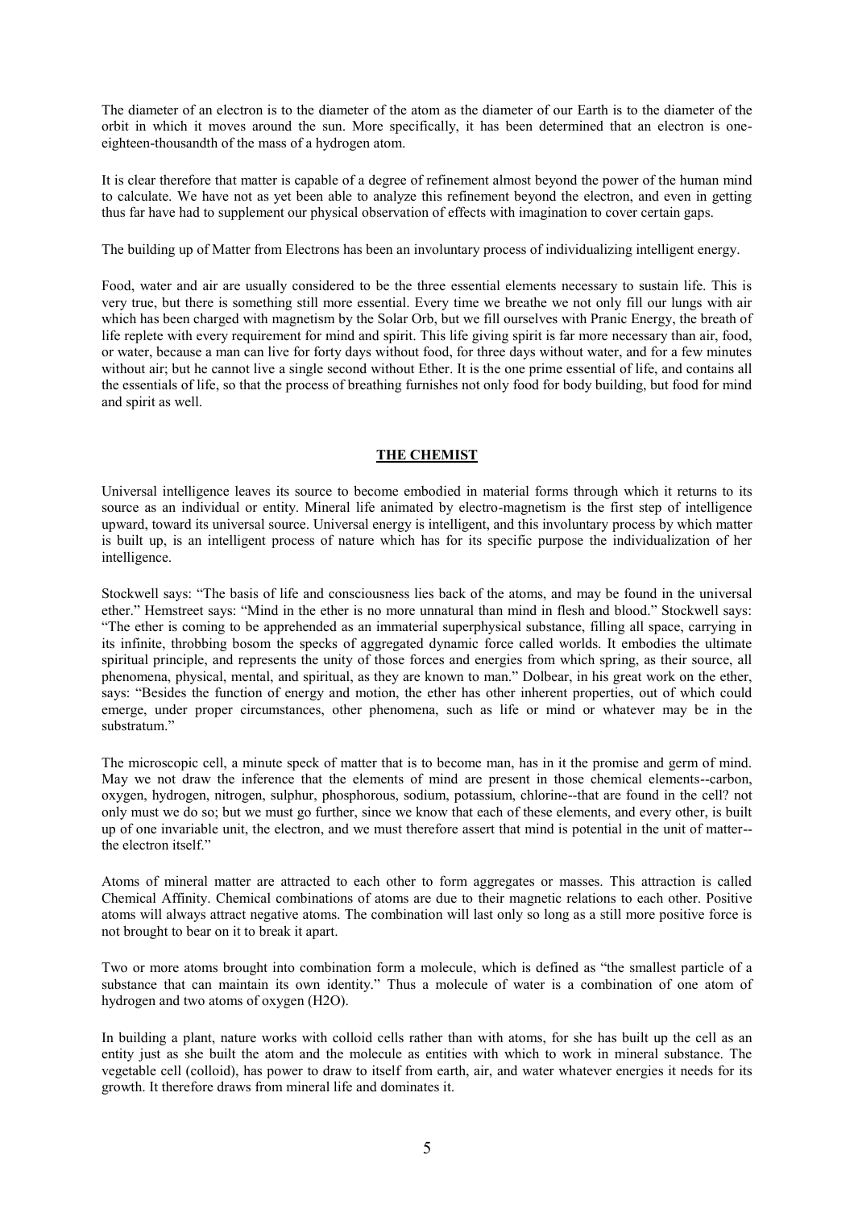The diameter of an electron is to the diameter of the atom as the diameter of our Earth is to the diameter of the orbit in which it moves around the sun. More specifically, it has been determined that an electron is one-eighteen-thousandth of the mass of a hydrogen atom.

It is clear therefore that matter is capable of a degree of refinement almost beyond the power of the human mind to calculate. We have not as yet been able to analyze this refinement beyond the electron, and even in getting thus far have had to supplement our physical observation of effects with imagination to cover certain gaps.

The building up of Matter from Electrons has been an involuntary process of individualizing intelligent energy.

Food, water and air are usually considered to be the three essential elements necessary to sustain life. This is very true, but there is something still more essential. Every time we breathe we not only fill our lungs with air which has been charged with magnetism by the Solar Orb, but we fill ourselves with Pranic Energy, the breath of life replete with every requirement for mind and spirit. This life giving spirit is far more necessary than air, food, or water, because a man can live for forty days without food, for three days without water, and for a few minutes without air; but he cannot live a single second without Ether. It is the one prime essential of life, and contains all the essentials of life, so that the process of breathing furnishes not only food for body building, but food for mind and spirit as well.

## THE CHEMIST

Universal intelligence leaves its source to become embodied in material forms through which it returns to its source as an individual or entity. Mineral life animated by electro-magnetism is the first step of intelligence upward, toward its universal source. Universal energy is intelligent, and this involuntary process by which matter is built up, is an intelligent process of nature which has for its specific purpose the individualization of her intelligence.

Stockwell says: "The basis of life and consciousness lies back of the atoms, and may be found in the universal ether." Hemstreet says: "Mind in the ether is no more unnatural than mind in flesh and blood." Stockwell says: "The ether is coming to be apprehended as an immaterial superphysical substance, filling all space, carrying in its infinite, throbbing bosom the specks of aggregated dynamic force called worlds. It embodies the ultimate spiritual principle, and represents the unity of those forces and energies from which spring, as their source, all phenomena, physical, mental, and spiritual, as they are known to man." Dolbear, in his great work on the ether, says: "Besides the function of energy and motion, the ether has other inherent properties, out of which could emerge, under proper circumstances, other phenomena, such as life or mind or whatever may be in the substratum."

The microscopic cell, a minute speck of matter that is to become man, has in it the promise and germ of mind. May we not draw the inference that the elements of mind are present in those chemical elements--carbon, oxygen, hydrogen, nitrogen, sulphur, phosphorous, sodium, potassium, chlorine--that are found in the cell? not only must we do so; but we must go further, since we know that each of these elements, and every other, is built up of one invariable unit, the electron, and we must therefore assert that mind is potential in the unit of matter--the electron itself."

Atoms of mineral matter are attracted to each other to form aggregates or masses. This attraction is called Chemical Affinity. Chemical combinations of atoms are due to their magnetic relations to each other. Positive atoms will always attract negative atoms. The combination will last only so long as a still more positive force is not brought to bear on it to break it apart.

Two or more atoms brought into combination form a molecule, which is defined as "the smallest particle of a substance that can maintain its own identity." Thus a molecule of water is a combination of one atom of hydrogen and two atoms of oxygen ($H_2O$).

In building a plant, nature works with colloid cells rather than with atoms, for she has built up the cell as an entity just as she built the atom and the molecule as entities with which to work in mineral substance. The vegetable cell (colloid), has power to draw to itself from earth, air, and water whatever energies it needs for its growth. It therefore draws from mineral life and dominates it.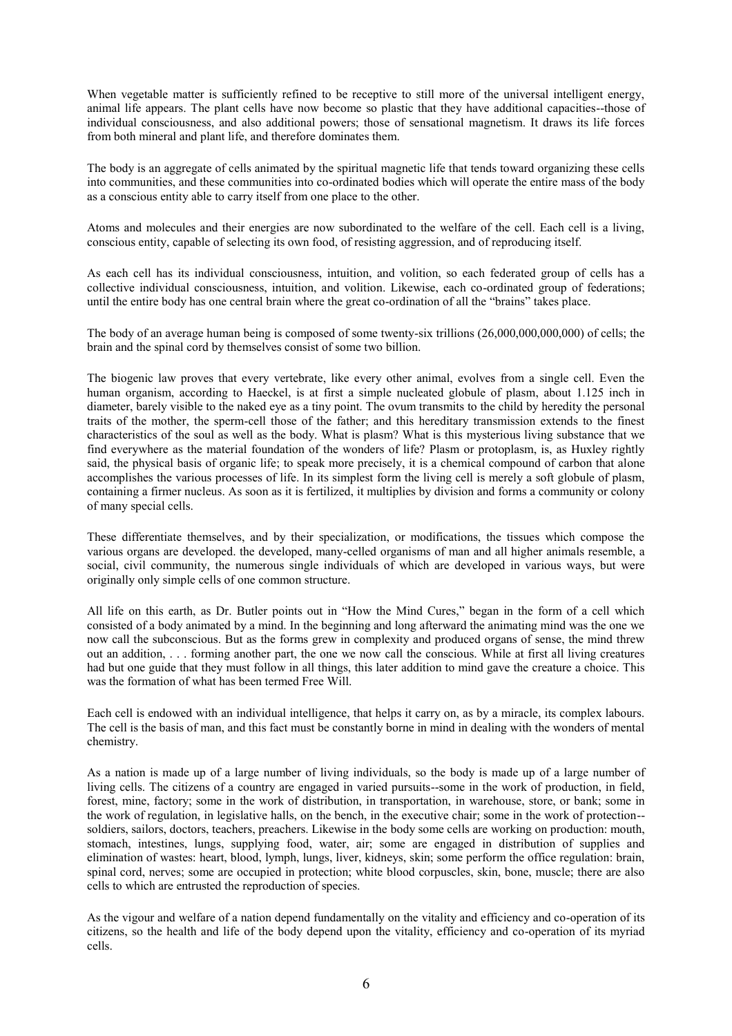When vegetable matter is sufficiently refined to be receptive to still more of the universal intelligent energy, animal life appears. The plant cells have now become so plastic that they have additional capacities--those of individual consciousness, and also additional powers; those of sensational magnetism. It draws its life forces from both mineral and plant life, and therefore dominates them.

The body is an aggregate of cells animated by the spiritual magnetic life that tends toward organizing these cells into communities, and these communities into co-ordinated bodies which will operate the entire mass of the body as a conscious entity able to carry itself from one place to the other.

Atoms and molecules and their energies are now subordinated to the welfare of the cell. Each cell is a living, conscious entity, capable of selecting its own food, of resisting aggression, and of reproducing itself.

As each cell has its individual consciousness, intuition, and volition, so each federated group of cells has a collective individual consciousness, intuition, and volition. Likewise, each co-ordinated group of federations; until the entire body has one central brain where the great co-ordination of all the "brains" takes place.

The body of an average human being is composed of some twenty-six trillions (26,000,000,000,000) of cells; the brain and the spinal cord by themselves consist of some two billion.

The biogenic law proves that every vertebrate, like every other animal, evolves from a single cell. Even the human organism, according to Haeckel, is at first a simple nucleated globule of plasm, about 1.125 inch in diameter, barely visible to the naked eye as a tiny point. The ovum transmits to the child by heredity the personal traits of the mother, the sperm-cell those of the father; and this hereditary transmission extends to the finest characteristics of the soul as well as the body. What is plasm? What is this mysterious living substance that we find everywhere as the material foundation of the wonders of life? Plasm or protoplasm, is, as Huxley rightly said, the physical basis of organic life; to speak more precisely, it is a chemical compound of carbon that alone accomplishes the various processes of life. In its simplest form the living cell is merely a soft globule of plasm, containing a firmer nucleus. As soon as it is fertilized, it multiplies by division and forms a community or colony of many special cells.

These differentiate themselves, and by their specialization, or modifications, the tissues which compose the various organs are developed. the developed, many-celled organisms of man and all higher animals resemble, a social, civil community, the numerous single individuals of which are developed in various ways, but were originally only simple cells of one common structure.

All life on this earth, as Dr. Butler points out in "How the Mind Cures," began in the form of a cell which consisted of a body animated by a mind. In the beginning and long afterward the animating mind was the one we now call the subconscious. But as the forms grew in complexity and produced organs of sense, the mind threw out an addition, . . . forming another part, the one we now call the conscious. While at first all living creatures had but one guide that they must follow in all things, this later addition to mind gave the creature a choice. This was the formation of what has been termed Free Will.

Each cell is endowed with an individual intelligence, that helps it carry on, as by a miracle, its complex labours. The cell is the basis of man, and this fact must be constantly borne in mind in dealing with the wonders of mental chemistry.

As a nation is made up of a large number of living individuals, so the body is made up of a large number of living cells. The citizens of a country are engaged in varied pursuits--some in the work of production, in field, forest, mine, factory; some in the work of distribution, in transportation, in warehouse, store, or bank; some in the work of regulation, in legislative halls, on the bench, in the executive chair; some in the work of protection--soldiers, sailors, doctors, teachers, preachers. Likewise in the body some cells are working on production: mouth, stomach, intestines, lungs, supplying food, water, air; some are engaged in distribution of supplies and elimination of wastes: heart, blood, lymph, lungs, liver, kidneys, skin; some perform the office regulation: brain, spinal cord, nerves; some are occupied in protection; white blood corpuscles, skin, bone, muscle; there are also cells to which are entrusted the reproduction of species.

As the vigour and welfare of a nation depend fundamentally on the vitality and efficiency and co-operation of its citizens, so the health and life of the body depend upon the vitality, efficiency and co-operation of its myriad cells.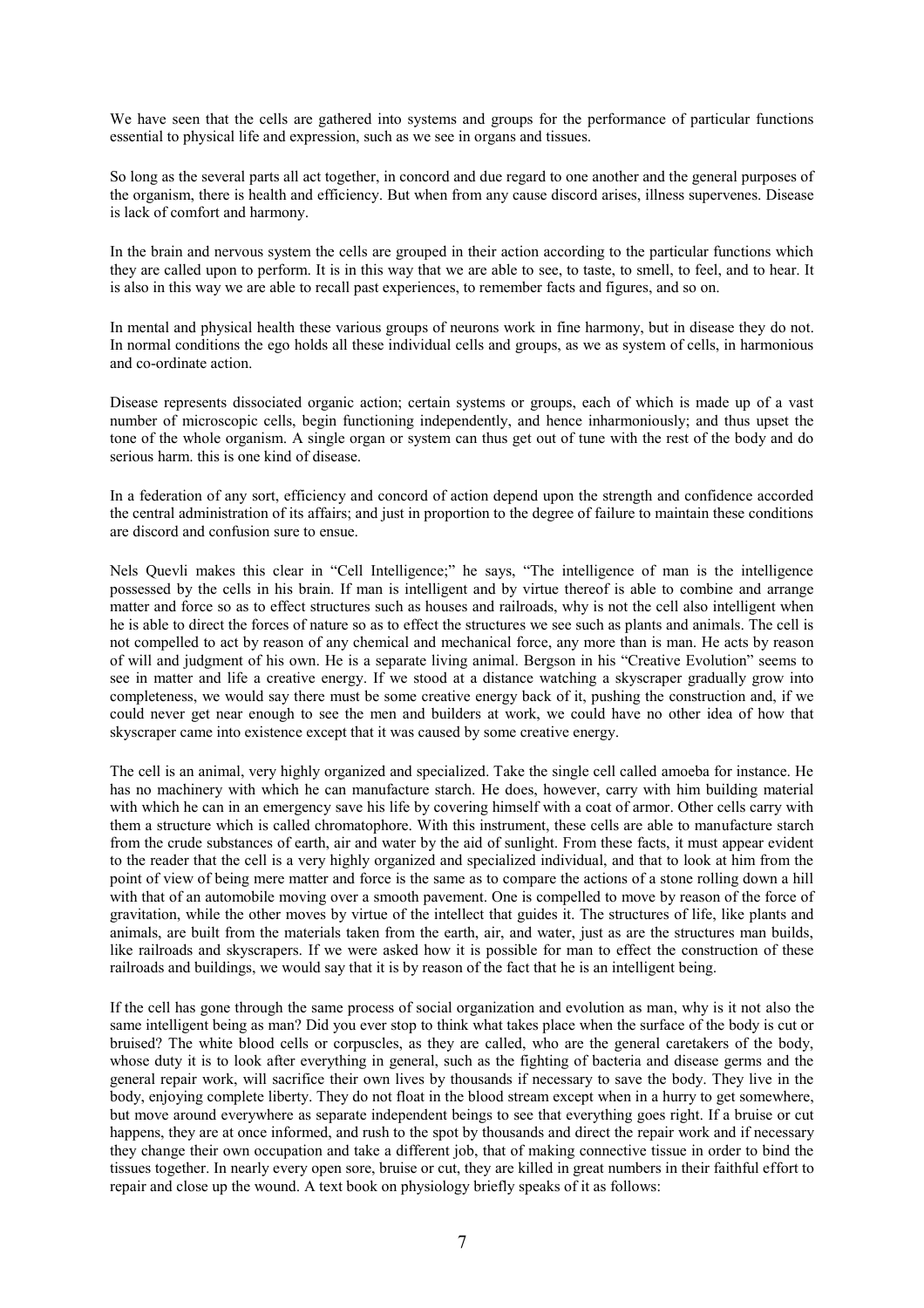We have seen that the cells are gathered into systems and groups for the performance of particular functions essential to physical life and expression, such as we see in organs and tissues.

So long as the several parts all act together, in concord and due regard to one another and the general purposes of the organism, there is health and efficiency. But when from any cause discord arises, illness supervenes. Disease is lack of comfort and harmony.

In the brain and nervous system the cells are grouped in their action according to the particular functions which they are called upon to perform. It is in this way that we are able to see, to taste, to smell, to feel, and to hear. It is also in this way we are able to recall past experiences, to remember facts and figures, and so on.

In mental and physical health these various groups of neurons work in fine harmony, but in disease they do not. In normal conditions the ego holds all these individual cells and groups, as we as system of cells, in harmonious and co-ordinate action.

Disease represents dissociated organic action; certain systems or groups, each of which is made up of a vast number of microscopic cells, begin functioning independently, and hence inharmoniously; and thus upset the tone of the whole organism. A single organ or system can thus get out of tune with the rest of the body and do serious harm. this is one kind of disease.

In a federation of any sort, efficiency and concord of action depend upon the strength and confidence accorded the central administration of its affairs; and just in proportion to the degree of failure to maintain these conditions are discord and confusion sure to ensue.

Nels Quevli makes this clear in "Cell Intelligence;" he says, "The intelligence of man is the intelligence possessed by the cells in his brain. If man is intelligent and by virtue thereof is able to combine and arrange matter and force so as to effect structures such as houses and railroads, why is not the cell also intelligent when he is able to direct the forces of nature so as to effect the structures we see such as plants and animals. The cell is not compelled to act by reason of any chemical and mechanical force, any more than is man. He acts by reason of will and judgment of his own. He is a separate living animal. Bergson in his "Creative Evolution" seems to see in matter and life a creative energy. If we stood at a distance watching a skyscraper gradually grow into completeness, we would say there must be some creative energy back of it, pushing the construction and, if we could never get near enough to see the men and builders at work, we could have no other idea of how that skyscraper came into existence except that it was caused by some creative energy.

The cell is an animal, very highly organized and specialized. Take the single cell called amoeba for instance. He has no machinery with which he can manufacture starch. He does, however, carry with him building material with which he can in an emergency save his life by covering himself with a coat of armor. Other cells carry with them a structure which is called chromatophore. With this instrument, these cells are able to manufacture starch from the crude substances of earth, air and water by the aid of sunlight. From these facts, it must appear evident to the reader that the cell is a very highly organized and specialized individual, and that to look at him from the point of view of being mere matter and force is the same as to compare the actions of a stone rolling down a hill with that of an automobile moving over a smooth pavement. One is compelled to move by reason of the force of gravitation, while the other moves by virtue of the intellect that guides it. The structures of life, like plants and animals, are built from the materials taken from the earth, air, and water, just as are the structures man builds, like railroads and skyscrapers. If we were asked how it is possible for man to effect the construction of these railroads and buildings, we would say that it is by reason of the fact that he is an intelligent being.

If the cell has gone through the same process of social organization and evolution as man, why is it not also the same intelligent being as man? Did you ever stop to think what takes place when the surface of the body is cut or bruised? The white blood cells or corpuscles, as they are called, who are the general caretakers of the body, whose duty it is to look after everything in general, such as the fighting of bacteria and disease germs and the general repair work, will sacrifice their own lives by thousands if necessary to save the body. They live in the body, enjoying complete liberty. They do not float in the blood stream except when in a hurry to get somewhere, but move around everywhere as separate independent beings to see that everything goes right. If a bruise or cut happens, they are at once informed, and rush to the spot by thousands and direct the repair work and if necessary they change their own occupation and take a different job, that of making connective tissue in order to bind the tissues together. In nearly every open sore, bruise or cut, they are killed in great numbers in their faithful effort to repair and close up the wound. A text book on physiology briefly speaks of it as follows: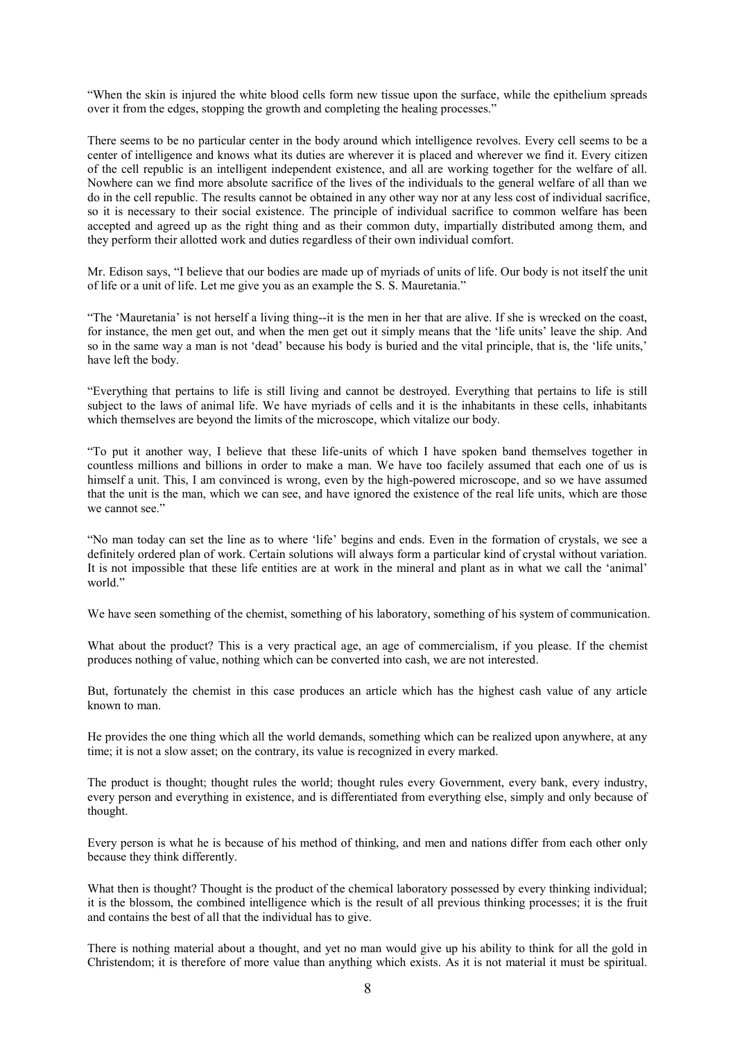"When the skin is injured the white blood cells form new tissue upon the surface, while the epithelium spreads over it from the edges, stopping the growth and completing the healing processes."

There seems to be no particular center in the body around which intelligence revolves. Every cell seems to be a center of intelligence and knows what its duties are wherever it is placed and wherever we find it. Every citizen of the cell republic is an intelligent independent existence, and all are working together for the welfare of all. Nowhere can we find more absolute sacrifice of the lives of the individuals to the general welfare of all than we do in the cell republic. The results cannot be obtained in any other way nor at any less cost of individual sacrifice, so it is necessary to their social existence. The principle of individual sacrifice to common welfare has been accepted and agreed up as the right thing and as their common duty, impartially distributed among them, and they perform their allotted work and duties regardless of their own individual comfort.

Mr. Edison says, "I believe that our bodies are made up of myriads of units of life. Our body is not itself the unit of life or a unit of life. Let me give you as an example the S. S. Mauretania."

"The 'Mauretania' is not herself a living thing--it is the men in her that are alive. If she is wrecked on the coast, for instance, the men get out, and when the men get out it simply means that the 'life units' leave the ship. And so in the same way a man is not 'dead' because his body is buried and the vital principle, that is, the 'life units,' have left the body.

"Everything that pertains to life is still living and cannot be destroyed. Everything that pertains to life is still subject to the laws of animal life. We have myriads of cells and it is the inhabitants in these cells, inhabitants which themselves are beyond the limits of the microscope, which vitalize our body.

"To put it another way, I believe that these life-units of which I have spoken band themselves together in countless millions and billions in order to make a man. We have too facilely assumed that each one of us is himself a unit. This, I am convinced is wrong, even by the high-powered microscope, and so we have assumed that the unit is the man, which we can see, and have ignored the existence of the real life units, which are those we cannot see."

"No man today can set the line as to where 'life' begins and ends. Even in the formation of crystals, we see a definitely ordered plan of work. Certain solutions will always form a particular kind of crystal without variation. It is not impossible that these life entities are at work in the mineral and plant as in what we call the 'animal' world."

We have seen something of the chemist, something of his laboratory, something of his system of communication.

What about the product? This is a very practical age, an age of commercialism, if you please. If the chemist produces nothing of value, nothing which can be converted into cash, we are not interested.

But, fortunately the chemist in this case produces an article which has the highest cash value of any article known to man.

He provides the one thing which all the world demands, something which can be realized upon anywhere, at any time; it is not a slow asset; on the contrary, its value is recognized in every marked.

The product is thought; thought rules the world; thought rules every Government, every bank, every industry, every person and everything in existence, and is differentiated from everything else, simply and only because of thought.

Every person is what he is because of his method of thinking, and men and nations differ from each other only because they think differently.

What then is thought? Thought is the product of the chemical laboratory possessed by every thinking individual; it is the blossom, the combined intelligence which is the result of all previous thinking processes; it is the fruit and contains the best of all that the individual has to give.

There is nothing material about a thought, and yet no man would give up his ability to think for all the gold in Christendom; it is therefore of more value than anything which exists. As it is not material it must be spiritual.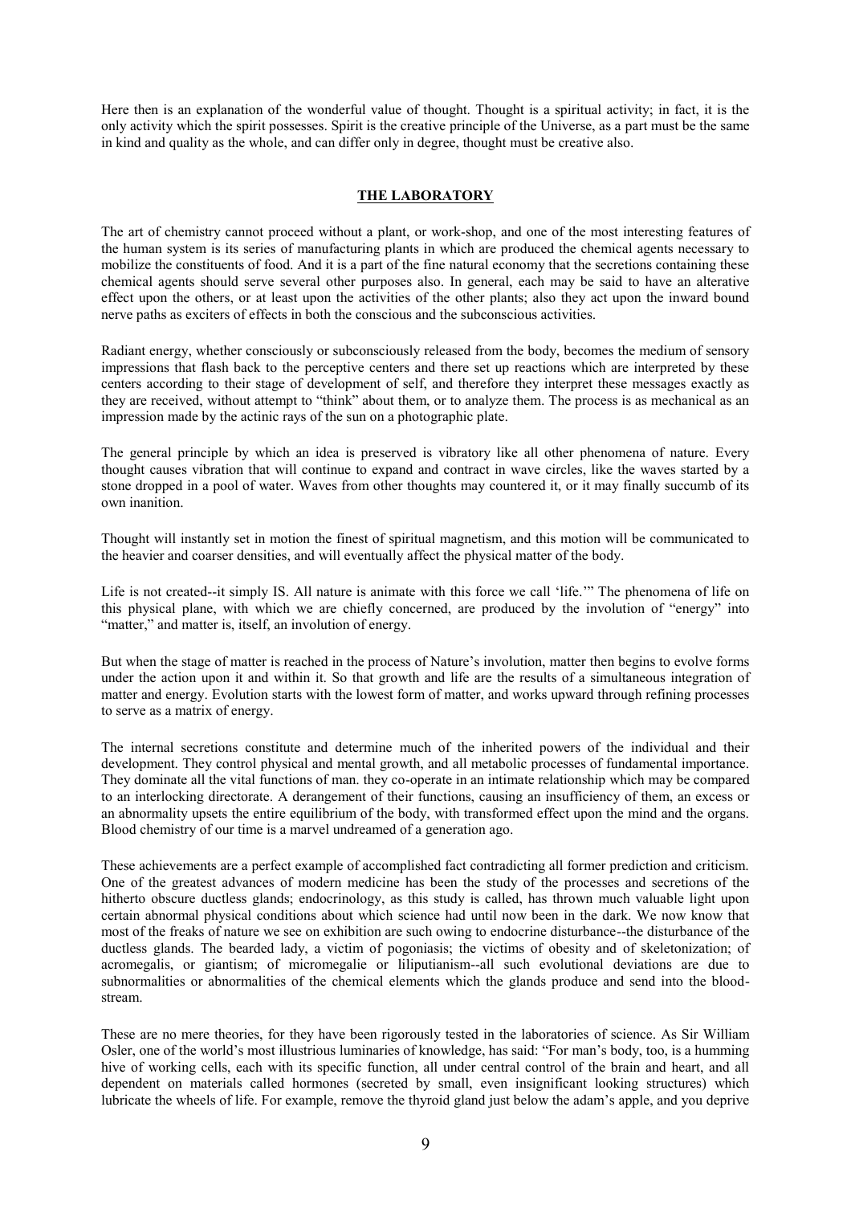Here then is an explanation of the wonderful value of thought. Thought is a spiritual activity; in fact, it is the only activity which the spirit possesses. Spirit is the creative principle of the Universe, as a part must be the same in kind and quality as the whole, and can differ only in degree, thought must be creative also.

## THE LABORATORY

The art of chemistry cannot proceed without a plant, or work-shop, and one of the most interesting features of the human system is its series of manufacturing plants in which are produced the chemical agents necessary to mobilize the constituents of food. And it is a part of the fine natural economy that the secretions containing these chemical agents should serve several other purposes also. In general, each may be said to have an alterative effect upon the others, or at least upon the activities of the other plants; also they act upon the inward bound nerve paths as exciters of effects in both the conscious and the subconscious activities.

Radiant energy, whether consciously or subconsciously released from the body, becomes the medium of sensory impressions that flash back to the perceptive centers and there set up reactions which are interpreted by these centers according to their stage of development of self, and therefore they interpret these messages exactly as they are received, without attempt to "think" about them, or to analyze them. The process is as mechanical as an impression made by the actinic rays of the sun on a photographic plate.

The general principle by which an idea is preserved is vibratory like all other phenomena of nature. Every thought causes vibration that will continue to expand and contract in wave circles, like the waves started by a stone dropped in a pool of water. Waves from other thoughts may countered it, or it may finally succumb of its own inanition.

Thought will instantly set in motion the finest of spiritual magnetism, and this motion will be communicated to the heavier and coarser densities, and will eventually affect the physical matter of the body.

Life is not created--it simply IS. All nature is animate with this force we call 'life.'" The phenomena of life on this physical plane, with which we are chiefly concerned, are produced by the involution of "energy" into "matter," and matter is, itself, an involution of energy.

But when the stage of matter is reached in the process of Nature's involution, matter then begins to evolve forms under the action upon it and within it. So that growth and life are the results of a simultaneous integration of matter and energy. Evolution starts with the lowest form of matter, and works upward through refining processes to serve as a matrix of energy.

The internal secretions constitute and determine much of the inherited powers of the individual and their development. They control physical and mental growth, and all metabolic processes of fundamental importance. They dominate all the vital functions of man. they co-operate in an intimate relationship which may be compared to an interlocking directorate. A derangement of their functions, causing an insufficiency of them, an excess or an abnormality upsets the entire equilibrium of the body, with transformed effect upon the mind and the organs. Blood chemistry of our time is a marvel undreamed of a generation ago.

These achievements are a perfect example of accomplished fact contradicting all former prediction and criticism. One of the greatest advances of modern medicine has been the study of the processes and secretions of the hitherto obscure ductless glands; endocrinology, as this study is called, has thrown much valuable light upon certain abnormal physical conditions about which science had until now been in the dark. We now know that most of the freaks of nature we see on exhibition are such owing to endocrine disturbance--the disturbance of the ductless glands. The bearded lady, a victim of pogoniasis; the victims of obesity and of skeletonization; of acromegalis, or giantism; of micromegalie or liliputianism--all such evolutional deviations are due to subnormalities or abnormalities of the chemical elements which the glands produce and send into the blood-stream.

These are no mere theories, for they have been rigorously tested in the laboratories of science. As Sir William Osler, one of the world's most illustrious luminaries of knowledge, has said: "For man's body, too, is a humming hive of working cells, each with its specific function, all under central control of the brain and heart, and all dependent on materials called hormones (secreted by small, even insignificant looking structures) which lubricate the wheels of life. For example, remove the thyroid gland just below the adam's apple, and you deprive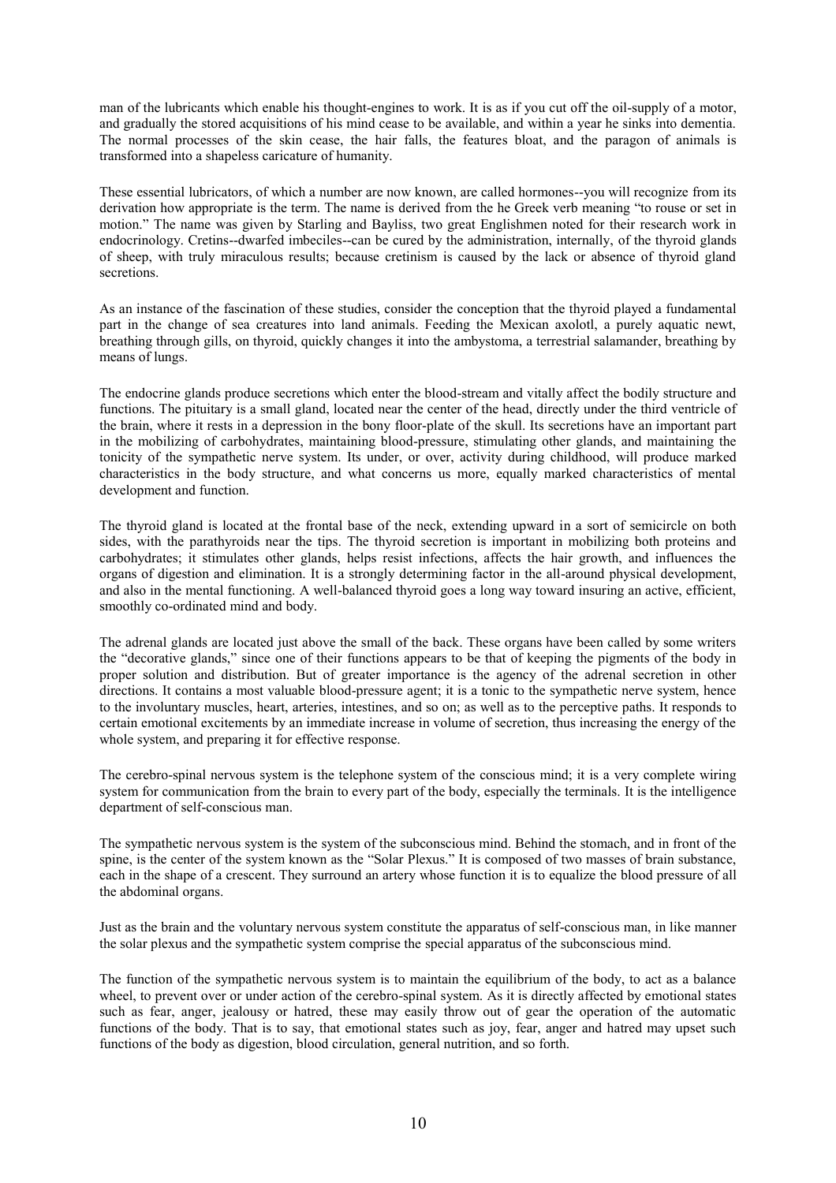man of the lubricants which enable his thought-engines to work. It is as if you cut off the oil-supply of a motor, and gradually the stored acquisitions of his mind cease to be available, and within a year he sinks into dementia. The normal processes of the skin cease, the hair falls, the features bloat, and the paragon of animals is transformed into a shapeless caricature of humanity.

These essential lubricators, of which a number are now known, are called hormones--you will recognize from its derivation how appropriate is the term. The name is derived from the he Greek verb meaning "to rouse or set in motion." The name was given by Starling and Bayliss, two great Englishmen noted for their research work in endocrinology. Cretins--dwarfed imbeciles--can be cured by the administration, internally, of the thyroid glands of sheep, with truly miraculous results; because cretinism is caused by the lack or absence of thyroid gland secretions.

As an instance of the fascination of these studies, consider the conception that the thyroid played a fundamental part in the change of sea creatures into land animals. Feeding the Mexican axolotl, a purely aquatic newt, breathing through gills, on thyroid, quickly changes it into the ambystoma, a terrestrial salamander, breathing by means of lungs.

The endocrine glands produce secretions which enter the blood-stream and vitally affect the bodily structure and functions. The pituitary is a small gland, located near the center of the head, directly under the third ventricle of the brain, where it rests in a depression in the bony floor-plate of the skull. Its secretions have an important part in the mobilizing of carbohydrates, maintaining blood-pressure, stimulating other glands, and maintaining the tonicity of the sympathetic nerve system. Its under, or over, activity during childhood, will produce marked characteristics in the body structure, and what concerns us more, equally marked characteristics of mental development and function.

The thyroid gland is located at the frontal base of the neck, extending upward in a sort of semicircle on both sides, with the parathyroids near the tips. The thyroid secretion is important in mobilizing both proteins and carbohydrates; it stimulates other glands, helps resist infections, affects the hair growth, and influences the organs of digestion and elimination. It is a strongly determining factor in the all-around physical development, and also in the mental functioning. A well-balanced thyroid goes a long way toward insuring an active, efficient, smoothly co-ordinated mind and body.

The adrenal glands are located just above the small of the back. These organs have been called by some writers the "decorative glands," since one of their functions appears to be that of keeping the pigments of the body in proper solution and distribution. But of greater importance is the agency of the adrenal secretion in other directions. It contains a most valuable blood-pressure agent; it is a tonic to the sympathetic nerve system, hence to the involuntary muscles, heart, arteries, intestines, and so on; as well as to the perceptive paths. It responds to certain emotional excitements by an immediate increase in volume of secretion, thus increasing the energy of the whole system, and preparing it for effective response.

The cerebro-spinal nervous system is the telephone system of the conscious mind; it is a very complete wiring system for communication from the brain to every part of the body, especially the terminals. It is the intelligence department of self-conscious man.

The sympathetic nervous system is the system of the subconscious mind. Behind the stomach, and in front of the spine, is the center of the system known as the "Solar Plexus." It is composed of two masses of brain substance, each in the shape of a crescent. They surround an artery whose function it is to equalize the blood pressure of all the abdominal organs.

Just as the brain and the voluntary nervous system constitute the apparatus of self-conscious man, in like manner the solar plexus and the sympathetic system comprise the special apparatus of the subconscious mind.

The function of the sympathetic nervous system is to maintain the equilibrium of the body, to act as a balance wheel, to prevent over or under action of the cerebro-spinal system. As it is directly affected by emotional states such as fear, anger, jealousy or hatred, these may easily throw out of gear the operation of the automatic functions of the body. That is to say, that emotional states such as joy, fear, anger and hatred may upset such functions of the body as digestion, blood circulation, general nutrition, and so forth.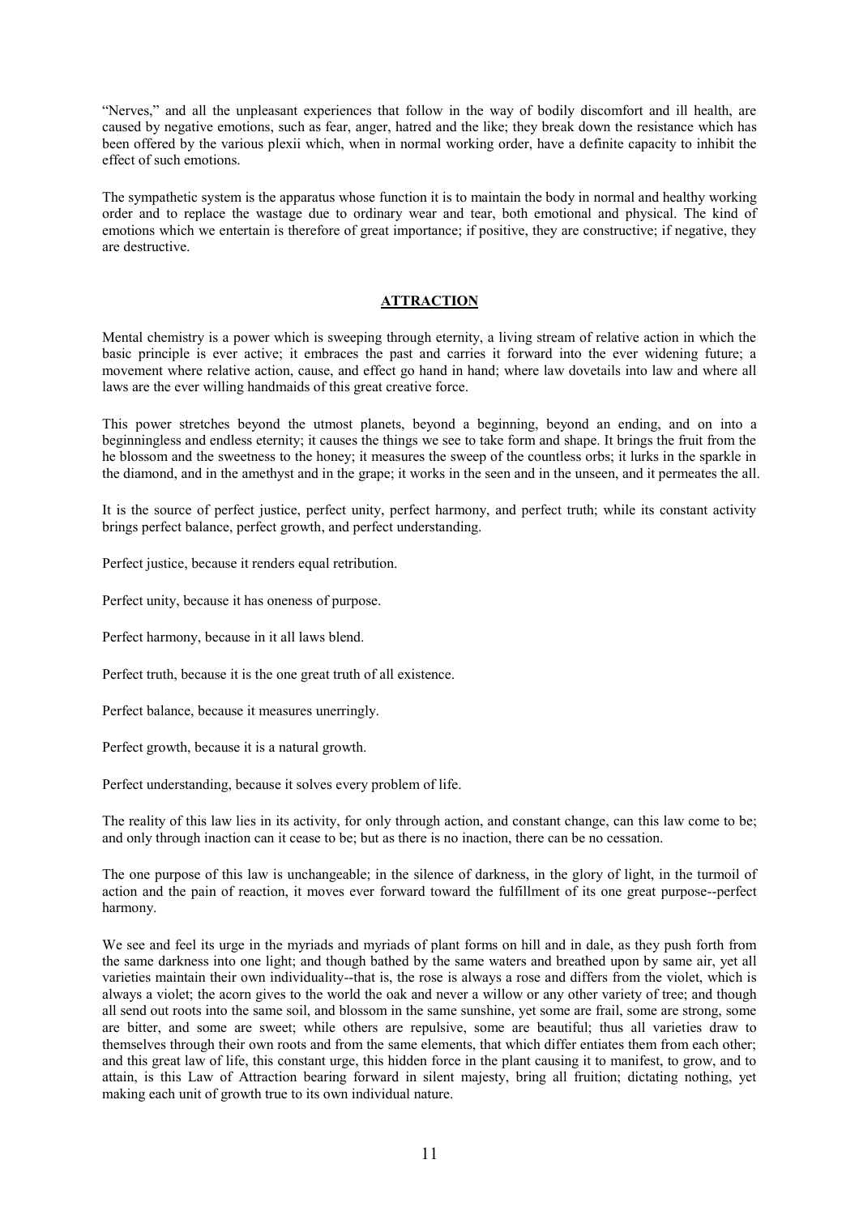"Nerves," and all the unpleasant experiences that follow in the way of bodily discomfort and ill health, are caused by negative emotions, such as fear, anger, hatred and the like; they break down the resistance which has been offered by the various plexii which, when in normal working order, have a definite capacity to inhibit the effect of such emotions.

The sympathetic system is the apparatus whose function it is to maintain the body in normal and healthy working order and to replace the wastage due to ordinary wear and tear, both emotional and physical. The kind of emotions which we entertain is therefore of great importance; if positive, they are constructive; if negative, they are destructive.

## ATTRACTION

Mental chemistry is a power which is sweeping through eternity, a living stream of relative action in which the basic principle is ever active; it embraces the past and carries it forward into the ever widening future; a movement where relative action, cause, and effect go hand in hand; where law dovetails into law and where all laws are the ever willing handmaids of this great creative force.

This power stretches beyond the utmost planets, beyond a beginning, beyond an ending, and on into a beginningless and endless eternity; it causes the things we see to take form and shape. It brings the fruit from the he blossom and the sweetness to the honey; it measures the sweep of the countless orbs; it lurks in the sparkle in the diamond, and in the amethyst and in the grape; it works in the seen and in the unseen, and it permeates the all.

It is the source of perfect justice, perfect unity, perfect harmony, and perfect truth; while its constant activity brings perfect balance, perfect growth, and perfect understanding.

Perfect justice, because it renders equal retribution.

Perfect unity, because it has oneness of purpose.

Perfect harmony, because in it all laws blend.

Perfect truth, because it is the one great truth of all existence.

Perfect balance, because it measures unerringly.

Perfect growth, because it is a natural growth.

Perfect understanding, because it solves every problem of life.

The reality of this law lies in its activity, for only through action, and constant change, can this law come to be; and only through inaction can it cease to be; but as there is no inaction, there can be no cessation.

The one purpose of this law is unchangeable; in the silence of darkness, in the glory of light, in the turmoil of action and the pain of reaction, it moves ever forward toward the fulfillment of its one great purpose--perfect harmony.

We see and feel its urge in the myriads and myriads of plant forms on hill and in dale, as they push forth from the same darkness into one light; and though bathed by the same waters and breathed upon by same air, yet all varieties maintain their own individuality--that is, the rose is always a rose and differs from the violet, which is always a violet; the acorn gives to the world the oak and never a willow or any other variety of tree; and though all send out roots into the same soil, and blossom in the same sunshine, yet some are frail, some are strong, some are bitter, and some are sweet; while others are repulsive, some are beautiful; thus all varieties draw to themselves through their own roots and from the same elements, that which differ entiates them from each other; and this great law of life, this constant urge, this hidden force in the plant causing it to manifest, to grow, and to attain, is this Law of Attraction bearing forward in silent majesty, bring all fruition; dictating nothing, yet making each unit of growth true to its own individual nature.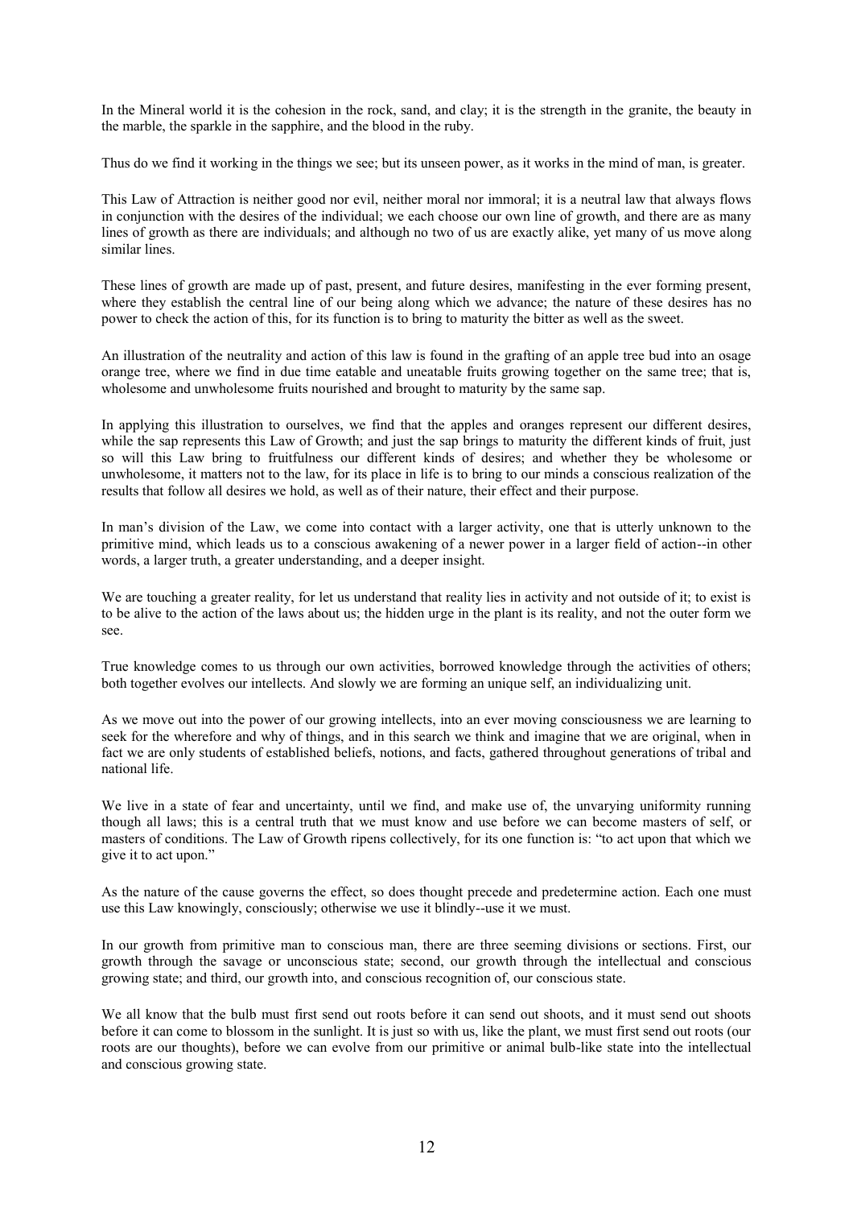In the Mineral world it is the cohesion in the rock, sand, and clay; it is the strength in the granite, the beauty in the marble, the sparkle in the sapphire, and the blood in the ruby.

Thus do we find it working in the things we see; but its unseen power, as it works in the mind of man, is greater.

This Law of Attraction is neither good nor evil, neither moral nor immoral; it is a neutral law that always flows in conjunction with the desires of the individual; we each choose our own line of growth, and there are as many lines of growth as there are individuals; and although no two of us are exactly alike, yet many of us move along similar lines.

These lines of growth are made up of past, present, and future desires, manifesting in the ever forming present, where they establish the central line of our being along which we advance; the nature of these desires has no power to check the action of this, for its function is to bring to maturity the bitter as well as the sweet.

An illustration of the neutrality and action of this law is found in the grafting of an apple tree bud into an osage orange tree, where we find in due time eatable and uneatable fruits growing together on the same tree; that is, wholesome and unwholesome fruits nourished and brought to maturity by the same sap.

In applying this illustration to ourselves, we find that the apples and oranges represent our different desires, while the sap represents this Law of Growth; and just the sap brings to maturity the different kinds of fruit, just so will this Law bring to fruitfulness our different kinds of desires; and whether they be wholesome or unwholesome, it matters not to the law, for its place in life is to bring to our minds a conscious realization of the results that follow all desires we hold, as well as of their nature, their effect and their purpose.

In man's division of the Law, we come into contact with a larger activity, one that is utterly unknown to the primitive mind, which leads us to a conscious awakening of a newer power in a larger field of action--in other words, a larger truth, a greater understanding, and a deeper insight.

We are touching a greater reality, for let us understand that reality lies in activity and not outside of it; to exist is to be alive to the action of the laws about us; the hidden urge in the plant is its reality, and not the outer form we see.

True knowledge comes to us through our own activities, borrowed knowledge through the activities of others; both together evolves our intellects. And slowly we are forming an unique self, an individualizing unit.

As we move out into the power of our growing intellects, into an ever moving consciousness we are learning to seek for the wherefore and why of things, and in this search we think and imagine that we are original, when in fact we are only students of established beliefs, notions, and facts, gathered throughout generations of tribal and national life.

We live in a state of fear and uncertainty, until we find, and make use of, the unvarying uniformity running though all laws; this is a central truth that we must know and use before we can become masters of self, or masters of conditions. The Law of Growth ripens collectively, for its one function is: "to act upon that which we give it to act upon."

As the nature of the cause governs the effect, so does thought precede and predetermine action. Each one must use this Law knowingly, consciously; otherwise we use it blindly--use it we must.

In our growth from primitive man to conscious man, there are three seeming divisions or sections. First, our growth through the savage or unconscious state; second, our growth through the intellectual and conscious growing state; and third, our growth into, and conscious recognition of, our conscious state.

We all know that the bulb must first send out roots before it can send out shoots, and it must send out shoots before it can come to blossom in the sunlight. It is just so with us, like the plant, we must first send out roots (our roots are our thoughts), before we can evolve from our primitive or animal bulb-like state into the intellectual and conscious growing state.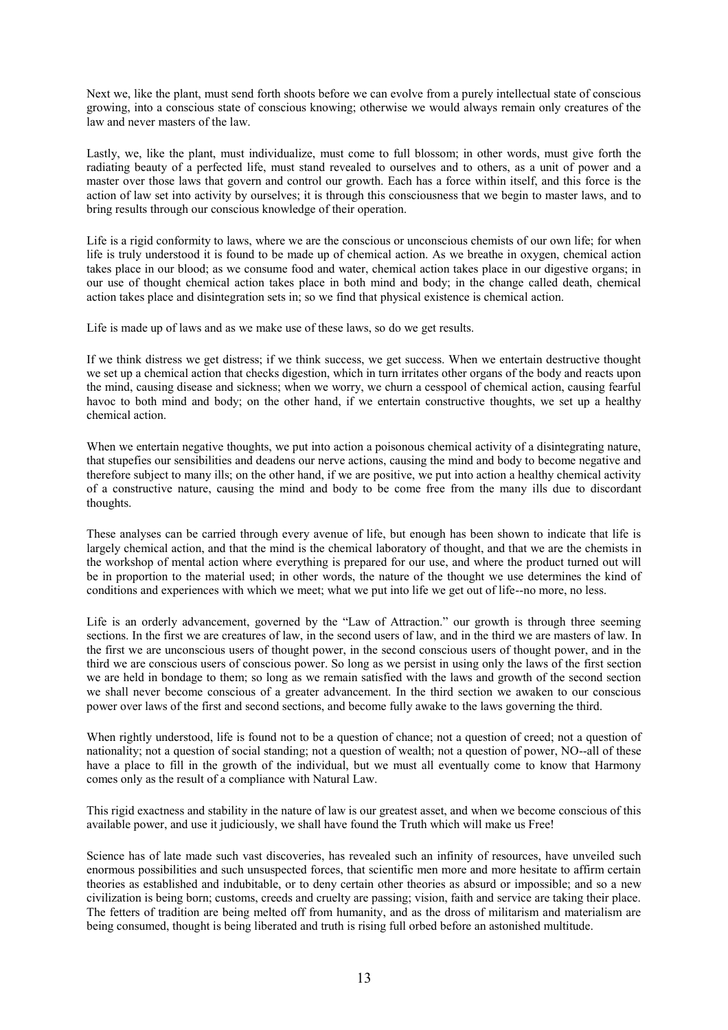Next we, like the plant, must send forth shoots before we can evolve from a purely intellectual state of conscious growing, into a conscious state of conscious knowing; otherwise we would always remain only creatures of the law and never masters of the law.

Lastly, we, like the plant, must individualize, must come to full blossom; in other words, must give forth the radiating beauty of a perfected life, must stand revealed to ourselves and to others, as a unit of power and a master over those laws that govern and control our growth. Each has a force within itself, and this force is the action of law set into activity by ourselves; it is through this consciousness that we begin to master laws, and to bring results through our conscious knowledge of their operation.

Life is a rigid conformity to laws, where we are the conscious or unconscious chemists of our own life; for when life is truly understood it is found to be made up of chemical action. As we breathe in oxygen, chemical action takes place in our blood; as we consume food and water, chemical action takes place in our digestive organs; in our use of thought chemical action takes place in both mind and body; in the change called death, chemical action takes place and disintegration sets in; so we find that physical existence is chemical action.

Life is made up of laws and as we make use of these laws, so do we get results.

If we think distress we get distress; if we think success, we get success. When we entertain destructive thought we set up a chemical action that checks digestion, which in turn irritates other organs of the body and reacts upon the mind, causing disease and sickness; when we worry, we churn a cesspool of chemical action, causing fearful havoc to both mind and body; on the other hand, if we entertain constructive thoughts, we set up a healthy chemical action.

When we entertain negative thoughts, we put into action a poisonous chemical activity of a disintegrating nature, that stupefies our sensibilities and deadens our nerve actions, causing the mind and body to become negative and therefore subject to many ills; on the other hand, if we are positive, we put into action a healthy chemical activity of a constructive nature, causing the mind and body to be come free from the many ills due to discordant thoughts.

These analyses can be carried through every avenue of life, but enough has been shown to indicate that life is largely chemical action, and that the mind is the chemical laboratory of thought, and that we are the chemists in the workshop of mental action where everything is prepared for our use, and where the product turned out will be in proportion to the material used; in other words, the nature of the thought we use determines the kind of conditions and experiences with which we meet; what we put into life we get out of life--no more, no less.

Life is an orderly advancement, governed by the "Law of Attraction." our growth is through three seeming sections. In the first we are creatures of law, in the second users of law, and in the third we are masters of law. In the first we are unconscious users of thought power, in the second conscious users of thought power, and in the third we are conscious users of conscious power. So long as we persist in using only the laws of the first section we are held in bondage to them; so long as we remain satisfied with the laws and growth of the second section we shall never become conscious of a greater advancement. In the third section we awaken to our conscious power over laws of the first and second sections, and become fully awake to the laws governing the third.

When rightly understood, life is found not to be a question of chance; not a question of creed; not a question of nationality; not a question of social standing; not a question of wealth; not a question of power, NO--all of these have a place to fill in the growth of the individual, but we must all eventually come to know that Harmony comes only as the result of a compliance with Natural Law.

This rigid exactness and stability in the nature of law is our greatest asset, and when we become conscious of this available power, and use it judiciously, we shall have found the Truth which will make us Free!

Science has of late made such vast discoveries, has revealed such an infinity of resources, have unveiled such enormous possibilities and such unsuspected forces, that scientific men more and more hesitate to affirm certain theories as established and indubitable, or to deny certain other theories as absurd or impossible; and so a new civilization is being born; customs, creeds and cruelty are passing; vision, faith and service are taking their place. The fetters of tradition are being melted off from humanity, and as the dross of militarism and materialism are being consumed, thought is being liberated and truth is rising full orbed before an astonished multitude.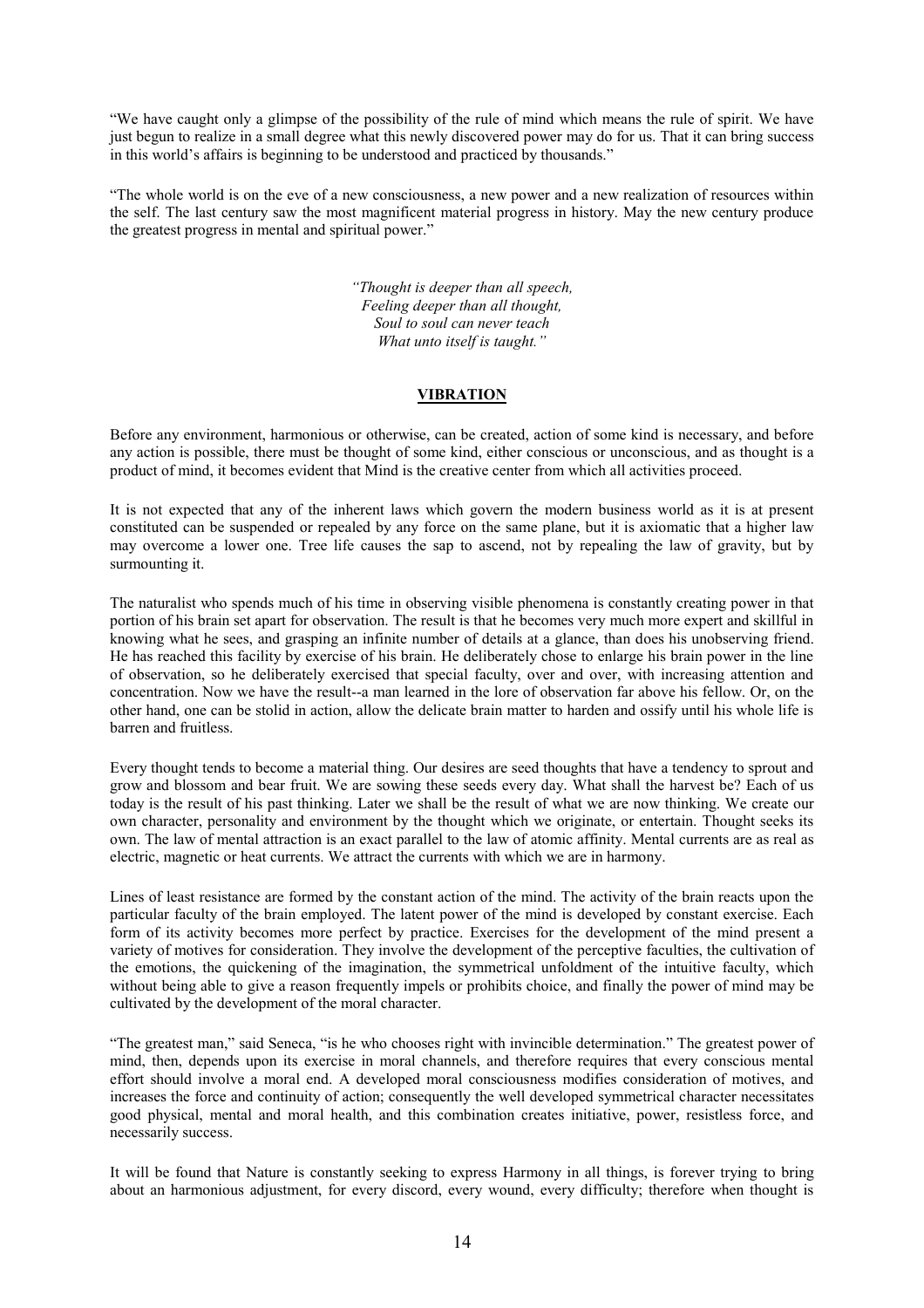"We have caught only a glimpse of the possibility of the rule of mind which means the rule of spirit. We have just begun to realize in a small degree what this newly discovered power may do for us. That it can bring success in this world's affairs is beginning to be understood and practiced by thousands."

"The whole world is on the eve of a new consciousness, a new power and a new realization of resources within the self. The last century saw the most magnificent material progress in history. May the new century produce the greatest progress in mental and spiritual power."

*"Thought is deeper than all speech,*
*Feeling deeper than all thought,*
*Soul to soul can never teach*
*What unto itself is taught."*

## VIBRATION

Before any environment, harmonious or otherwise, can be created, action of some kind is necessary, and before any action is possible, there must be thought of some kind, either conscious or unconscious, and as thought is a product of mind, it becomes evident that Mind is the creative center from which all activities proceed.

It is not expected that any of the inherent laws which govern the modern business world as it is at present constituted can be suspended or repealed by any force on the same plane, but it is axiomatic that a higher law may overcome a lower one. Tree life causes the sap to ascend, not by repealing the law of gravity, but by surmounting it.

The naturalist who spends much of his time in observing visible phenomena is constantly creating power in that portion of his brain set apart for observation. The result is that he becomes very much more expert and skillful in knowing what he sees, and grasping an infinite number of details at a glance, than does his unobserving friend. He has reached this facility by exercise of his brain. He deliberately chose to enlarge his brain power in the line of observation, so he deliberately exercised that special faculty, over and over, with increasing attention and concentration. Now we have the result--a man learned in the lore of observation far above his fellow. Or, on the other hand, one can be stolid in action, allow the delicate brain matter to harden and ossify until his whole life is barren and fruitless.

Every thought tends to become a material thing. Our desires are seed thoughts that have a tendency to sprout and grow and blossom and bear fruit. We are sowing these seeds every day. What shall the harvest be? Each of us today is the result of his past thinking. Later we shall be the result of what we are now thinking. We create our own character, personality and environment by the thought which we originate, or entertain. Thought seeks its own. The law of mental attraction is an exact parallel to the law of atomic affinity. Mental currents are as real as electric, magnetic or heat currents. We attract the currents with which we are in harmony.

Lines of least resistance are formed by the constant action of the mind. The activity of the brain reacts upon the particular faculty of the brain employed. The latent power of the mind is developed by constant exercise. Each form of its activity becomes more perfect by practice. Exercises for the development of the mind present a variety of motives for consideration. They involve the development of the perceptive faculties, the cultivation of the emotions, the quickening of the imagination, the symmetrical unfoldment of the intuitive faculty, which without being able to give a reason frequently impels or prohibits choice, and finally the power of mind may be cultivated by the development of the moral character.

"The greatest man," said Seneca, "is he who chooses right with invincible determination." The greatest power of mind, then, depends upon its exercise in moral channels, and therefore requires that every conscious mental effort should involve a moral end. A developed moral consciousness modifies consideration of motives, and increases the force and continuity of action; consequently the well developed symmetrical character necessitates good physical, mental and moral health, and this combination creates initiative, power, resistless force, and necessarily success.

It will be found that Nature is constantly seeking to express Harmony in all things, is forever trying to bring about an harmonious adjustment, for every discord, every wound, every difficulty; therefore when thought is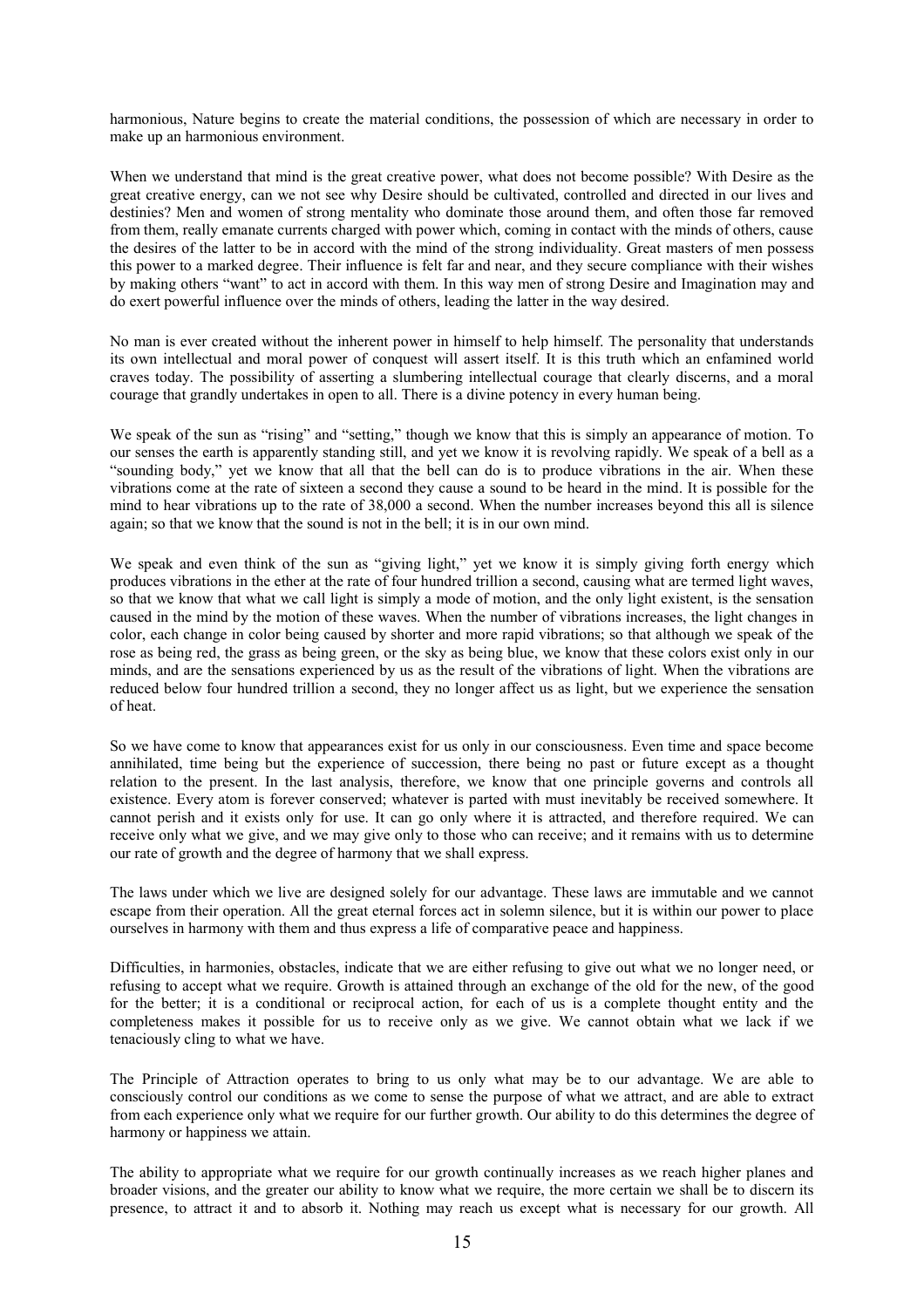harmonious, Nature begins to create the material conditions, the possession of which are necessary in order to make up an harmonious environment.

When we understand that mind is the great creative power, what does not become possible? With Desire as the great creative energy, can we not see why Desire should be cultivated, controlled and directed in our lives and destinies? Men and women of strong mentality who dominate those around them, and often those far removed from them, really emanate currents charged with power which, coming in contact with the minds of others, cause the desires of the latter to be in accord with the mind of the strong individuality. Great masters of men possess this power to a marked degree. Their influence is felt far and near, and they secure compliance with their wishes by making others "want" to act in accord with them. In this way men of strong Desire and Imagination may and do exert powerful influence over the minds of others, leading the latter in the way desired.

No man is ever created without the inherent power in himself to help himself. The personality that understands its own intellectual and moral power of conquest will assert itself. It is this truth which an enfamined world craves today. The possibility of asserting a slumbering intellectual courage that clearly discerns, and a moral courage that grandly undertakes in open to all. There is a divine potency in every human being.

We speak of the sun as "rising" and "setting," though we know that this is simply an appearance of motion. To our senses the earth is apparently standing still, and yet we know it is revolving rapidly. We speak of a bell as a "sounding body," yet we know that all that the bell can do is to produce vibrations in the air. When these vibrations come at the rate of sixteen a second they cause a sound to be heard in the mind. It is possible for the mind to hear vibrations up to the rate of 38,000 a second. When the number increases beyond this all is silence again; so that we know that the sound is not in the bell; it is in our own mind.

We speak and even think of the sun as "giving light," yet we know it is simply giving forth energy which produces vibrations in the ether at the rate of four hundred trillion a second, causing what are termed light waves, so that we know that what we call light is simply a mode of motion, and the only light existent, is the sensation caused in the mind by the motion of these waves. When the number of vibrations increases, the light changes in color, each change in color being caused by shorter and more rapid vibrations; so that although we speak of the rose as being red, the grass as being green, or the sky as being blue, we know that these colors exist only in our minds, and are the sensations experienced by us as the result of the vibrations of light. When the vibrations are reduced below four hundred trillion a second, they no longer affect us as light, but we experience the sensation of heat.

So we have come to know that appearances exist for us only in our consciousness. Even time and space become annihilated, time being but the experience of succession, there being no past or future except as a thought relation to the present. In the last analysis, therefore, we know that one principle governs and controls all existence. Every atom is forever conserved; whatever is parted with must inevitably be received somewhere. It cannot perish and it exists only for use. It can go only where it is attracted, and therefore required. We can receive only what we give, and we may give only to those who can receive; and it remains with us to determine our rate of growth and the degree of harmony that we shall express.

The laws under which we live are designed solely for our advantage. These laws are immutable and we cannot escape from their operation. All the great eternal forces act in solemn silence, but it is within our power to place ourselves in harmony with them and thus express a life of comparative peace and happiness.

Difficulties, in harmonies, obstacles, indicate that we are either refusing to give out what we no longer need, or refusing to accept what we require. Growth is attained through an exchange of the old for the new, of the good for the better; it is a conditional or reciprocal action, for each of us is a complete thought entity and the completeness makes it possible for us to receive only as we give. We cannot obtain what we lack if we tenaciously cling to what we have.

The Principle of Attraction operates to bring to us only what may be to our advantage. We are able to consciously control our conditions as we come to sense the purpose of what we attract, and are able to extract from each experience only what we require for our further growth. Our ability to do this determines the degree of harmony or happiness we attain.

The ability to appropriate what we require for our growth continually increases as we reach higher planes and broader visions, and the greater our ability to know what we require, the more certain we shall be to discern its presence, to attract it and to absorb it. Nothing may reach us except what is necessary for our growth. All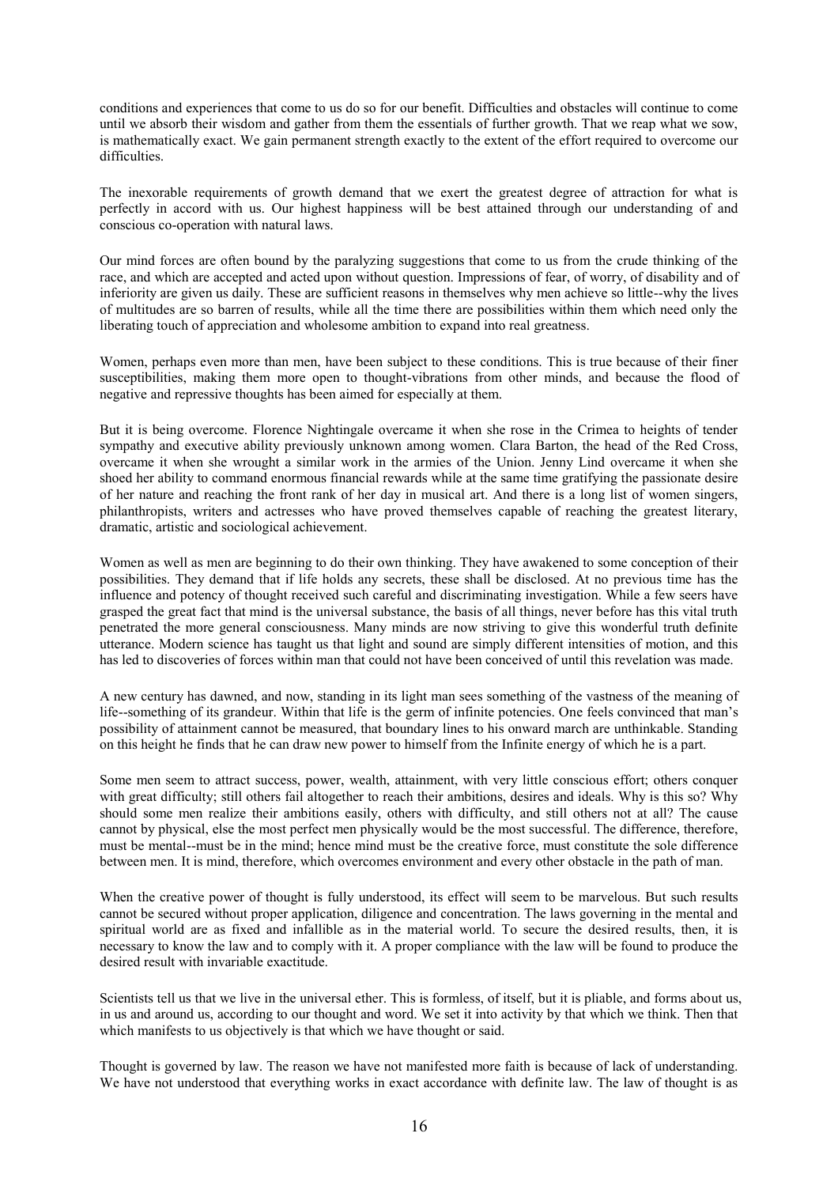conditions and experiences that come to us do so for our benefit. Difficulties and obstacles will continue to come until we absorb their wisdom and gather from them the essentials of further growth. That we reap what we sow, is mathematically exact. We gain permanent strength exactly to the extent of the effort required to overcome our difficulties.

The inexorable requirements of growth demand that we exert the greatest degree of attraction for what is perfectly in accord with us. Our highest happiness will be best attained through our understanding of and conscious co-operation with natural laws.

Our mind forces are often bound by the paralyzing suggestions that come to us from the crude thinking of the race, and which are accepted and acted upon without question. Impressions of fear, of worry, of disability and of inferiority are given us daily. These are sufficient reasons in themselves why men achieve so little--why the lives of multitudes are so barren of results, while all the time there are possibilities within them which need only the liberating touch of appreciation and wholesome ambition to expand into real greatness.

Women, perhaps even more than men, have been subject to these conditions. This is true because of their finer susceptibilities, making them more open to thought-vibrations from other minds, and because the flood of negative and repressive thoughts has been aimed for especially at them.

But it is being overcome. Florence Nightingale overcame it when she rose in the Crimea to heights of tender sympathy and executive ability previously unknown among women. Clara Barton, the head of the Red Cross, overcame it when she wrought a similar work in the armies of the Union. Jenny Lind overcame it when she shoed her ability to command enormous financial rewards while at the same time gratifying the passionate desire of her nature and reaching the front rank of her day in musical art. And there is a long list of women singers, philanthropists, writers and actresses who have proved themselves capable of reaching the greatest literary, dramatic, artistic and sociological achievement.

Women as well as men are beginning to do their own thinking. They have awakened to some conception of their possibilities. They demand that if life holds any secrets, these shall be disclosed. At no previous time has the influence and potency of thought received such careful and discriminating investigation. While a few seers have grasped the great fact that mind is the universal substance, the basis of all things, never before has this vital truth penetrated the more general consciousness. Many minds are now striving to give this wonderful truth definite utterance. Modern science has taught us that light and sound are simply different intensities of motion, and this has led to discoveries of forces within man that could not have been conceived of until this revelation was made.

A new century has dawned, and now, standing in its light man sees something of the vastness of the meaning of life--something of its grandeur. Within that life is the germ of infinite potencies. One feels convinced that man's possibility of attainment cannot be measured, that boundary lines to his onward march are unthinkable. Standing on this height he finds that he can draw new power to himself from the Infinite energy of which he is a part.

Some men seem to attract success, power, wealth, attainment, with very little conscious effort; others conquer with great difficulty; still others fail altogether to reach their ambitions, desires and ideals. Why is this so? Why should some men realize their ambitions easily, others with difficulty, and still others not at all? The cause cannot by physical, else the most perfect men physically would be the most successful. The difference, therefore, must be mental--must be in the mind; hence mind must be the creative force, must constitute the sole difference between men. It is mind, therefore, which overcomes environment and every other obstacle in the path of man.

When the creative power of thought is fully understood, its effect will seem to be marvelous. But such results cannot be secured without proper application, diligence and concentration. The laws governing in the mental and spiritual world are as fixed and infallible as in the material world. To secure the desired results, then, it is necessary to know the law and to comply with it. A proper compliance with the law will be found to produce the desired result with invariable exactitude.

Scientists tell us that we live in the universal ether. This is formless, of itself, but it is pliable, and forms about us, in us and around us, according to our thought and word. We set it into activity by that which we think. Then that which manifests to us objectively is that which we have thought or said.

Thought is governed by law. The reason we have not manifested more faith is because of lack of understanding. We have not understood that everything works in exact accordance with definite law. The law of thought is as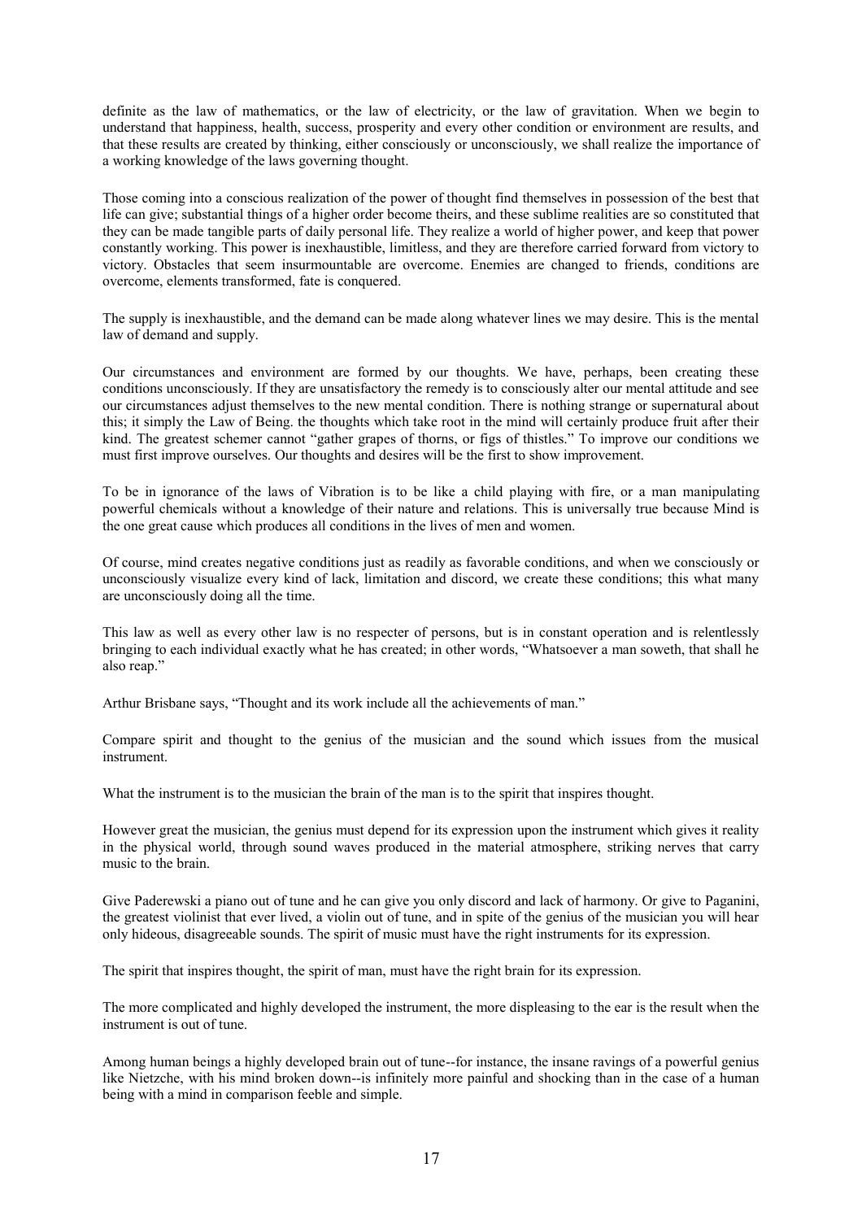definite as the law of mathematics, or the law of electricity, or the law of gravitation. When we begin to understand that happiness, health, success, prosperity and every other condition or environment are results, and that these results are created by thinking, either consciously or unconsciously, we shall realize the importance of a working knowledge of the laws governing thought.

Those coming into a conscious realization of the power of thought find themselves in possession of the best that life can give; substantial things of a higher order become theirs, and these sublime realities are so constituted that they can be made tangible parts of daily personal life. They realize a world of higher power, and keep that power constantly working. This power is inexhaustible, limitless, and they are therefore carried forward from victory to victory. Obstacles that seem insurmountable are overcome. Enemies are changed to friends, conditions are overcome, elements transformed, fate is conquered.

The supply is inexhaustible, and the demand can be made along whatever lines we may desire. This is the mental law of demand and supply.

Our circumstances and environment are formed by our thoughts. We have, perhaps, been creating these conditions unconsciously. If they are unsatisfactory the remedy is to consciously alter our mental attitude and see our circumstances adjust themselves to the new mental condition. There is nothing strange or supernatural about this; it simply the Law of Being. the thoughts which take root in the mind will certainly produce fruit after their kind. The greatest schemer cannot "gather grapes of thorns, or figs of thistles." To improve our conditions we must first improve ourselves. Our thoughts and desires will be the first to show improvement.

To be in ignorance of the laws of Vibration is to be like a child playing with fire, or a man manipulating powerful chemicals without a knowledge of their nature and relations. This is universally true because Mind is the one great cause which produces all conditions in the lives of men and women.

Of course, mind creates negative conditions just as readily as favorable conditions, and when we consciously or unconsciously visualize every kind of lack, limitation and discord, we create these conditions; this what many are unconsciously doing all the time.

This law as well as every other law is no respecter of persons, but is in constant operation and is relentlessly bringing to each individual exactly what he has created; in other words, "Whatsoever a man soweth, that shall he also reap."

Arthur Brisbane says, "Thought and its work include all the achievements of man."

Compare spirit and thought to the genius of the musician and the sound which issues from the musical instrument.

What the instrument is to the musician the brain of the man is to the spirit that inspires thought.

However great the musician, the genius must depend for its expression upon the instrument which gives it reality in the physical world, through sound waves produced in the material atmosphere, striking nerves that carry music to the brain.

Give Paderewski a piano out of tune and he can give you only discord and lack of harmony. Or give to Paganini, the greatest violinist that ever lived, a violin out of tune, and in spite of the genius of the musician you will hear only hideous, disagreeable sounds. The spirit of music must have the right instruments for its expression.

The spirit that inspires thought, the spirit of man, must have the right brain for its expression.

The more complicated and highly developed the instrument, the more displeasing to the ear is the result when the instrument is out of tune.

Among human beings a highly developed brain out of tune--for instance, the insane ravings of a powerful genius like Nietzche, with his mind broken down--is infinitely more painful and shocking than in the case of a human being with a mind in comparison feeble and simple.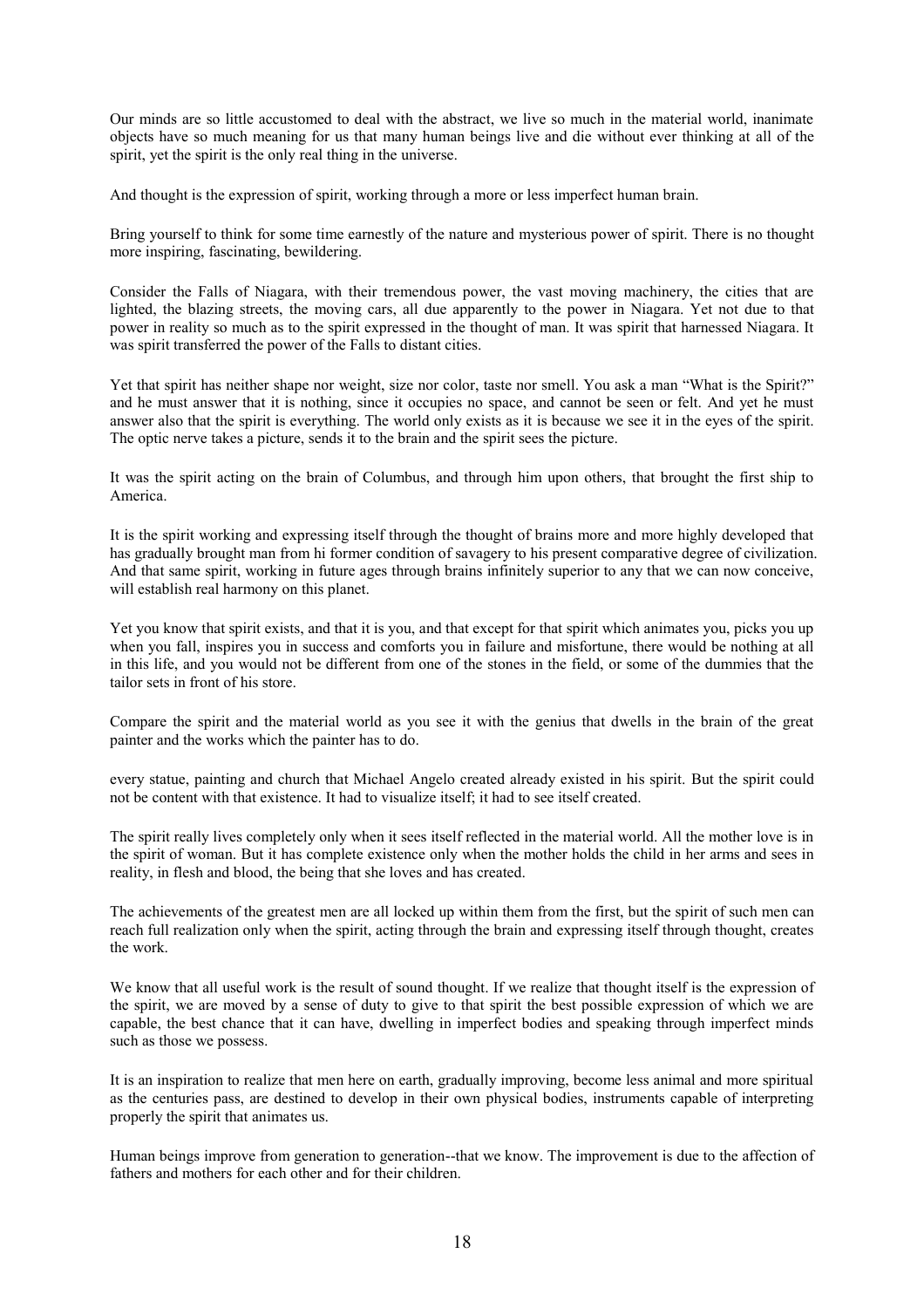Our minds are so little accustomed to deal with the abstract, we live so much in the material world, inanimate objects have so much meaning for us that many human beings live and die without ever thinking at all of the spirit, yet the spirit is the only real thing in the universe.

And thought is the expression of spirit, working through a more or less imperfect human brain.

Bring yourself to think for some time earnestly of the nature and mysterious power of spirit. There is no thought more inspiring, fascinating, bewildering.

Consider the Falls of Niagara, with their tremendous power, the vast moving machinery, the cities that are lighted, the blazing streets, the moving cars, all due apparently to the power in Niagara. Yet not due to that power in reality so much as to the spirit expressed in the thought of man. It was spirit that harnessed Niagara. It was spirit transferred the power of the Falls to distant cities.

Yet that spirit has neither shape nor weight, size nor color, taste nor smell. You ask a man "What is the Spirit?" and he must answer that it is nothing, since it occupies no space, and cannot be seen or felt. And yet he must answer also that the spirit is everything. The world only exists as it is because we see it in the eyes of the spirit. The optic nerve takes a picture, sends it to the brain and the spirit sees the picture.

It was the spirit acting on the brain of Columbus, and through him upon others, that brought the first ship to America.

It is the spirit working and expressing itself through the thought of brains more and more highly developed that has gradually brought man from hi former condition of savagery to his present comparative degree of civilization. And that same spirit, working in future ages through brains infinitely superior to any that we can now conceive, will establish real harmony on this planet.

Yet you know that spirit exists, and that it is you, and that except for that spirit which animates you, picks you up when you fall, inspires you in success and comforts you in failure and misfortune, there would be nothing at all in this life, and you would not be different from one of the stones in the field, or some of the dummies that the tailor sets in front of his store.

Compare the spirit and the material world as you see it with the genius that dwells in the brain of the great painter and the works which the painter has to do.

every statue, painting and church that Michael Angelo created already existed in his spirit. But the spirit could not be content with that existence. It had to visualize itself; it had to see itself created.

The spirit really lives completely only when it sees itself reflected in the material world. All the mother love is in the spirit of woman. But it has complete existence only when the mother holds the child in her arms and sees in reality, in flesh and blood, the being that she loves and has created.

The achievements of the greatest men are all locked up within them from the first, but the spirit of such men can reach full realization only when the spirit, acting through the brain and expressing itself through thought, creates the work.

We know that all useful work is the result of sound thought. If we realize that thought itself is the expression of the spirit, we are moved by a sense of duty to give to that spirit the best possible expression of which we are capable, the best chance that it can have, dwelling in imperfect bodies and speaking through imperfect minds such as those we possess.

It is an inspiration to realize that men here on earth, gradually improving, become less animal and more spiritual as the centuries pass, are destined to develop in their own physical bodies, instruments capable of interpreting properly the spirit that animates us.

Human beings improve from generation to generation--that we know. The improvement is due to the affection of fathers and mothers for each other and for their children.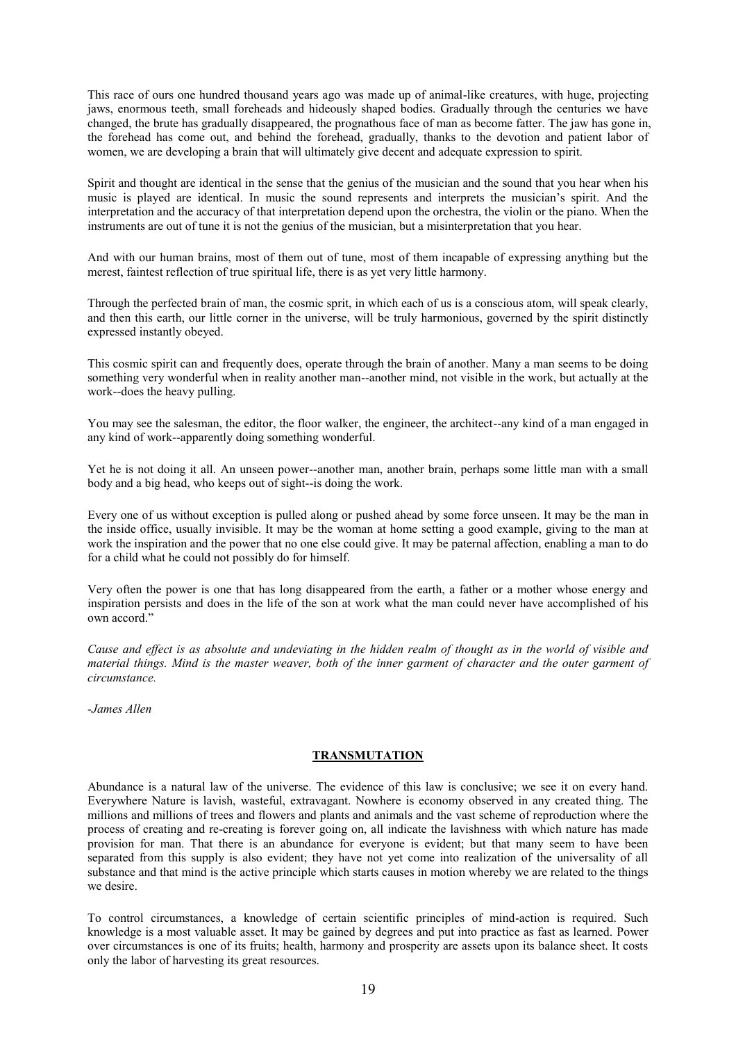This race of ours one hundred thousand years ago was made up of animal-like creatures, with huge, projecting jaws, enormous teeth, small foreheads and hideously shaped bodies. Gradually through the centuries we have changed, the brute has gradually disappeared, the prognathous face of man as become fatter. The jaw has gone in, the forehead has come out, and behind the forehead, gradually, thanks to the devotion and patient labor of women, we are developing a brain that will ultimately give decent and adequate expression to spirit.

Spirit and thought are identical in the sense that the genius of the musician and the sound that you hear when his music is played are identical. In music the sound represents and interprets the musician's spirit. And the interpretation and the accuracy of that interpretation depend upon the orchestra, the violin or the piano. When the instruments are out of tune it is not the genius of the musician, but a misinterpretation that you hear.

And with our human brains, most of them out of tune, most of them incapable of expressing anything but the merest, faintest reflection of true spiritual life, there is as yet very little harmony.

Through the perfected brain of man, the cosmic sprit, in which each of us is a conscious atom, will speak clearly, and then this earth, our little corner in the universe, will be truly harmonious, governed by the spirit distinctly expressed instantly obeyed.

This cosmic spirit can and frequently does, operate through the brain of another. Many a man seems to be doing something very wonderful when in reality another man--another mind, not visible in the work, but actually at the work--does the heavy pulling.

You may see the salesman, the editor, the floor walker, the engineer, the architect--any kind of a man engaged in any kind of work--apparently doing something wonderful.

Yet he is not doing it all. An unseen power--another man, another brain, perhaps some little man with a small body and a big head, who keeps out of sight--is doing the work.

Every one of us without exception is pulled along or pushed ahead by some force unseen. It may be the man in the inside office, usually invisible. It may be the woman at home setting a good example, giving to the man at work the inspiration and the power that no one else could give. It may be paternal affection, enabling a man to do for a child what he could not possibly do for himself.

Very often the power is one that has long disappeared from the earth, a father or a mother whose energy and inspiration persists and does in the life of the son at work what the man could never have accomplished of his own accord."

*Cause and effect is as absolute and undeviating in the hidden realm of thought as in the world of visible and material things. Mind is the master weaver, both of the inner garment of character and the outer garment of circumstance.*

*-James Allen*

## TRANSMUTATION

Abundance is a natural law of the universe. The evidence of this law is conclusive; we see it on every hand. Everywhere Nature is lavish, wasteful, extravagant. Nowhere is economy observed in any created thing. The millions and millions of trees and flowers and plants and animals and the vast scheme of reproduction where the process of creating and re-creating is forever going on, all indicate the lavishness with which nature has made provision for man. That there is an abundance for everyone is evident; but that many seem to have been separated from this supply is also evident; they have not yet come into realization of the universality of all substance and that mind is the active principle which starts causes in motion whereby we are related to the things we desire.

To control circumstances, a knowledge of certain scientific principles of mind-action is required. Such knowledge is a most valuable asset. It may be gained by degrees and put into practice as fast as learned. Power over circumstances is one of its fruits; health, harmony and prosperity are assets upon its balance sheet. It costs only the labor of harvesting its great resources.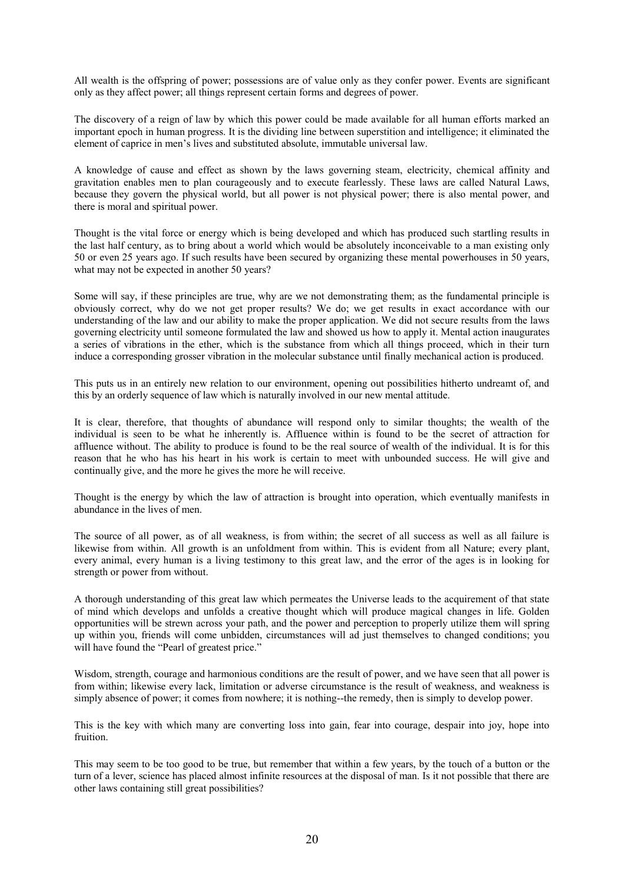All wealth is the offspring of power; possessions are of value only as they confer power. Events are significant only as they affect power; all things represent certain forms and degrees of power.

The discovery of a reign of law by which this power could be made available for all human efforts marked an important epoch in human progress. It is the dividing line between superstition and intelligence; it eliminated the element of caprice in men's lives and substituted absolute, immutable universal law.

A knowledge of cause and effect as shown by the laws governing steam, electricity, chemical affinity and gravitation enables men to plan courageously and to execute fearlessly. These laws are called Natural Laws, because they govern the physical world, but all power is not physical power; there is also mental power, and there is moral and spiritual power.

Thought is the vital force or energy which is being developed and which has produced such startling results in the last half century, as to bring about a world which would be absolutely inconceivable to a man existing only 50 or even 25 years ago. If such results have been secured by organizing these mental powerhouses in 50 years, what may not be expected in another 50 years?

Some will say, if these principles are true, why are we not demonstrating them; as the fundamental principle is obviously correct, why do we not get proper results? We do; we get results in exact accordance with our understanding of the law and our ability to make the proper application. We did not secure results from the laws governing electricity until someone formulated the law and showed us how to apply it. Mental action inaugurates a series of vibrations in the ether, which is the substance from which all things proceed, which in their turn induce a corresponding grosser vibration in the molecular substance until finally mechanical action is produced.

This puts us in an entirely new relation to our environment, opening out possibilities hitherto undreamt of, and this by an orderly sequence of law which is naturally involved in our new mental attitude.

It is clear, therefore, that thoughts of abundance will respond only to similar thoughts; the wealth of the individual is seen to be what he inherently is. Affluence within is found to be the secret of attraction for affluence without. The ability to produce is found to be the real source of wealth of the individual. It is for this reason that he who has his heart in his work is certain to meet with unbounded success. He will give and continually give, and the more he gives the more he will receive.

Thought is the energy by which the law of attraction is brought into operation, which eventually manifests in abundance in the lives of men.

The source of all power, as of all weakness, is from within; the secret of all success as well as all failure is likewise from within. All growth is an unfoldment from within. This is evident from all Nature; every plant, every animal, every human is a living testimony to this great law, and the error of the ages is in looking for strength or power from without.

A thorough understanding of this great law which permeates the Universe leads to the acquirement of that state of mind which develops and unfolds a creative thought which will produce magical changes in life. Golden opportunities will be strewn across your path, and the power and perception to properly utilize them will spring up within you, friends will come unbidden, circumstances will ad just themselves to changed conditions; you will have found the "Pearl of greatest price."

Wisdom, strength, courage and harmonious conditions are the result of power, and we have seen that all power is from within; likewise every lack, limitation or adverse circumstance is the result of weakness, and weakness is simply absence of power; it comes from nowhere; it is nothing--the remedy, then is simply to develop power.

This is the key with which many are converting loss into gain, fear into courage, despair into joy, hope into fruition.

This may seem to be too good to be true, but remember that within a few years, by the touch of a button or the turn of a lever, science has placed almost infinite resources at the disposal of man. Is it not possible that there are other laws containing still great possibilities?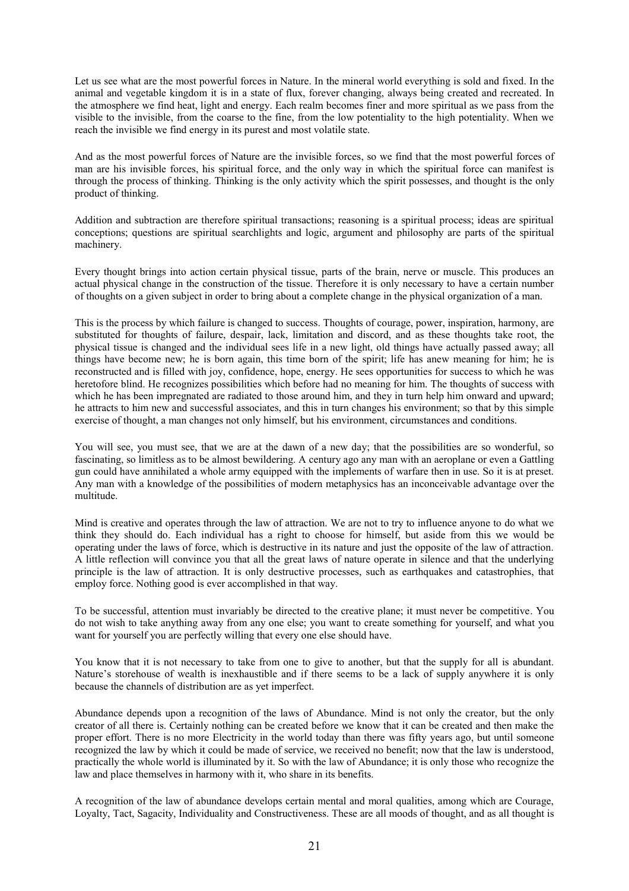Let us see what are the most powerful forces in Nature. In the mineral world everything is sold and fixed. In the animal and vegetable kingdom it is in a state of flux, forever changing, always being created and recreated. In the atmosphere we find heat, light and energy. Each realm becomes finer and more spiritual as we pass from the visible to the invisible, from the coarse to the fine, from the low potentiality to the high potentiality. When we reach the invisible we find energy in its purest and most volatile state.

And as the most powerful forces of Nature are the invisible forces, so we find that the most powerful forces of man are his invisible forces, his spiritual force, and the only way in which the spiritual force can manifest is through the process of thinking. Thinking is the only activity which the spirit possesses, and thought is the only product of thinking.

Addition and subtraction are therefore spiritual transactions; reasoning is a spiritual process; ideas are spiritual conceptions; questions are spiritual searchlights and logic, argument and philosophy are parts of the spiritual machinery.

Every thought brings into action certain physical tissue, parts of the brain, nerve or muscle. This produces an actual physical change in the construction of the tissue. Therefore it is only necessary to have a certain number of thoughts on a given subject in order to bring about a complete change in the physical organization of a man.

This is the process by which failure is changed to success. Thoughts of courage, power, inspiration, harmony, are substituted for thoughts of failure, despair, lack, limitation and discord, and as these thoughts take root, the physical tissue is changed and the individual sees life in a new light, old things have actually passed away; all things have become new; he is born again, this time born of the spirit; life has anew meaning for him; he is reconstructed and is filled with joy, confidence, hope, energy. He sees opportunities for success to which he was heretofore blind. He recognizes possibilities which before had no meaning for him. The thoughts of success with which he has been impregnated are radiated to those around him, and they in turn help him onward and upward; he attracts to him new and successful associates, and this in turn changes his environment; so that by this simple exercise of thought, a man changes not only himself, but his environment, circumstances and conditions.

You will see, you must see, that we are at the dawn of a new day; that the possibilities are so wonderful, so fascinating, so limitless as to be almost bewildering. A century ago any man with an aeroplane or even a Gattling gun could have annihilated a whole army equipped with the implements of warfare then in use. So it is at preset. Any man with a knowledge of the possibilities of modern metaphysics has an inconceivable advantage over the multitude.

Mind is creative and operates through the law of attraction. We are not to try to influence anyone to do what we think they should do. Each individual has a right to choose for himself, but aside from this we would be operating under the laws of force, which is destructive in its nature and just the opposite of the law of attraction. A little reflection will convince you that all the great laws of nature operate in silence and that the underlying principle is the law of attraction. It is only destructive processes, such as earthquakes and catastrophies, that employ force. Nothing good is ever accomplished in that way.

To be successful, attention must invariably be directed to the creative plane; it must never be competitive. You do not wish to take anything away from any one else; you want to create something for yourself, and what you want for yourself you are perfectly willing that every one else should have.

You know that it is not necessary to take from one to give to another, but that the supply for all is abundant. Nature's storehouse of wealth is inexhaustible and if there seems to be a lack of supply anywhere it is only because the channels of distribution are as yet imperfect.

Abundance depends upon a recognition of the laws of Abundance. Mind is not only the creator, but the only creator of all there is. Certainly nothing can be created before we know that it can be created and then make the proper effort. There is no more Electricity in the world today than there was fifty years ago, but until someone recognized the law by which it could be made of service, we received no benefit; now that the law is understood, practically the whole world is illuminated by it. So with the law of Abundance; it is only those who recognize the law and place themselves in harmony with it, who share in its benefits.

A recognition of the law of abundance develops certain mental and moral qualities, among which are Courage, Loyalty, Tact, Sagacity, Individuality and Constructiveness. These are all moods of thought, and as all thought is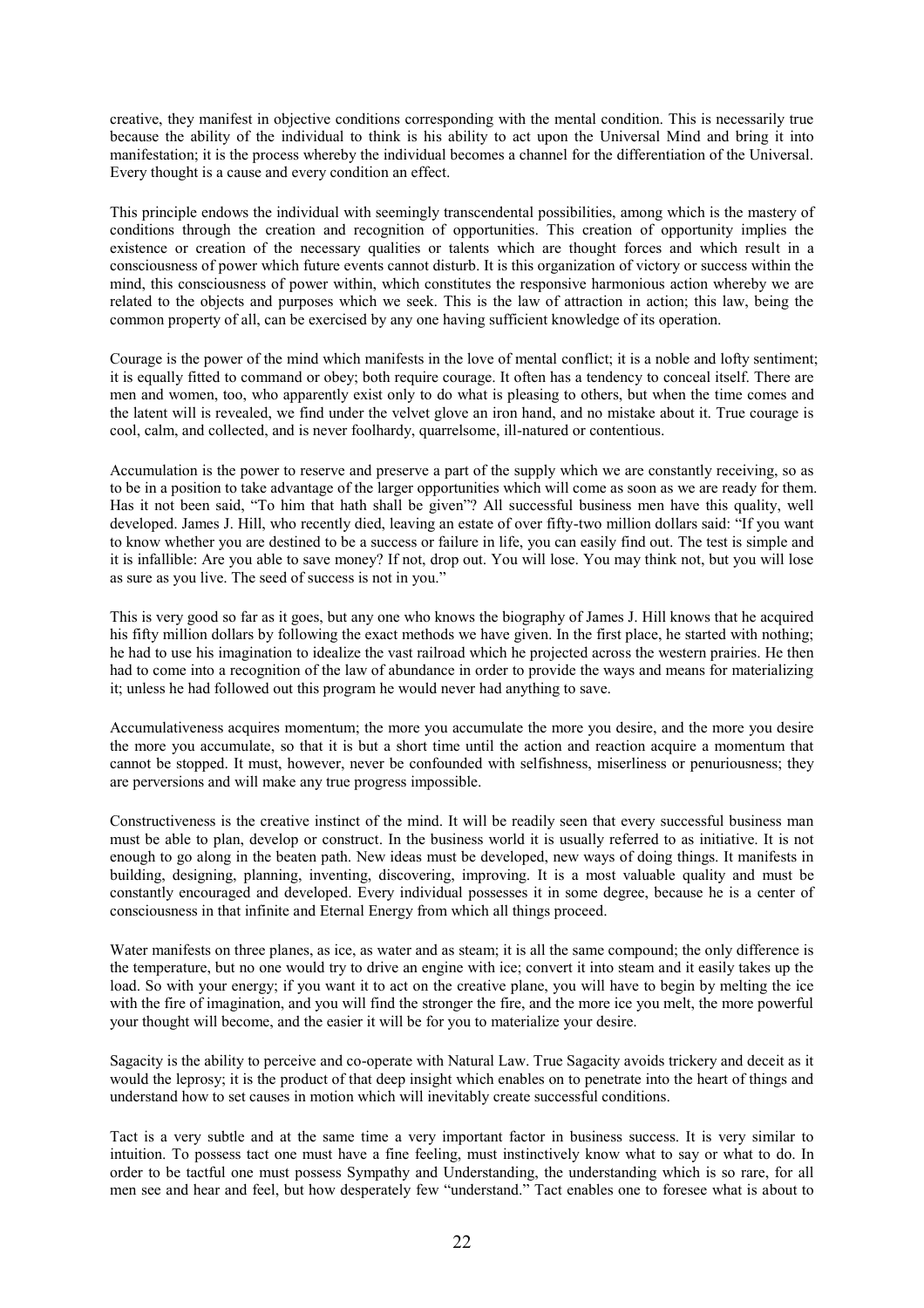creative, they manifest in objective conditions corresponding with the mental condition. This is necessarily true because the ability of the individual to think is his ability to act upon the Universal Mind and bring it into manifestation; it is the process whereby the individual becomes a channel for the differentiation of the Universal. Every thought is a cause and every condition an effect.

This principle endows the individual with seemingly transcendental possibilities, among which is the mastery of conditions through the creation and recognition of opportunities. This creation of opportunity implies the existence or creation of the necessary qualities or talents which are thought forces and which result in a consciousness of power which future events cannot disturb. It is this organization of victory or success within the mind, this consciousness of power within, which constitutes the responsive harmonious action whereby we are related to the objects and purposes which we seek. This is the law of attraction in action; this law, being the common property of all, can be exercised by any one having sufficient knowledge of its operation.

Courage is the power of the mind which manifests in the love of mental conflict; it is a noble and lofty sentiment; it is equally fitted to command or obey; both require courage. It often has a tendency to conceal itself. There are men and women, too, who apparently exist only to do what is pleasing to others, but when the time comes and the latent will is revealed, we find under the velvet glove an iron hand, and no mistake about it. True courage is cool, calm, and collected, and is never foolhardy, quarrelsome, ill-natured or contentious.

Accumulation is the power to reserve and preserve a part of the supply which we are constantly receiving, so as to be in a position to take advantage of the larger opportunities which will come as soon as we are ready for them. Has it not been said, "To him that hath shall be given"? All successful business men have this quality, well developed. James J. Hill, who recently died, leaving an estate of over fifty-two million dollars said: "If you want to know whether you are destined to be a success or failure in life, you can easily find out. The test is simple and it is infallible: Are you able to save money? If not, drop out. You will lose. You may think not, but you will lose as sure as you live. The seed of success is not in you."

This is very good so far as it goes, but any one who knows the biography of James J. Hill knows that he acquired his fifty million dollars by following the exact methods we have given. In the first place, he started with nothing; he had to use his imagination to idealize the vast railroad which he projected across the western prairies. He then had to come into a recognition of the law of abundance in order to provide the ways and means for materializing it; unless he had followed out this program he would never had anything to save.

Accumulativeness acquires momentum; the more you accumulate the more you desire, and the more you desire the more you accumulate, so that it is but a short time until the action and reaction acquire a momentum that cannot be stopped. It must, however, never be confounded with selfishness, miserliness or penuriousness; they are perversions and will make any true progress impossible.

Constructiveness is the creative instinct of the mind. It will be readily seen that every successful business man must be able to plan, develop or construct. In the business world it is usually referred to as initiative. It is not enough to go along in the beaten path. New ideas must be developed, new ways of doing things. It manifests in building, designing, planning, inventing, discovering, improving. It is a most valuable quality and must be constantly encouraged and developed. Every individual possesses it in some degree, because he is a center of consciousness in that infinite and Eternal Energy from which all things proceed.

Water manifests on three planes, as ice, as water and as steam; it is all the same compound; the only difference is the temperature, but no one would try to drive an engine with ice; convert it into steam and it easily takes up the load. So with your energy; if you want it to act on the creative plane, you will have to begin by melting the ice with the fire of imagination, and you will find the stronger the fire, and the more ice you melt, the more powerful your thought will become, and the easier it will be for you to materialize your desire.

Sagacity is the ability to perceive and co-operate with Natural Law. True Sagacity avoids trickery and deceit as it would the leprosy; it is the product of that deep insight which enables on to penetrate into the heart of things and understand how to set causes in motion which will inevitably create successful conditions.

Tact is a very subtle and at the same time a very important factor in business success. It is very similar to intuition. To possess tact one must have a fine feeling, must instinctively know what to say or what to do. In order to be tactful one must possess Sympathy and Understanding, the understanding which is so rare, for all men see and hear and feel, but how desperately few "understand." Tact enables one to foresee what is about to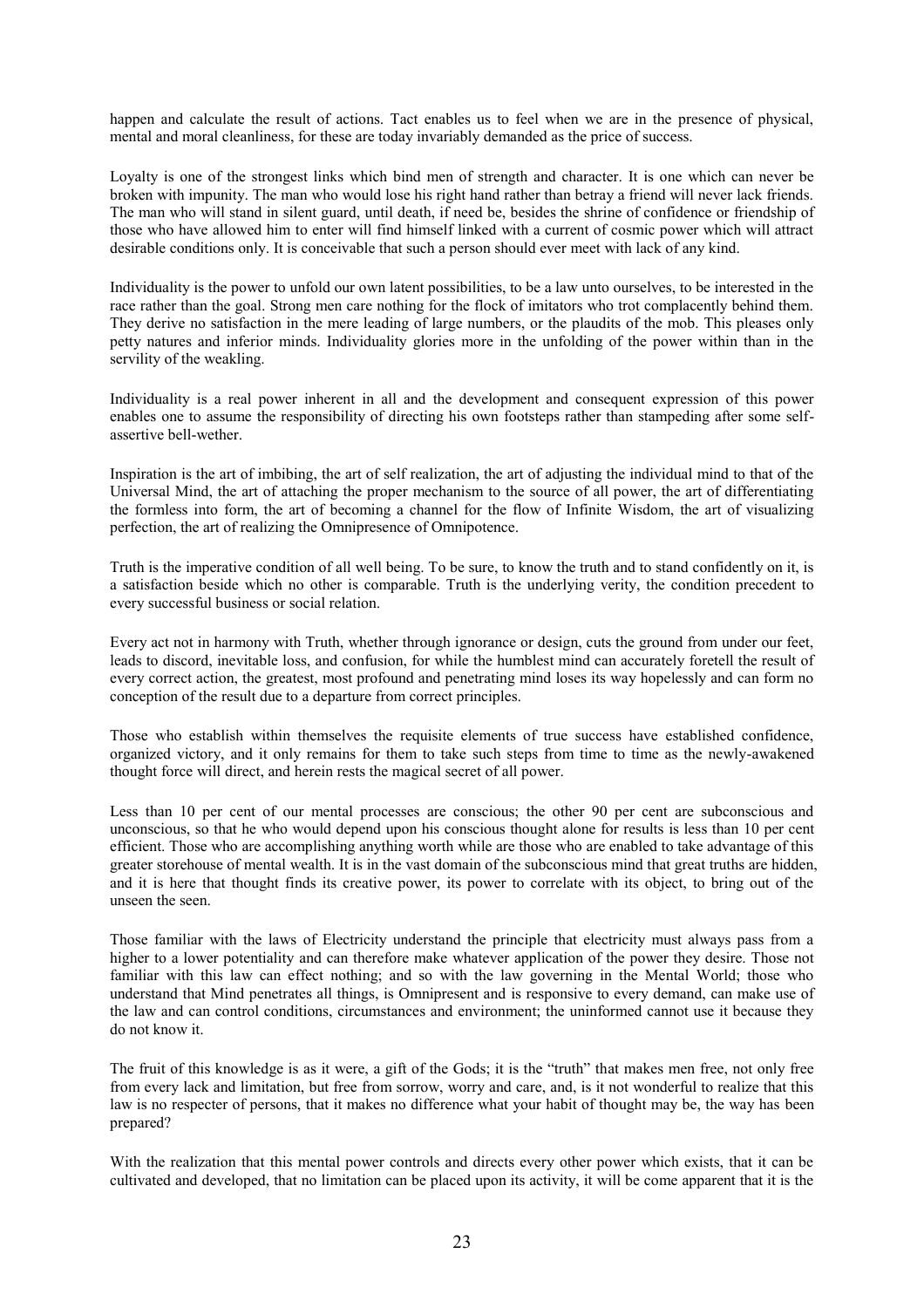happen and calculate the result of actions. Tact enables us to feel when we are in the presence of physical, mental and moral cleanliness, for these are today invariably demanded as the price of success.

Loyalty is one of the strongest links which bind men of strength and character. It is one which can never be broken with impunity. The man who would lose his right hand rather than betray a friend will never lack friends. The man who will stand in silent guard, until death, if need be, besides the shrine of confidence or friendship of those who have allowed him to enter will find himself linked with a current of cosmic power which will attract desirable conditions only. It is conceivable that such a person should ever meet with lack of any kind.

Individuality is the power to unfold our own latent possibilities, to be a law unto ourselves, to be interested in the race rather than the goal. Strong men care nothing for the flock of imitators who trot complacently behind them. They derive no satisfaction in the mere leading of large numbers, or the plaudits of the mob. This pleases only petty natures and inferior minds. Individuality glories more in the unfolding of the power within than in the servility of the weakling.

Individuality is a real power inherent in all and the development and consequent expression of this power enables one to assume the responsibility of directing his own footsteps rather than stampeding after some self-assertive bell-wether.

Inspiration is the art of imbibing, the art of self realization, the art of adjusting the individual mind to that of the Universal Mind, the art of attaching the proper mechanism to the source of all power, the art of differentiating the formless into form, the art of becoming a channel for the flow of Infinite Wisdom, the art of visualizing perfection, the art of realizing the Omnipresence of Omnipotence.

Truth is the imperative condition of all well being. To be sure, to know the truth and to stand confidently on it, is a satisfaction beside which no other is comparable. Truth is the underlying verity, the condition precedent to every successful business or social relation.

Every act not in harmony with Truth, whether through ignorance or design, cuts the ground from under our feet, leads to discord, inevitable loss, and confusion, for while the humblest mind can accurately foretell the result of every correct action, the greatest, most profound and penetrating mind loses its way hopelessly and can form no conception of the result due to a departure from correct principles.

Those who establish within themselves the requisite elements of true success have established confidence, organized victory, and it only remains for them to take such steps from time to time as the newly-awakened thought force will direct, and herein rests the magical secret of all power.

Less than 10 per cent of our mental processes are conscious; the other 90 per cent are subconscious and unconscious, so that he who would depend upon his conscious thought alone for results is less than 10 per cent efficient. Those who are accomplishing anything worth while are those who are enabled to take advantage of this greater storehouse of mental wealth. It is in the vast domain of the subconscious mind that great truths are hidden, and it is here that thought finds its creative power, its power to correlate with its object, to bring out of the unseen the seen.

Those familiar with the laws of Electricity understand the principle that electricity must always pass from a higher to a lower potentiality and can therefore make whatever application of the power they desire. Those not familiar with this law can effect nothing; and so with the law governing in the Mental World; those who understand that Mind penetrates all things, is Omnipresent and is responsive to every demand, can make use of the law and can control conditions, circumstances and environment; the uninformed cannot use it because they do not know it.

The fruit of this knowledge is as it were, a gift of the Gods; it is the "truth" that makes men free, not only free from every lack and limitation, but free from sorrow, worry and care, and, is it not wonderful to realize that this law is no respecter of persons, that it makes no difference what your habit of thought may be, the way has been prepared?

With the realization that this mental power controls and directs every other power which exists, that it can be cultivated and developed, that no limitation can be placed upon its activity, it will be come apparent that it is the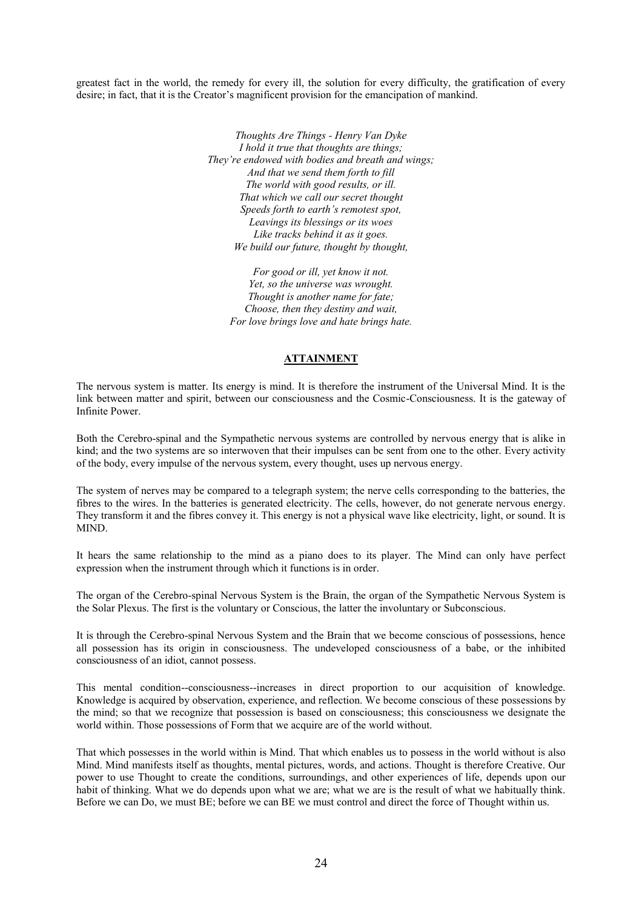greatest fact in the world, the remedy for every ill, the solution for every difficulty, the gratification of every desire; in fact, that it is the Creator's magnificent provision for the emancipation of mankind.

*Thoughts Are Things - Henry Van Dyke*
*I hold it true that thoughts are things;*
*They're endowed with bodies and breath and wings;*
*And that we send them forth to fill*
*The world with good results, or ill.*
*That which we call our secret thought*
*Speeds forth to earth's remotest spot,*
*Leavings its blessings or its woes*
*Like tracks behind it as it goes.*
*We build our future, thought by thought,*

*For good or ill, yet know it not.*
*Yet, so the universe was wrought.*
*Thought is another name for fate;*
*Choose, then they destiny and wait,*
*For love brings love and hate brings hate.*

## ATTAINMENT

The nervous system is matter. Its energy is mind. It is therefore the instrument of the Universal Mind. It is the link between matter and spirit, between our consciousness and the Cosmic-Consciousness. It is the gateway of Infinite Power.

Both the Cerebro-spinal and the Sympathetic nervous systems are controlled by nervous energy that is alike in kind; and the two systems are so interwoven that their impulses can be sent from one to the other. Every activity of the body, every impulse of the nervous system, every thought, uses up nervous energy.

The system of nerves may be compared to a telegraph system; the nerve cells corresponding to the batteries, the fibres to the wires. In the batteries is generated electricity. The cells, however, do not generate nervous energy. They transform it and the fibres convey it. This energy is not a physical wave like electricity, light, or sound. It is MIND.

It hears the same relationship to the mind as a piano does to its player. The Mind can only have perfect expression when the instrument through which it functions is in order.

The organ of the Cerebro-spinal Nervous System is the Brain, the organ of the Sympathetic Nervous System is the Solar Plexus. The first is the voluntary or Conscious, the latter the involuntary or Subconscious.

It is through the Cerebro-spinal Nervous System and the Brain that we become conscious of possessions, hence all possession has its origin in consciousness. The undeveloped consciousness of a babe, or the inhibited consciousness of an idiot, cannot possess.

This mental condition--consciousness--increases in direct proportion to our acquisition of knowledge. Knowledge is acquired by observation, experience, and reflection. We become conscious of these possessions by the mind; so that we recognize that possession is based on consciousness; this consciousness we designate the world within. Those possessions of Form that we acquire are of the world without.

That which possesses in the world within is Mind. That which enables us to possess in the world without is also Mind. Mind manifests itself as thoughts, mental pictures, words, and actions. Thought is therefore Creative. Our power to use Thought to create the conditions, surroundings, and other experiences of life, depends upon our habit of thinking. What we do depends upon what we are; what we are is the result of what we habitually think. Before we can Do, we must BE; before we can BE we must control and direct the force of Thought within us.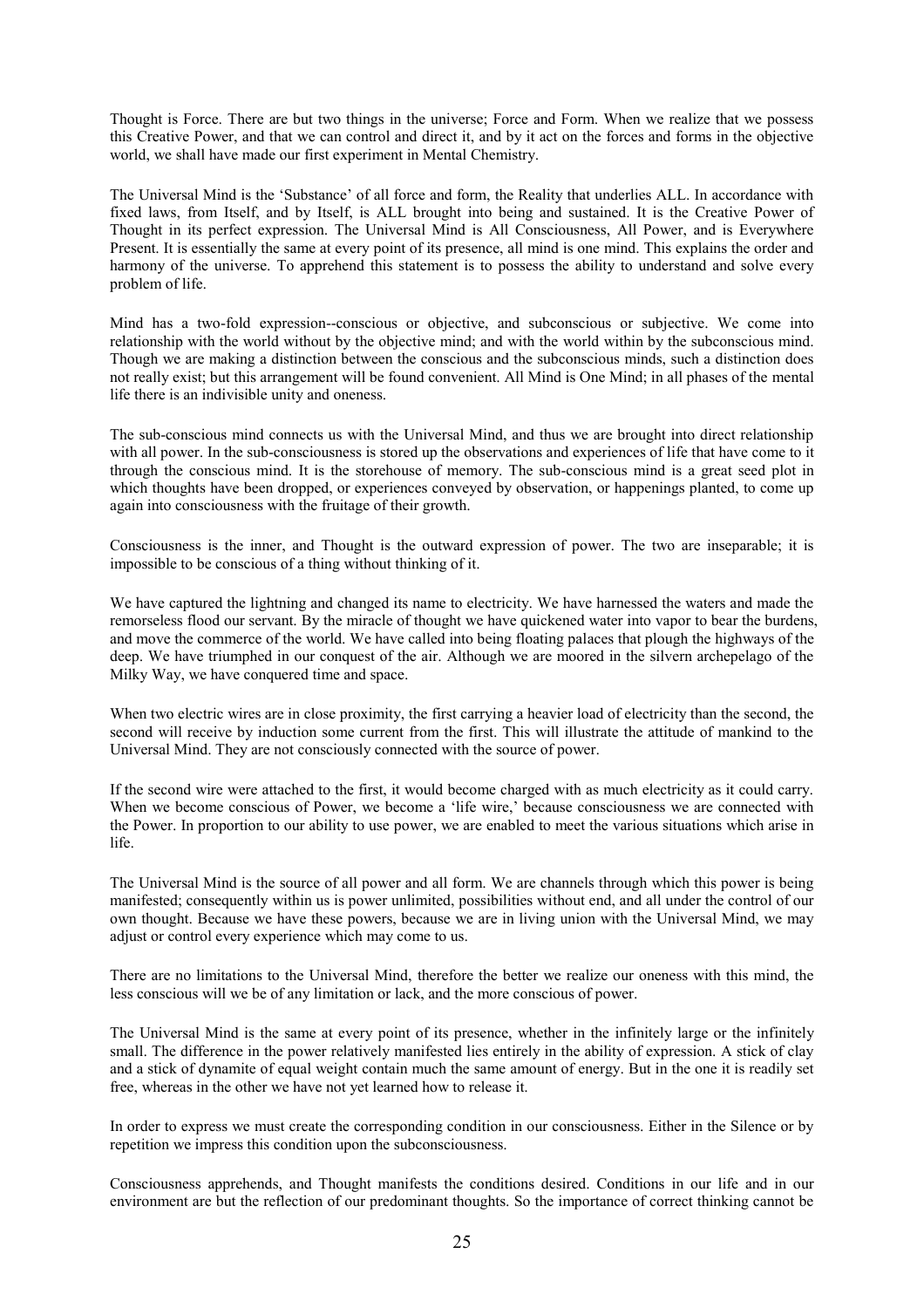Thought is Force. There are but two things in the universe; Force and Form. When we realize that we possess this Creative Power, and that we can control and direct it, and by it act on the forces and forms in the objective world, we shall have made our first experiment in Mental Chemistry.

The Universal Mind is the 'Substance' of all force and form, the Reality that underlies ALL. In accordance with fixed laws, from Itself, and by Itself, is ALL brought into being and sustained. It is the Creative Power of Thought in its perfect expression. The Universal Mind is All Consciousness, All Power, and is Everywhere Present. It is essentially the same at every point of its presence, all mind is one mind. This explains the order and harmony of the universe. To apprehend this statement is to possess the ability to understand and solve every problem of life.

Mind has a two-fold expression--conscious or objective, and subconscious or subjective. We come into relationship with the world without by the objective mind; and with the world within by the subconscious mind. Though we are making a distinction between the conscious and the subconscious minds, such a distinction does not really exist; but this arrangement will be found convenient. All Mind is One Mind; in all phases of the mental life there is an indivisible unity and oneness.

The sub-conscious mind connects us with the Universal Mind, and thus we are brought into direct relationship with all power. In the sub-consciousness is stored up the observations and experiences of life that have come to it through the conscious mind. It is the storehouse of memory. The sub-conscious mind is a great seed plot in which thoughts have been dropped, or experiences conveyed by observation, or happenings planted, to come up again into consciousness with the fruitage of their growth.

Consciousness is the inner, and Thought is the outward expression of power. The two are inseparable; it is impossible to be conscious of a thing without thinking of it.

We have captured the lightning and changed its name to electricity. We have harnessed the waters and made the remorseless flood our servant. By the miracle of thought we have quickened water into vapor to bear the burdens, and move the commerce of the world. We have called into being floating palaces that plough the highways of the deep. We have triumphed in our conquest of the air. Although we are moored in the silvern archepelago of the Milky Way, we have conquered time and space.

When two electric wires are in close proximity, the first carrying a heavier load of electricity than the second, the second will receive by induction some current from the first. This will illustrate the attitude of mankind to the Universal Mind. They are not consciously connected with the source of power.

If the second wire were attached to the first, it would become charged with as much electricity as it could carry. When we become conscious of Power, we become a 'life wire,' because consciousness we are connected with the Power. In proportion to our ability to use power, we are enabled to meet the various situations which arise in life.

The Universal Mind is the source of all power and all form. We are channels through which this power is being manifested; consequently within us is power unlimited, possibilities without end, and all under the control of our own thought. Because we have these powers, because we are in living union with the Universal Mind, we may adjust or control every experience which may come to us.

There are no limitations to the Universal Mind, therefore the better we realize our oneness with this mind, the less conscious will we be of any limitation or lack, and the more conscious of power.

The Universal Mind is the same at every point of its presence, whether in the infinitely large or the infinitely small. The difference in the power relatively manifested lies entirely in the ability of expression. A stick of clay and a stick of dynamite of equal weight contain much the same amount of energy. But in the one it is readily set free, whereas in the other we have not yet learned how to release it.

In order to express we must create the corresponding condition in our consciousness. Either in the Silence or by repetition we impress this condition upon the subconsciousness.

Consciousness apprehends, and Thought manifests the conditions desired. Conditions in our life and in our environment are but the reflection of our predominant thoughts. So the importance of correct thinking cannot be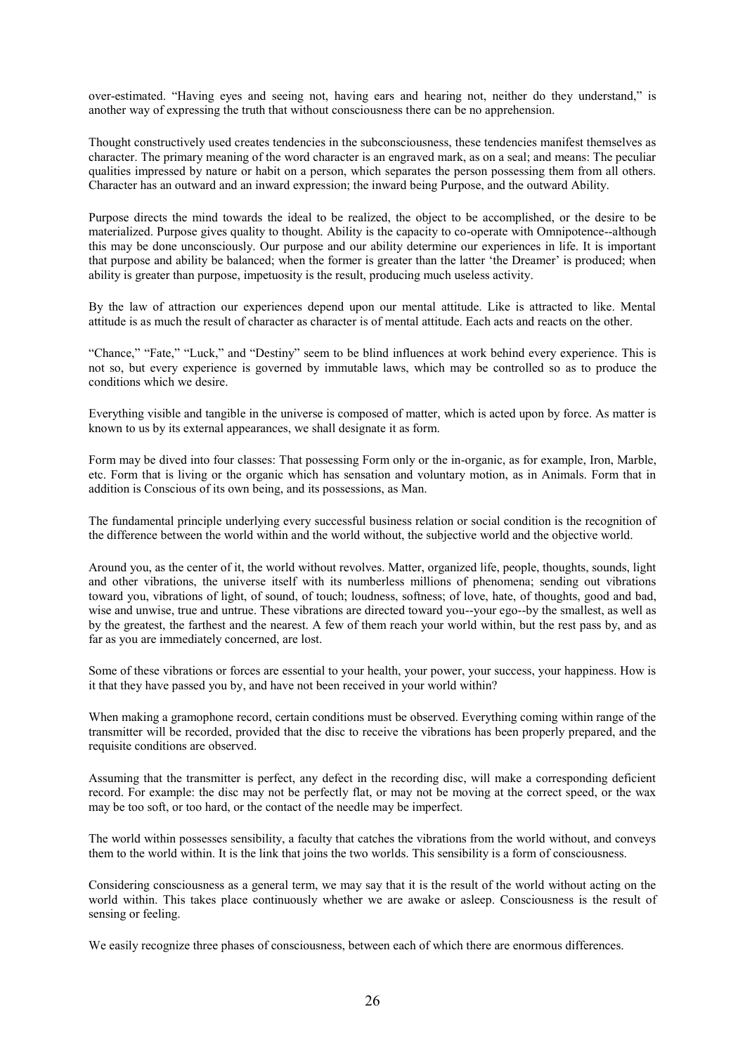over-estimated. "Having eyes and seeing not, having ears and hearing not, neither do they understand," is another way of expressing the truth that without consciousness there can be no apprehension.

Thought constructively used creates tendencies in the subconsciousness, these tendencies manifest themselves as character. The primary meaning of the word character is an engraved mark, as on a seal; and means: The peculiar qualities impressed by nature or habit on a person, which separates the person possessing them from all others. Character has an outward and an inward expression; the inward being Purpose, and the outward Ability.

Purpose directs the mind towards the ideal to be realized, the object to be accomplished, or the desire to be materialized. Purpose gives quality to thought. Ability is the capacity to co-operate with Omnipotence--although this may be done unconsciously. Our purpose and our ability determine our experiences in life. It is important that purpose and ability be balanced; when the former is greater than the latter 'the Dreamer' is produced; when ability is greater than purpose, impetuosity is the result, producing much useless activity.

By the law of attraction our experiences depend upon our mental attitude. Like is attracted to like. Mental attitude is as much the result of character as character is of mental attitude. Each acts and reacts on the other.

"Chance," "Fate," "Luck," and "Destiny" seem to be blind influences at work behind every experience. This is not so, but every experience is governed by immutable laws, which may be controlled so as to produce the conditions which we desire.

Everything visible and tangible in the universe is composed of matter, which is acted upon by force. As matter is known to us by its external appearances, we shall designate it as form.

Form may be dived into four classes: That possessing Form only or the in-organic, as for example, Iron, Marble, etc. Form that is living or the organic which has sensation and voluntary motion, as in Animals. Form that in addition is Conscious of its own being, and its possessions, as Man.

The fundamental principle underlying every successful business relation or social condition is the recognition of the difference between the world within and the world without, the subjective world and the objective world.

Around you, as the center of it, the world without revolves. Matter, organized life, people, thoughts, sounds, light and other vibrations, the universe itself with its numberless millions of phenomena; sending out vibrations toward you, vibrations of light, of sound, of touch; loudness, softness; of love, hate, of thoughts, good and bad, wise and unwise, true and untrue. These vibrations are directed toward you--your ego--by the smallest, as well as by the greatest, the farthest and the nearest. A few of them reach your world within, but the rest pass by, and as far as you are immediately concerned, are lost.

Some of these vibrations or forces are essential to your health, your power, your success, your happiness. How is it that they have passed you by, and have not been received in your world within?

When making a gramophone record, certain conditions must be observed. Everything coming within range of the transmitter will be recorded, provided that the disc to receive the vibrations has been properly prepared, and the requisite conditions are observed.

Assuming that the transmitter is perfect, any defect in the recording disc, will make a corresponding deficient record. For example: the disc may not be perfectly flat, or may not be moving at the correct speed, or the wax may be too soft, or too hard, or the contact of the needle may be imperfect.

The world within possesses sensibility, a faculty that catches the vibrations from the world without, and conveys them to the world within. It is the link that joins the two worlds. This sensibility is a form of consciousness.

Considering consciousness as a general term, we may say that it is the result of the world without acting on the world within. This takes place continuously whether we are awake or asleep. Consciousness is the result of sensing or feeling.

We easily recognize three phases of consciousness, between each of which there are enormous differences.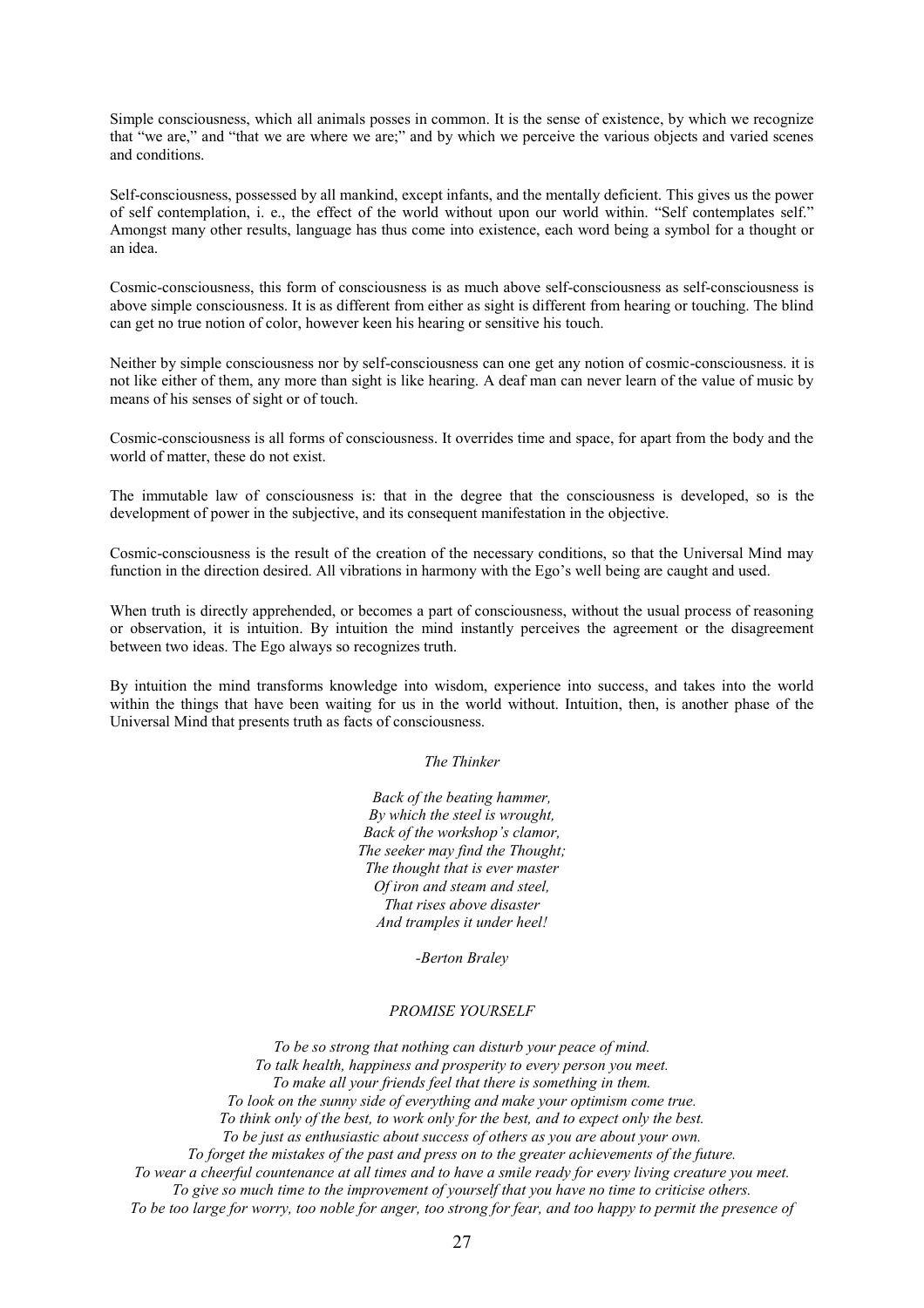Simple consciousness, which all animals posses in common. It is the sense of existence, by which we recognize that "we are," and "that we are where we are;" and by which we perceive the various objects and varied scenes and conditions.

Self-consciousness, possessed by all mankind, except infants, and the mentally deficient. This gives us the power of self contemplation, i. e., the effect of the world without upon our world within. "Self contemplates self." Amongst many other results, language has thus come into existence, each word being a symbol for a thought or an idea.

Cosmic-consciousness, this form of consciousness is as much above self-consciousness as self-consciousness is above simple consciousness. It is as different from either as sight is different from hearing or touching. The blind can get no true notion of color, however keen his hearing or sensitive his touch.

Neither by simple consciousness nor by self-consciousness can one get any notion of cosmic-consciousness. it is not like either of them, any more than sight is like hearing. A deaf man can never learn of the value of music by means of his senses of sight or of touch.

Cosmic-consciousness is all forms of consciousness. It overrides time and space, for apart from the body and the world of matter, these do not exist.

The immutable law of consciousness is: that in the degree that the consciousness is developed, so is the development of power in the subjective, and its consequent manifestation in the objective.

Cosmic-consciousness is the result of the creation of the necessary conditions, so that the Universal Mind may function in the direction desired. All vibrations in harmony with the Ego's well being are caught and used.

When truth is directly apprehended, or becomes a part of consciousness, without the usual process of reasoning or observation, it is intuition. By intuition the mind instantly perceives the agreement or the disagreement between two ideas. The Ego always so recognizes truth.

By intuition the mind transforms knowledge into wisdom, experience into success, and takes into the world within the things that have been waiting for us in the world without. Intuition, then, is another phase of the Universal Mind that presents truth as facts of consciousness.

*The Thinker*

*Back of the beating hammer,*
*By which the steel is wrought,*
*Back of the workshop's clamor,*
*The seeker may find the Thought;*
*The thought that is ever master*
*Of iron and steam and steel,*
*That rises above disaster*
*And tramples it under heel!*

*-Berton Braley*

*PROMISE YOURSELF*

*To be so strong that nothing can disturb your peace of mind.*
*To talk health, happiness and prosperity to every person you meet.*
*To make all your friends feel that there is something in them.*
*To look on the sunny side of everything and make your optimism come true.*
*To think only of the best, to work only for the best, and to expect only the best.*
*To be just as enthusiastic about success of others as you are about your own.*
*To forget the mistakes of the past and press on to the greater achievements of the future.*
*To wear a cheerful countenance at all times and to have a smile ready for every living creature you meet.*
*To give so much time to the improvement of yourself that you have no time to criticise others.*
*To be too large for worry, too noble for anger, too strong for fear, and too happy to permit the presence of*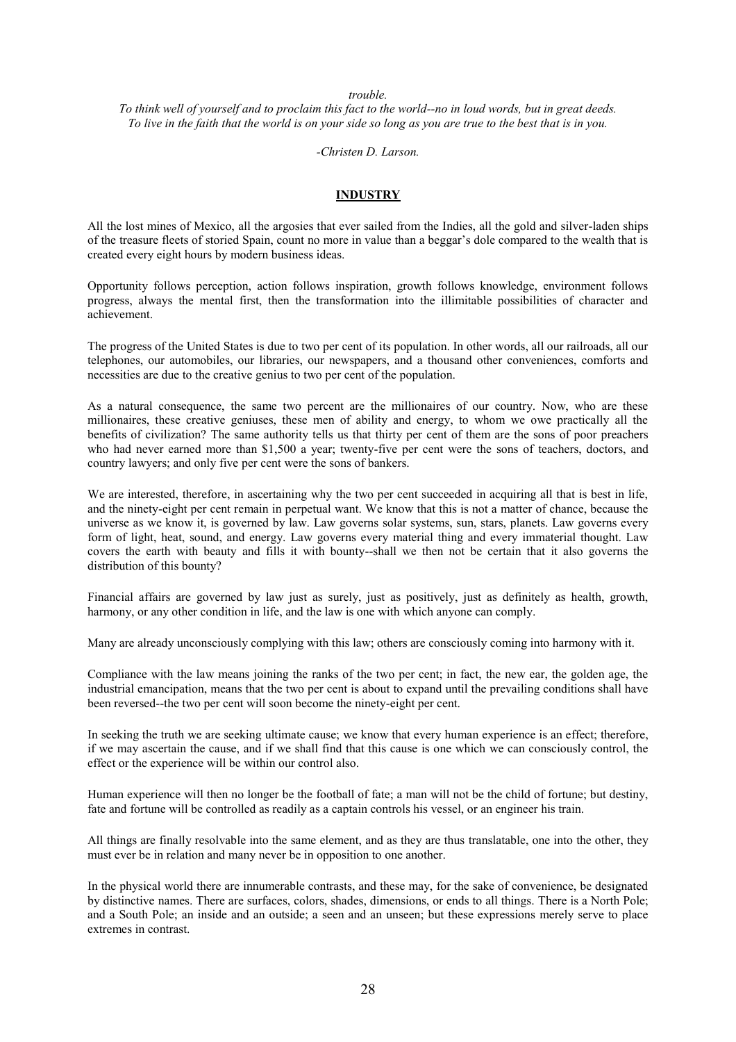*trouble.*

*To think well of yourself and to proclaim this fact to the world--no in loud words, but in great deeds.*

*To live in the faith that the world is on your side so long as you are true to the best that is in you.*

*-Christen D. Larson.*

## INDUSTRY

All the lost mines of Mexico, all the argosies that ever sailed from the Indies, all the gold and silver-laden ships of the treasure fleets of storied Spain, count no more in value than a beggar's dole compared to the wealth that is created every eight hours by modern business ideas.

Opportunity follows perception, action follows inspiration, growth follows knowledge, environment follows progress, always the mental first, then the transformation into the illimitable possibilities of character and achievement.

The progress of the United States is due to two per cent of its population. In other words, all our railroads, all our telephones, our automobiles, our libraries, our newspapers, and a thousand other conveniences, comforts and necessities are due to the creative genius to two per cent of the population.

As a natural consequence, the same two percent are the millionaires of our country. Now, who are these millionaires, these creative geniuses, these men of ability and energy, to whom we owe practically all the benefits of civilization? The same authority tells us that thirty per cent of them are the sons of poor preachers who had never earned more than $1,500 a year; twenty-five per cent were the sons of teachers, doctors, and country lawyers; and only five per cent were the sons of bankers.

We are interested, therefore, in ascertaining why the two per cent succeeded in acquiring all that is best in life, and the ninety-eight per cent remain in perpetual want. We know that this is not a matter of chance, because the universe as we know it, is governed by law. Law governs solar systems, sun, stars, planets. Law governs every form of light, heat, sound, and energy. Law governs every material thing and every immaterial thought. Law covers the earth with beauty and fills it with bounty--shall we then not be certain that it also governs the distribution of this bounty?

Financial affairs are governed by law just as surely, just as positively, just as definitely as health, growth, harmony, or any other condition in life, and the law is one with which anyone can comply.

Many are already unconsciously complying with this law; others are consciously coming into harmony with it.

Compliance with the law means joining the ranks of the two per cent; in fact, the new ear, the golden age, the industrial emancipation, means that the two per cent is about to expand until the prevailing conditions shall have been reversed--the two per cent will soon become the ninety-eight per cent.

In seeking the truth we are seeking ultimate cause; we know that every human experience is an effect; therefore, if we may ascertain the cause, and if we shall find that this cause is one which we can consciously control, the effect or the experience will be within our control also.

Human experience will then no longer be the football of fate; a man will not be the child of fortune; but destiny, fate and fortune will be controlled as readily as a captain controls his vessel, or an engineer his train.

All things are finally resolvable into the same element, and as they are thus translatable, one into the other, they must ever be in relation and many never be in opposition to one another.

In the physical world there are innumerable contrasts, and these may, for the sake of convenience, be designated by distinctive names. There are surfaces, colors, shades, dimensions, or ends to all things. There is a North Pole; and a South Pole; an inside and an outside; a seen and an unseen; but these expressions merely serve to place extremes in contrast.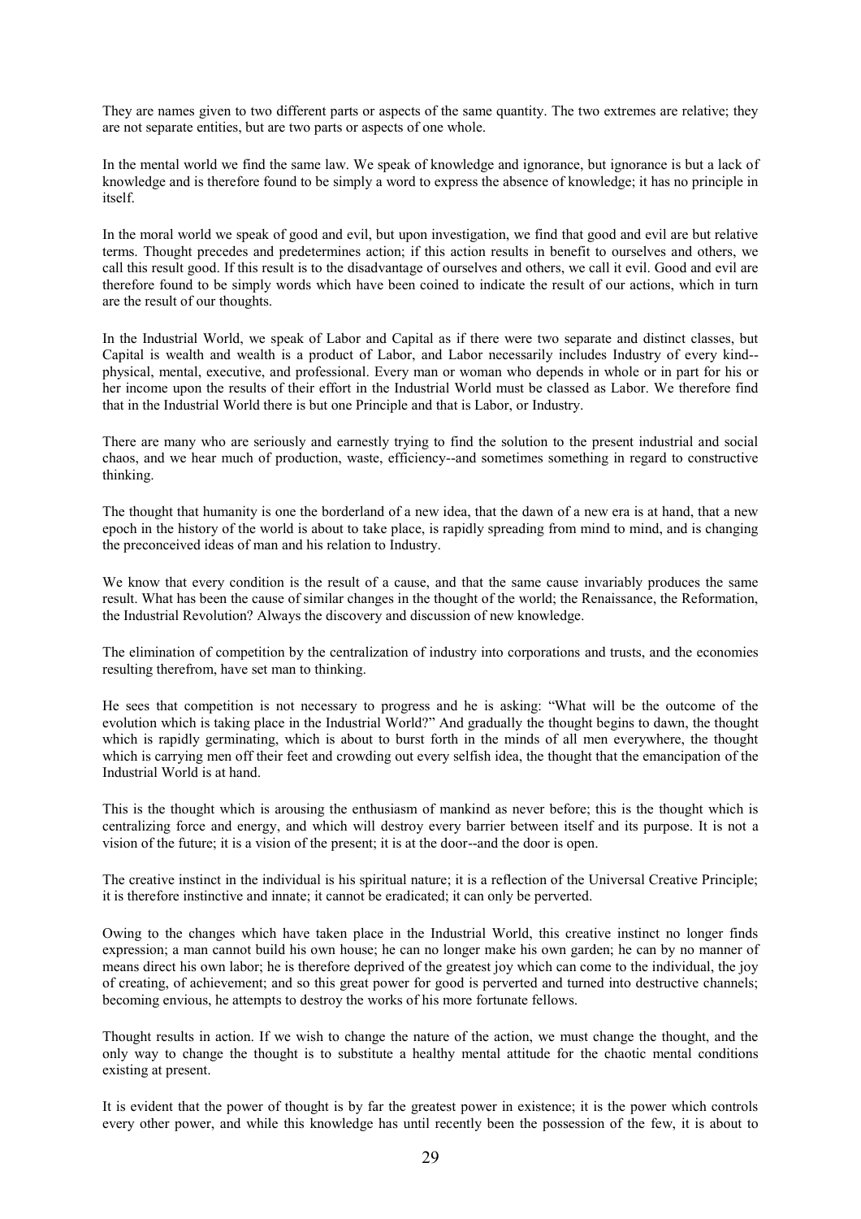They are names given to two different parts or aspects of the same quantity. The two extremes are relative; they are not separate entities, but are two parts or aspects of one whole.

In the mental world we find the same law. We speak of knowledge and ignorance, but ignorance is but a lack of knowledge and is therefore found to be simply a word to express the absence of knowledge; it has no principle in itself.

In the moral world we speak of good and evil, but upon investigation, we find that good and evil are but relative terms. Thought precedes and predetermines action; if this action results in benefit to ourselves and others, we call this result good. If this result is to the disadvantage of ourselves and others, we call it evil. Good and evil are therefore found to be simply words which have been coined to indicate the result of our actions, which in turn are the result of our thoughts.

In the Industrial World, we speak of Labor and Capital as if there were two separate and distinct classes, but Capital is wealth and wealth is a product of Labor, and Labor necessarily includes Industry of every kind--physical, mental, executive, and professional. Every man or woman who depends in whole or in part for his or her income upon the results of their effort in the Industrial World must be classed as Labor. We therefore find that in the Industrial World there is but one Principle and that is Labor, or Industry.

There are many who are seriously and earnestly trying to find the solution to the present industrial and social chaos, and we hear much of production, waste, efficiency--and sometimes something in regard to constructive thinking.

The thought that humanity is one the borderland of a new idea, that the dawn of a new era is at hand, that a new epoch in the history of the world is about to take place, is rapidly spreading from mind to mind, and is changing the preconceived ideas of man and his relation to Industry.

We know that every condition is the result of a cause, and that the same cause invariably produces the same result. What has been the cause of similar changes in the thought of the world; the Renaissance, the Reformation, the Industrial Revolution? Always the discovery and discussion of new knowledge.

The elimination of competition by the centralization of industry into corporations and trusts, and the economies resulting therefrom, have set man to thinking.

He sees that competition is not necessary to progress and he is asking: "What will be the outcome of the evolution which is taking place in the Industrial World?" And gradually the thought begins to dawn, the thought which is rapidly germinating, which is about to burst forth in the minds of all men everywhere, the thought which is carrying men off their feet and crowding out every selfish idea, the thought that the emancipation of the Industrial World is at hand.

This is the thought which is arousing the enthusiasm of mankind as never before; this is the thought which is centralizing force and energy, and which will destroy every barrier between itself and its purpose. It is not a vision of the future; it is a vision of the present; it is at the door--and the door is open.

The creative instinct in the individual is his spiritual nature; it is a reflection of the Universal Creative Principle; it is therefore instinctive and innate; it cannot be eradicated; it can only be perverted.

Owing to the changes which have taken place in the Industrial World, this creative instinct no longer finds expression; a man cannot build his own house; he can no longer make his own garden; he can by no manner of means direct his own labor; he is therefore deprived of the greatest joy which can come to the individual, the joy of creating, of achievement; and so this great power for good is perverted and turned into destructive channels; becoming envious, he attempts to destroy the works of his more fortunate fellows.

Thought results in action. If we wish to change the nature of the action, we must change the thought, and the only way to change the thought is to substitute a healthy mental attitude for the chaotic mental conditions existing at present.

It is evident that the power of thought is by far the greatest power in existence; it is the power which controls every other power, and while this knowledge has until recently been the possession of the few, it is about to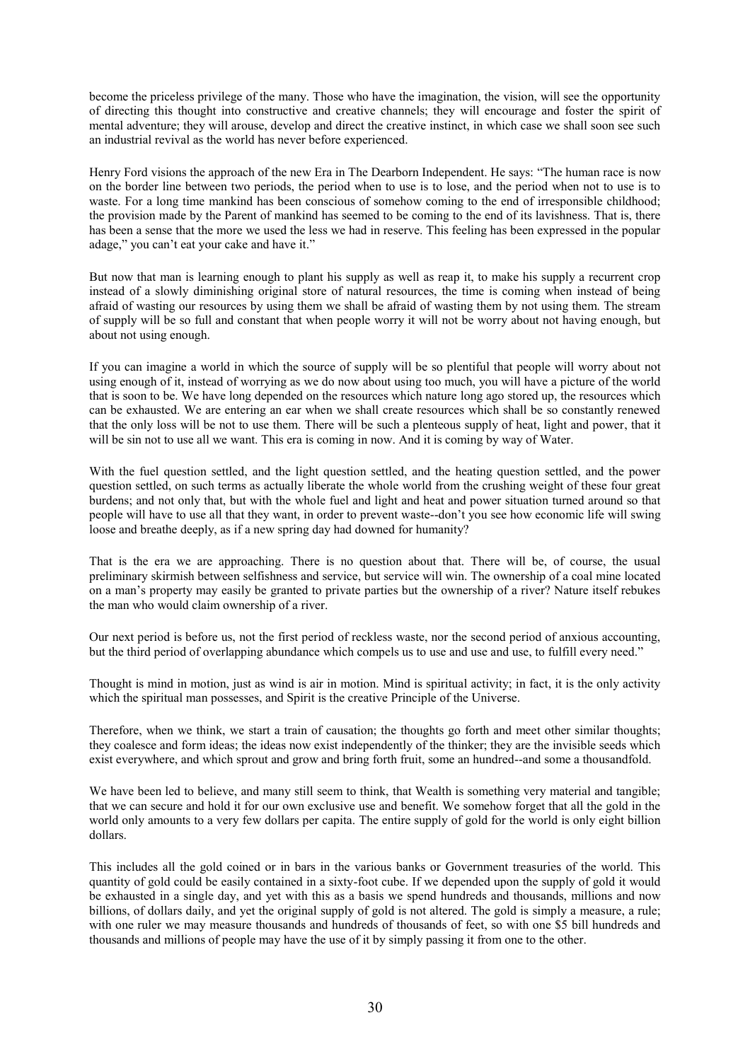become the priceless privilege of the many. Those who have the imagination, the vision, will see the opportunity of directing this thought into constructive and creative channels; they will encourage and foster the spirit of mental adventure; they will arouse, develop and direct the creative instinct, in which case we shall soon see such an industrial revival as the world has never before experienced.

Henry Ford visions the approach of the new Era in The Dearborn Independent. He says: "The human race is now on the border line between two periods, the period when to use is to lose, and the period when not to use is to waste. For a long time mankind has been conscious of somehow coming to the end of irresponsible childhood; the provision made by the Parent of mankind has seemed to be coming to the end of its lavishness. That is, there has been a sense that the more we used the less we had in reserve. This feeling has been expressed in the popular adage," you can't eat your cake and have it."

But now that man is learning enough to plant his supply as well as reap it, to make his supply a recurrent crop instead of a slowly diminishing original store of natural resources, the time is coming when instead of being afraid of wasting our resources by using them we shall be afraid of wasting them by not using them. The stream of supply will be so full and constant that when people worry it will not be worry about not having enough, but about not using enough.

If you can imagine a world in which the source of supply will be so plentiful that people will worry about not using enough of it, instead of worrying as we do now about using too much, you will have a picture of the world that is soon to be. We have long depended on the resources which nature long ago stored up, the resources which can be exhausted. We are entering an ear when we shall create resources which shall be so constantly renewed that the only loss will be not to use them. There will be such a plenteous supply of heat, light and power, that it will be sin not to use all we want. This era is coming in now. And it is coming by way of Water.

With the fuel question settled, and the light question settled, and the heating question settled, and the power question settled, on such terms as actually liberate the whole world from the crushing weight of these four great burdens; and not only that, but with the whole fuel and light and heat and power situation turned around so that people will have to use all that they want, in order to prevent waste--don't you see how economic life will swing loose and breathe deeply, as if a new spring day had downed for humanity?

That is the era we are approaching. There is no question about that. There will be, of course, the usual preliminary skirmish between selfishness and service, but service will win. The ownership of a coal mine located on a man's property may easily be granted to private parties but the ownership of a river? Nature itself rebukes the man who would claim ownership of a river.

Our next period is before us, not the first period of reckless waste, nor the second period of anxious accounting, but the third period of overlapping abundance which compels us to use and use and use, to fulfill every need."

Thought is mind in motion, just as wind is air in motion. Mind is spiritual activity; in fact, it is the only activity which the spiritual man possesses, and Spirit is the creative Principle of the Universe.

Therefore, when we think, we start a train of causation; the thoughts go forth and meet other similar thoughts; they coalesce and form ideas; the ideas now exist independently of the thinker; they are the invisible seeds which exist everywhere, and which sprout and grow and bring forth fruit, some an hundred--and some a thousandfold.

We have been led to believe, and many still seem to think, that Wealth is something very material and tangible; that we can secure and hold it for our own exclusive use and benefit. We somehow forget that all the gold in the world only amounts to a very few dollars per capita. The entire supply of gold for the world is only eight billion dollars.

This includes all the gold coined or in bars in the various banks or Government treasuries of the world. This quantity of gold could be easily contained in a sixty-foot cube. If we depended upon the supply of gold it would be exhausted in a single day, and yet with this as a basis we spend hundreds and thousands, millions and now billions, of dollars daily, and yet the original supply of gold is not altered. The gold is simply a measure, a rule; with one ruler we may measure thousands and hundreds of thousands of feet, so with one $5 bill hundreds and thousands and millions of people may have the use of it by simply passing it from one to the other.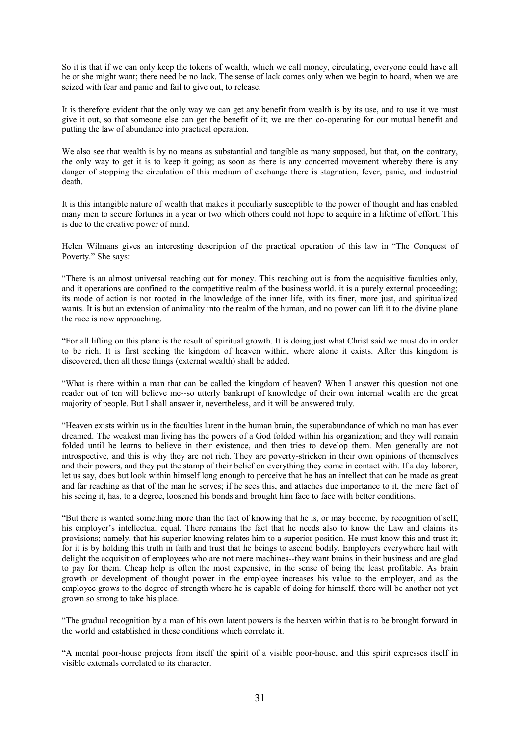So it is that if we can only keep the tokens of wealth, which we call money, circulating, everyone could have all he or she might want; there need be no lack. The sense of lack comes only when we begin to hoard, when we are seized with fear and panic and fail to give out, to release.

It is therefore evident that the only way we can get any benefit from wealth is by its use, and to use it we must give it out, so that someone else can get the benefit of it; we are then co-operating for our mutual benefit and putting the law of abundance into practical operation.

We also see that wealth is by no means as substantial and tangible as many supposed, but that, on the contrary, the only way to get it is to keep it going; as soon as there is any concerted movement whereby there is any danger of stopping the circulation of this medium of exchange there is stagnation, fever, panic, and industrial death.

It is this intangible nature of wealth that makes it peculiarly susceptible to the power of thought and has enabled many men to secure fortunes in a year or two which others could not hope to acquire in a lifetime of effort. This is due to the creative power of mind.

Helen Wilmans gives an interesting description of the practical operation of this law in "The Conquest of Poverty." She says:

"There is an almost universal reaching out for money. This reaching out is from the acquisitive faculties only, and it operations are confined to the competitive realm of the business world. it is a purely external proceeding; its mode of action is not rooted in the knowledge of the inner life, with its finer, more just, and spiritualized wants. It is but an extension of animality into the realm of the human, and no power can lift it to the divine plane the race is now approaching.

"For all lifting on this plane is the result of spiritual growth. It is doing just what Christ said we must do in order to be rich. It is first seeking the kingdom of heaven within, where alone it exists. After this kingdom is discovered, then all these things (external wealth) shall be added.

"What is there within a man that can be called the kingdom of heaven? When I answer this question not one reader out of ten will believe me--so utterly bankrupt of knowledge of their own internal wealth are the great majority of people. But I shall answer it, nevertheless, and it will be answered truly.

"Heaven exists within us in the faculties latent in the human brain, the superabundance of which no man has ever dreamed. The weakest man living has the powers of a God folded within his organization; and they will remain folded until he learns to believe in their existence, and then tries to develop them. Men generally are not introspective, and this is why they are not rich. They are poverty-stricken in their own opinions of themselves and their powers, and they put the stamp of their belief on everything they come in contact with. If a day laborer, let us say, does but look within himself long enough to perceive that he has an intellect that can be made as great and far reaching as that of the man he serves; if he sees this, and attaches due importance to it, the mere fact of his seeing it, has, to a degree, loosened his bonds and brought him face to face with better conditions.

"But there is wanted something more than the fact of knowing that he is, or may become, by recognition of self, his employer's intellectual equal. There remains the fact that he needs also to know the Law and claims its provisions; namely, that his superior knowing relates him to a superior position. He must know this and trust it; for it is by holding this truth in faith and trust that he beings to ascend bodily. Employers everywhere hail with delight the acquisition of employees who are not mere machines--they want brains in their business and are glad to pay for them. Cheap help is often the most expensive, in the sense of being the least profitable. As brain growth or development of thought power in the employee increases his value to the employer, and as the employee grows to the degree of strength where he is capable of doing for himself, there will be another not yet grown so strong to take his place.

"The gradual recognition by a man of his own latent powers is the heaven within that is to be brought forward in the world and established in these conditions which correlate it.

"A mental poor-house projects from itself the spirit of a visible poor-house, and this spirit expresses itself in visible externals correlated to its character.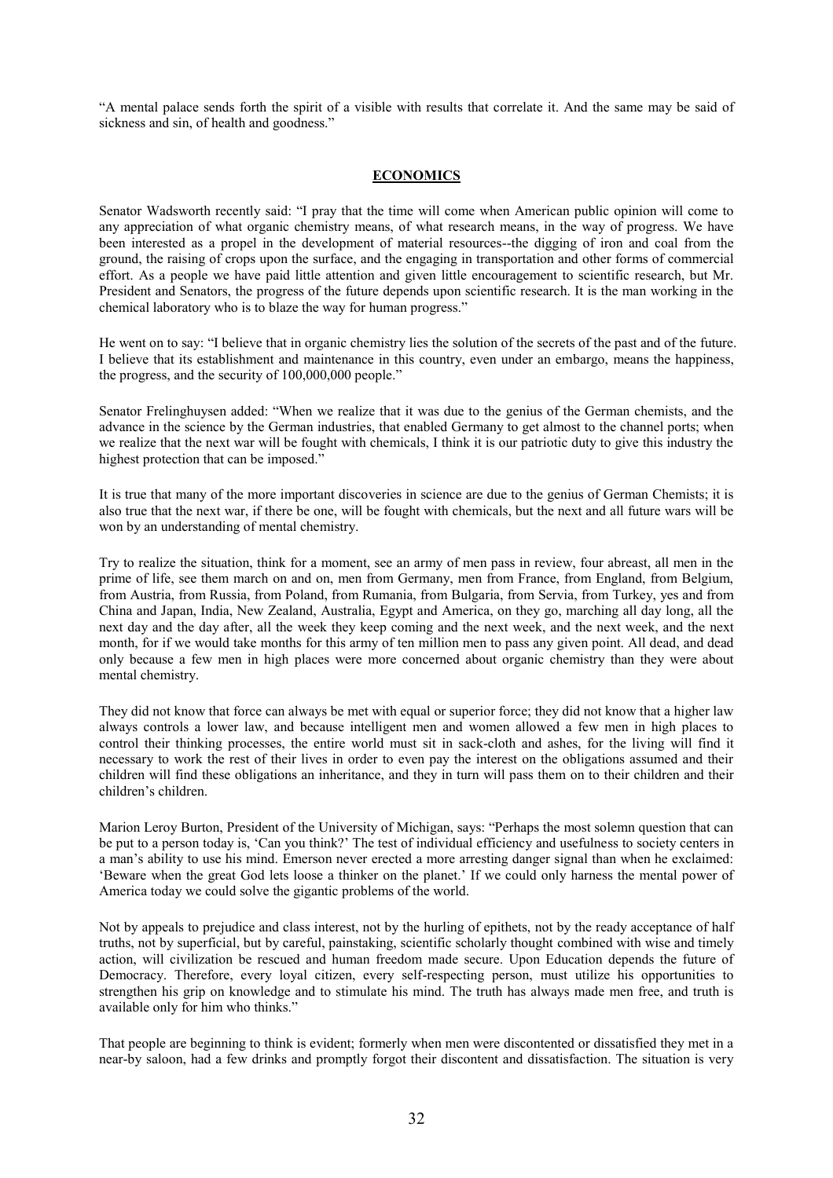"A mental palace sends forth the spirit of a visible with results that correlate it. And the same may be said of sickness and sin, of health and goodness."

## ECONOMICS

Senator Wadsworth recently said: "I pray that the time will come when American public opinion will come to any appreciation of what organic chemistry means, of what research means, in the way of progress. We have been interested as a propel in the development of material resources--the digging of iron and coal from the ground, the raising of crops upon the surface, and the engaging in transportation and other forms of commercial effort. As a people we have paid little attention and given little encouragement to scientific research, but Mr. President and Senators, the progress of the future depends upon scientific research. It is the man working in the chemical laboratory who is to blaze the way for human progress."

He went on to say: "I believe that in organic chemistry lies the solution of the secrets of the past and of the future. I believe that its establishment and maintenance in this country, even under an embargo, means the happiness, the progress, and the security of 100,000,000 people."

Senator Frelinghuysen added: "When we realize that it was due to the genius of the German chemists, and the advance in the science by the German industries, that enabled Germany to get almost to the channel ports; when we realize that the next war will be fought with chemicals, I think it is our patriotic duty to give this industry the highest protection that can be imposed."

It is true that many of the more important discoveries in science are due to the genius of German Chemists; it is also true that the next war, if there be one, will be fought with chemicals, but the next and all future wars will be won by an understanding of mental chemistry.

Try to realize the situation, think for a moment, see an army of men pass in review, four abreast, all men in the prime of life, see them march on and on, men from Germany, men from France, from England, from Belgium, from Austria, from Russia, from Poland, from Rumania, from Bulgaria, from Servia, from Turkey, yes and from China and Japan, India, New Zealand, Australia, Egypt and America, on they go, marching all day long, all the next day and the day after, all the week they keep coming and the next week, and the next week, and the next month, for if we would take months for this army of ten million men to pass any given point. All dead, and dead only because a few men in high places were more concerned about organic chemistry than they were about mental chemistry.

They did not know that force can always be met with equal or superior force; they did not know that a higher law always controls a lower law, and because intelligent men and women allowed a few men in high places to control their thinking processes, the entire world must sit in sack-cloth and ashes, for the living will find it necessary to work the rest of their lives in order to even pay the interest on the obligations assumed and their children will find these obligations an inheritance, and they in turn will pass them on to their children and their children's children.

Marion Leroy Burton, President of the University of Michigan, says: "Perhaps the most solemn question that can be put to a person today is, 'Can you think?' The test of individual efficiency and usefulness to society centers in a man's ability to use his mind. Emerson never erected a more arresting danger signal than when he exclaimed: 'Beware when the great God lets loose a thinker on the planet.' If we could only harness the mental power of America today we could solve the gigantic problems of the world.

Not by appeals to prejudice and class interest, not by the hurling of epithets, not by the ready acceptance of half truths, not by superficial, but by careful, painstaking, scientific scholarly thought combined with wise and timely action, will civilization be rescued and human freedom made secure. Upon Education depends the future of Democracy. Therefore, every loyal citizen, every self-respecting person, must utilize his opportunities to strengthen his grip on knowledge and to stimulate his mind. The truth has always made men free, and truth is available only for him who thinks."

That people are beginning to think is evident; formerly when men were discontented or dissatisfied they met in a near-by saloon, had a few drinks and promptly forgot their discontent and dissatisfaction. The situation is very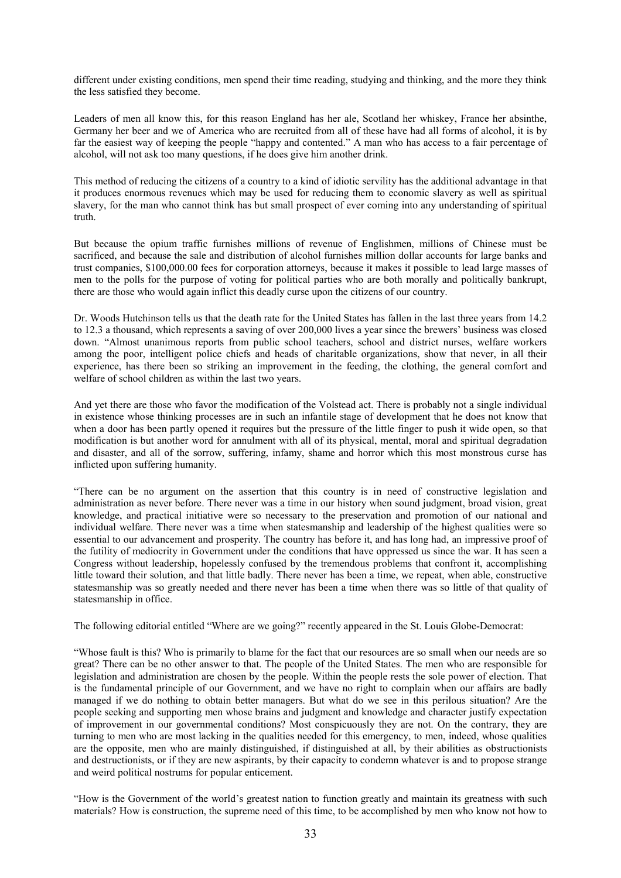different under existing conditions, men spend their time reading, studying and thinking, and the more they think the less satisfied they become.

Leaders of men all know this, for this reason England has her ale, Scotland her whiskey, France her absinthe, Germany her beer and we of America who are recruited from all of these have had all forms of alcohol, it is by far the easiest way of keeping the people "happy and contented." A man who has access to a fair percentage of alcohol, will not ask too many questions, if he does give him another drink.

This method of reducing the citizens of a country to a kind of idiotic servility has the additional advantage in that it produces enormous revenues which may be used for reducing them to economic slavery as well as spiritual slavery, for the man who cannot think has but small prospect of ever coming into any understanding of spiritual truth.

But because the opium traffic furnishes millions of revenue of Englishmen, millions of Chinese must be sacrificed, and because the sale and distribution of alcohol furnishes million dollar accounts for large banks and trust companies, $100,000.00 fees for corporation attorneys, because it makes it possible to lead large masses of men to the polls for the purpose of voting for political parties who are both morally and politically bankrupt, there are those who would again inflict this deadly curse upon the citizens of our country.

Dr. Woods Hutchinson tells us that the death rate for the United States has fallen in the last three years from 14.2 to 12.3 a thousand, which represents a saving of over 200,000 lives a year since the brewers' business was closed down. "Almost unanimous reports from public school teachers, school and district nurses, welfare workers among the poor, intelligent police chiefs and heads of charitable organizations, show that never, in all their experience, has there been so striking an improvement in the feeding, the clothing, the general comfort and welfare of school children as within the last two years.

And yet there are those who favor the modification of the Volstead act. There is probably not a single individual in existence whose thinking processes are in such an infantile stage of development that he does not know that when a door has been partly opened it requires but the pressure of the little finger to push it wide open, so that modification is but another word for annulment with all of its physical, mental, moral and spiritual degradation and disaster, and all of the sorrow, suffering, infamy, shame and horror which this most monstrous curse has inflicted upon suffering humanity.

"There can be no argument on the assertion that this country is in need of constructive legislation and administration as never before. There never was a time in our history when sound judgment, broad vision, great knowledge, and practical initiative were so necessary to the preservation and promotion of our national and individual welfare. There never was a time when statesmanship and leadership of the highest qualities were so essential to our advancement and prosperity. The country has before it, and has long had, an impressive proof of the futility of mediocrity in Government under the conditions that have oppressed us since the war. It has seen a Congress without leadership, hopelessly confused by the tremendous problems that confront it, accomplishing little toward their solution, and that little badly. There never has been a time, we repeat, when able, constructive statesmanship was so greatly needed and there never has been a time when there was so little of that quality of statesmanship in office.

The following editorial entitled "Where are we going?" recently appeared in the St. Louis Globe-Democrat:

"Whose fault is this? Who is primarily to blame for the fact that our resources are so small when our needs are so great? There can be no other answer to that. The people of the United States. The men who are responsible for legislation and administration are chosen by the people. Within the people rests the sole power of election. That is the fundamental principle of our Government, and we have no right to complain when our affairs are badly managed if we do nothing to obtain better managers. But what do we see in this perilous situation? Are the people seeking and supporting men whose brains and judgment and knowledge and character justify expectation of improvement in our governmental conditions? Most conspicuously they are not. On the contrary, they are turning to men who are most lacking in the qualities needed for this emergency, to men, indeed, whose qualities are the opposite, men who are mainly distinguished, if distinguished at all, by their abilities as obstructionists and destructionists, or if they are new aspirants, by their capacity to condemn whatever is and to propose strange and weird political nostrums for popular enticement.

"How is the Government of the world's greatest nation to function greatly and maintain its greatness with such materials? How is construction, the supreme need of this time, to be accomplished by men who know not how to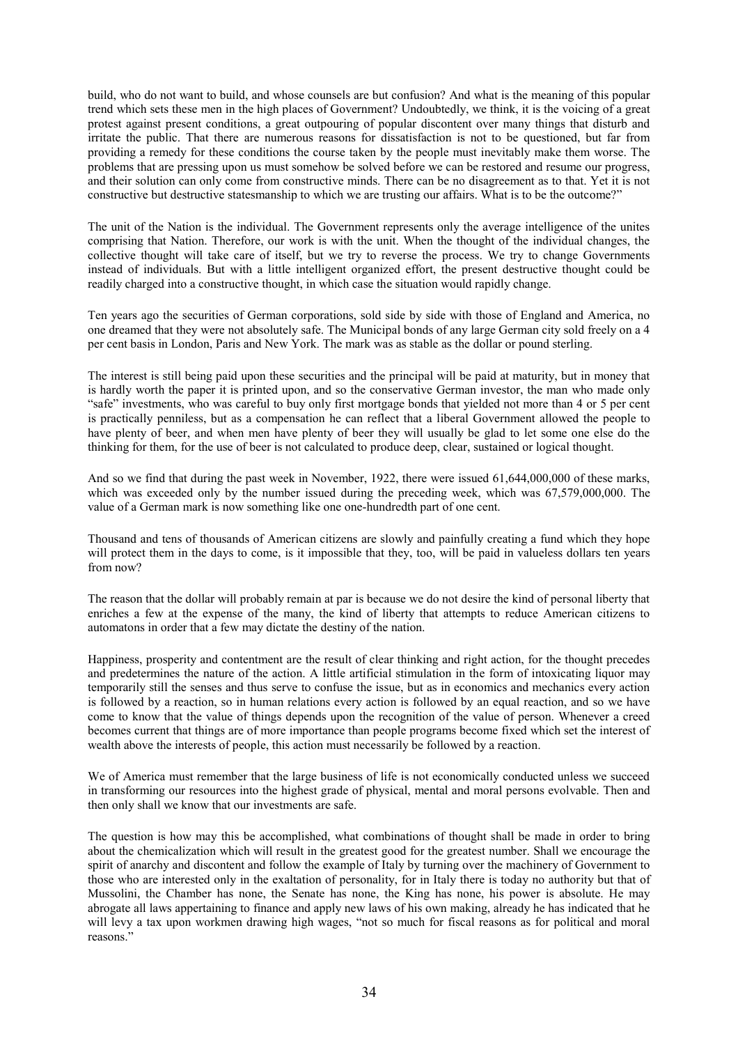build, who do not want to build, and whose counsels are but confusion? And what is the meaning of this popular trend which sets these men in the high places of Government? Undoubtedly, we think, it is the voicing of a great protest against present conditions, a great outpouring of popular discontent over many things that disturb and irritate the public. That there are numerous reasons for dissatisfaction is not to be questioned, but far from providing a remedy for these conditions the course taken by the people must inevitably make them worse. The problems that are pressing upon us must somehow be solved before we can be restored and resume our progress, and their solution can only come from constructive minds. There can be no disagreement as to that. Yet it is not constructive but destructive statesmanship to which we are trusting our affairs. What is to be the outcome?"

The unit of the Nation is the individual. The Government represents only the average intelligence of the unites comprising that Nation. Therefore, our work is with the unit. When the thought of the individual changes, the collective thought will take care of itself, but we try to reverse the process. We try to change Governments instead of individuals. But with a little intelligent organized effort, the present destructive thought could be readily charged into a constructive thought, in which case the situation would rapidly change.

Ten years ago the securities of German corporations, sold side by side with those of England and America, no one dreamed that they were not absolutely safe. The Municipal bonds of any large German city sold freely on a 4 per cent basis in London, Paris and New York. The mark was as stable as the dollar or pound sterling.

The interest is still being paid upon these securities and the principal will be paid at maturity, but in money that is hardly worth the paper it is printed upon, and so the conservative German investor, the man who made only "safe" investments, who was careful to buy only first mortgage bonds that yielded not more than 4 or 5 per cent is practically penniless, but as a compensation he can reflect that a liberal Government allowed the people to have plenty of beer, and when men have plenty of beer they will usually be glad to let some one else do the thinking for them, for the use of beer is not calculated to produce deep, clear, sustained or logical thought.

And so we find that during the past week in November, 1922, there were issued 61,644,000,000 of these marks, which was exceeded only by the number issued during the preceding week, which was 67,579,000,000. The value of a German mark is now something like one one-hundredth part of one cent.

Thousand and tens of thousands of American citizens are slowly and painfully creating a fund which they hope will protect them in the days to come, is it impossible that they, too, will be paid in valueless dollars ten years from now?

The reason that the dollar will probably remain at par is because we do not desire the kind of personal liberty that enriches a few at the expense of the many, the kind of liberty that attempts to reduce American citizens to automatons in order that a few may dictate the destiny of the nation.

Happiness, prosperity and contentment are the result of clear thinking and right action, for the thought precedes and predetermines the nature of the action. A little artificial stimulation in the form of intoxicating liquor may temporarily still the senses and thus serve to confuse the issue, but as in economics and mechanics every action is followed by a reaction, so in human relations every action is followed by an equal reaction, and so we have come to know that the value of things depends upon the recognition of the value of person. Whenever a creed becomes current that things are of more importance than people programs become fixed which set the interest of wealth above the interests of people, this action must necessarily be followed by a reaction.

We of America must remember that the large business of life is not economically conducted unless we succeed in transforming our resources into the highest grade of physical, mental and moral persons evolvable. Then and then only shall we know that our investments are safe.

The question is how may this be accomplished, what combinations of thought shall be made in order to bring about the chemicalization which will result in the greatest good for the greatest number. Shall we encourage the spirit of anarchy and discontent and follow the example of Italy by turning over the machinery of Government to those who are interested only in the exaltation of personality, for in Italy there is today no authority but that of Mussolini, the Chamber has none, the Senate has none, the King has none, his power is absolute. He may abrogate all laws appertaining to finance and apply new laws of his own making, already he has indicated that he will levy a tax upon workmen drawing high wages, "not so much for fiscal reasons as for political and moral reasons."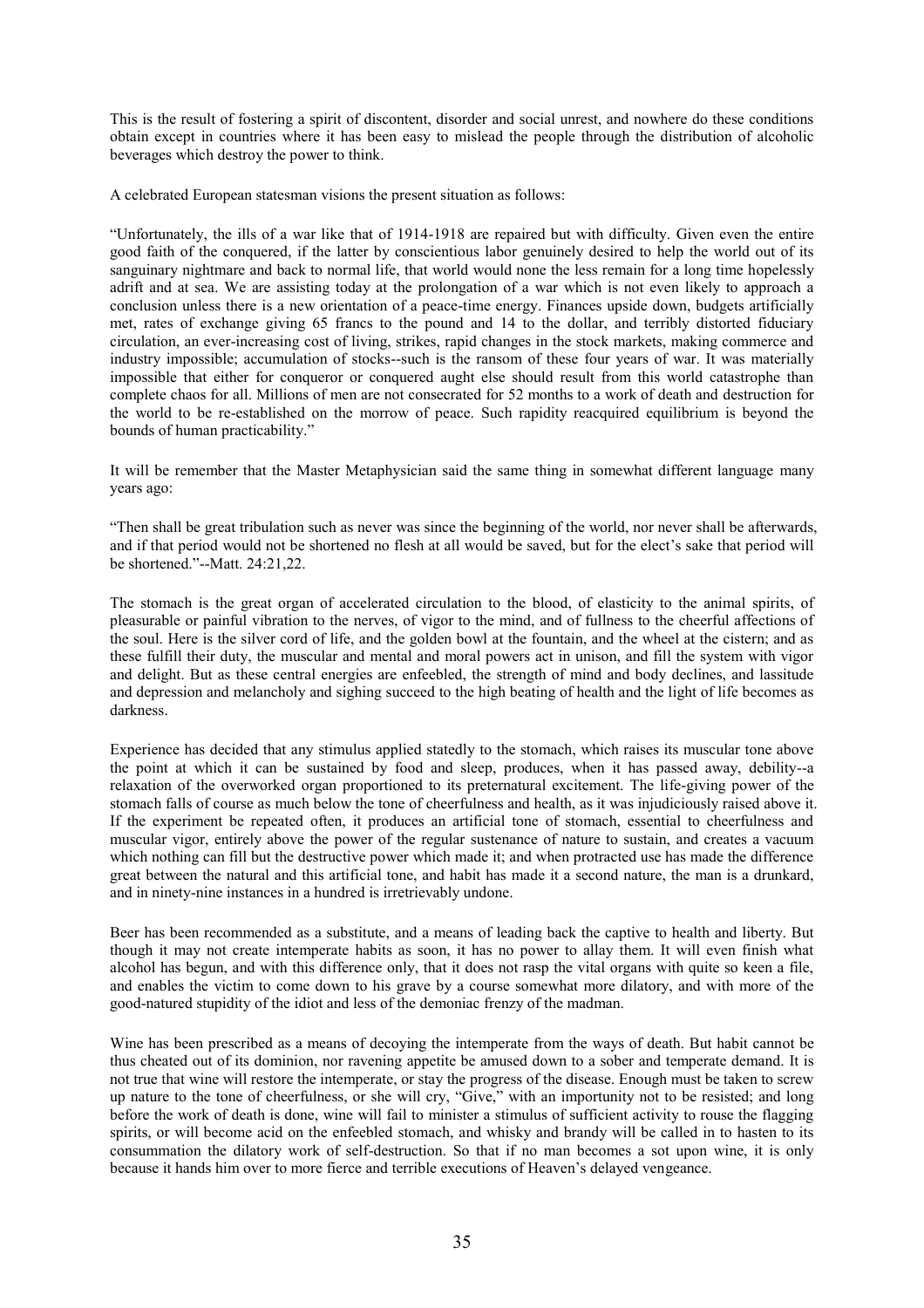This is the result of fostering a spirit of discontent, disorder and social unrest, and nowhere do these conditions obtain except in countries where it has been easy to mislead the people through the distribution of alcoholic beverages which destroy the power to think.

A celebrated European statesman visions the present situation as follows:

"Unfortunately, the ills of a war like that of 1914-1918 are repaired but with difficulty. Given even the entire good faith of the conquered, if the latter by conscientious labor genuinely desired to help the world out of its sanguinary nightmare and back to normal life, that world would none the less remain for a long time hopelessly adrift and at sea. We are assisting today at the prolongation of a war which is not even likely to approach a conclusion unless there is a new orientation of a peace-time energy. Finances upside down, budgets artificially met, rates of exchange giving 65 francs to the pound and 14 to the dollar, and terribly distorted fiduciary circulation, an ever-increasing cost of living, strikes, rapid changes in the stock markets, making commerce and industry impossible; accumulation of stocks--such is the ransom of these four years of war. It was materially impossible that either for conqueror or conquered aught else should result from this world catastrophe than complete chaos for all. Millions of men are not consecrated for 52 months to a work of death and destruction for the world to be re-established on the morrow of peace. Such rapidity reacquired equilibrium is beyond the bounds of human practicability."

It will be remember that the Master Metaphysician said the same thing in somewhat different language many years ago:

"Then shall be great tribulation such as never was since the beginning of the world, nor never shall be afterwards, and if that period would not be shortened no flesh at all would be saved, but for the elect's sake that period will be shortened."--Matt. 24:21,22.

The stomach is the great organ of accelerated circulation to the blood, of elasticity to the animal spirits, of pleasurable or painful vibration to the nerves, of vigor to the mind, and of fullness to the cheerful affections of the soul. Here is the silver cord of life, and the golden bowl at the fountain, and the wheel at the cistern; and as these fulfill their duty, the muscular and mental and moral powers act in unison, and fill the system with vigor and delight. But as these central energies are enfeebled, the strength of mind and body declines, and lassitude and depression and melancholy and sighing succeed to the high beating of health and the light of life becomes as darkness.

Experience has decided that any stimulus applied statedly to the stomach, which raises its muscular tone above the point at which it can be sustained by food and sleep, produces, when it has passed away, debility--a relaxation of the overworked organ proportioned to its preternatural excitement. The life-giving power of the stomach falls of course as much below the tone of cheerfulness and health, as it was injudiciously raised above it. If the experiment be repeated often, it produces an artificial tone of stomach, essential to cheerfulness and muscular vigor, entirely above the power of the regular sustenance of nature to sustain, and creates a vacuum which nothing can fill but the destructive power which made it; and when protracted use has made the difference great between the natural and this artificial tone, and habit has made it a second nature, the man is a drunkard, and in ninety-nine instances in a hundred is irretrievably undone.

Beer has been recommended as a substitute, and a means of leading back the captive to health and liberty. But though it may not create intemperate habits as soon, it has no power to allay them. It will even finish what alcohol has begun, and with this difference only, that it does not rasp the vital organs with quite so keen a file, and enables the victim to come down to his grave by a course somewhat more dilatory, and with more of the good-natured stupidity of the idiot and less of the demoniac frenzy of the madman.

Wine has been prescribed as a means of decoying the intemperate from the ways of death. But habit cannot be thus cheated out of its dominion, nor ravening appetite be amused down to a sober and temperate demand. It is not true that wine will restore the intemperate, or stay the progress of the disease. Enough must be taken to screw up nature to the tone of cheerfulness, or she will cry, "Give," with an importunity not to be resisted; and long before the work of death is done, wine will fail to minister a stimulus of sufficient activity to rouse the flagging spirits, or will become acid on the enfeebled stomach, and whisky and brandy will be called in to hasten to its consummation the dilatory work of self-destruction. So that if no man becomes a sot upon wine, it is only because it hands him over to more fierce and terrible executions of Heaven's delayed vengeance.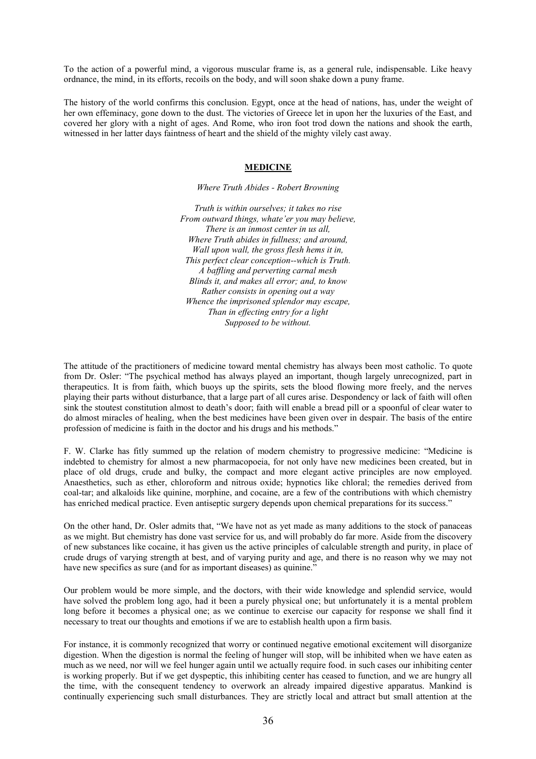To the action of a powerful mind, a vigorous muscular frame is, as a general rule, indispensable. Like heavy ordnance, the mind, in its efforts, recoils on the body, and will soon shake down a puny frame.

The history of the world confirms this conclusion. Egypt, once at the head of nations, has, under the weight of her own effeminacy, gone down to the dust. The victories of Greece let in upon her the luxuries of the East, and covered her glory with a night of ages. And Rome, who iron foot trod down the nations and shook the earth, witnessed in her latter days faintness of heart and the shield of the mighty vilely cast away.

## MEDICINE

*Where Truth Abides - Robert Browning*

*Truth is within ourselves; it takes no rise*
*From outward things, whate'er you may believe,*
*There is an inmost center in us all,*
*Where Truth abides in fullness; and around,*
*Wall upon wall, the gross flesh hems it in,*
*This perfect clear conception--which is Truth.*
*A baffling and perverting carnal mesh*
*Blinds it, and makes all error; and, to know*
*Rather consists in opening out a way*
*Whence the imprisoned splendor may escape,*
*Than in effecting entry for a light*
*Supposed to be without.*

The attitude of the practitioners of medicine toward mental chemistry has always been most catholic. To quote from Dr. Osler: "The psychical method has always played an important, though largely unrecognized, part in therapeutics. It is from faith, which buoys up the spirits, sets the blood flowing more freely, and the nerves playing their parts without disturbance, that a large part of all cures arise. Despondency or lack of faith will often sink the stoutest constitution almost to death's door; faith will enable a bread pill or a spoonful of clear water to do almost miracles of healing, when the best medicines have been given over in despair. The basis of the entire profession of medicine is faith in the doctor and his drugs and his methods."

F. W. Clarke has fitly summed up the relation of modern chemistry to progressive medicine: "Medicine is indebted to chemistry for almost a new pharmacopoeia, for not only have new medicines been created, but in place of old drugs, crude and bulky, the compact and more elegant active principles are now employed. Anaesthetics, such as ether, chloroform and nitrous oxide; hypnotics like chloral; the remedies derived from coal-tar; and alkaloids like quinine, morphine, and cocaine, are a few of the contributions with which chemistry has enriched medical practice. Even antiseptic surgery depends upon chemical preparations for its success."

On the other hand, Dr. Osler admits that, "We have not as yet made as many additions to the stock of panaceas as we might. But chemistry has done vast service for us, and will probably do far more. Aside from the discovery of new substances like cocaine, it has given us the active principles of calculable strength and purity, in place of crude drugs of varying strength at best, and of varying purity and age, and there is no reason why we may not have new specifics as sure (and for as important diseases) as quinine."

Our problem would be more simple, and the doctors, with their wide knowledge and splendid service, would have solved the problem long ago, had it been a purely physical one; but unfortunately it is a mental problem long before it becomes a physical one; as we continue to exercise our capacity for response we shall find it necessary to treat our thoughts and emotions if we are to establish health upon a firm basis.

For instance, it is commonly recognized that worry or continued negative emotional excitement will disorganize digestion. When the digestion is normal the feeling of hunger will stop, will be inhibited when we have eaten as much as we need, nor will we feel hunger again until we actually require food. in such cases our inhibiting center is working properly. But if we get dyspeptic, this inhibiting center has ceased to function, and we are hungry all the time, with the consequent tendency to overwork an already impaired digestive apparatus. Mankind is continually experiencing such small disturbances. They are strictly local and attract but small attention at the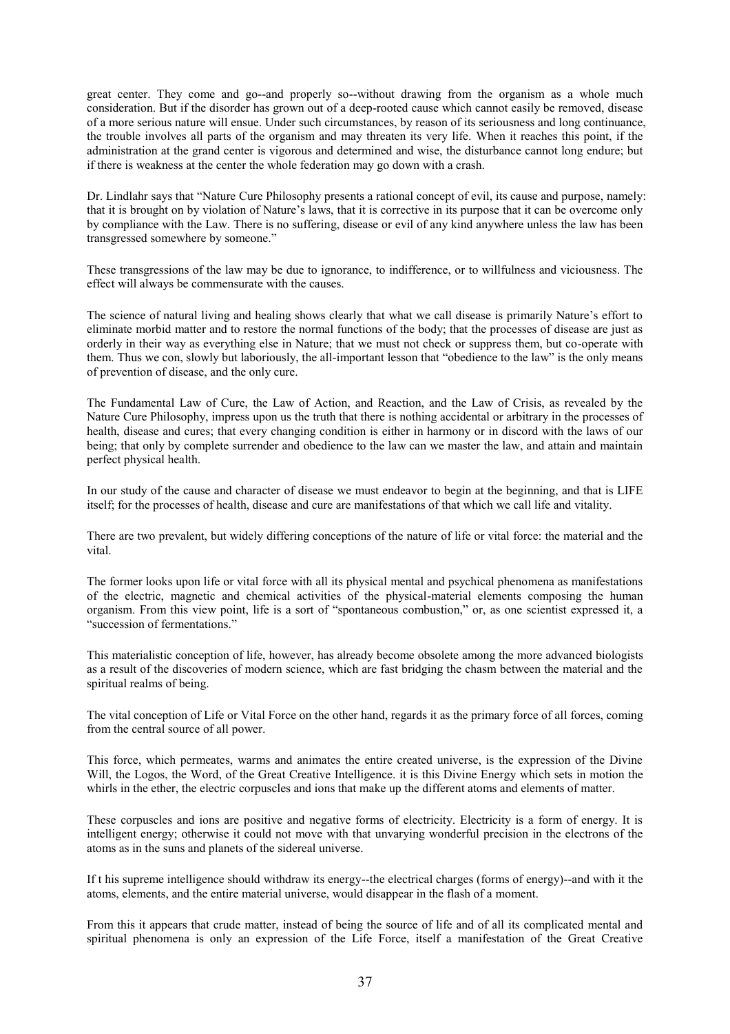great center. They come and go--and properly so--without drawing from the organism as a whole much consideration. But if the disorder has grown out of a deep-rooted cause which cannot easily be removed, disease of a more serious nature will ensue. Under such circumstances, by reason of its seriousness and long continuance, the trouble involves all parts of the organism and may threaten its very life. When it reaches this point, if the administration at the grand center is vigorous and determined and wise, the disturbance cannot long endure; but if there is weakness at the center the whole federation may go down with a crash.

Dr. Lindlahr says that "Nature Cure Philosophy presents a rational concept of evil, its cause and purpose, namely: that it is brought on by violation of Nature's laws, that it is corrective in its purpose that it can be overcome only by compliance with the Law. There is no suffering, disease or evil of any kind anywhere unless the law has been transgressed somewhere by someone."

These transgressions of the law may be due to ignorance, to indifference, or to willfulness and viciousness. The effect will always be commensurate with the causes.

The science of natural living and healing shows clearly that what we call disease is primarily Nature's effort to eliminate morbid matter and to restore the normal functions of the body; that the processes of disease are just as orderly in their way as everything else in Nature; that we must not check or suppress them, but co-operate with them. Thus we con, slowly but laboriously, the all-important lesson that "obedience to the law" is the only means of prevention of disease, and the only cure.

The Fundamental Law of Cure, the Law of Action, and Reaction, and the Law of Crisis, as revealed by the Nature Cure Philosophy, impress upon us the truth that there is nothing accidental or arbitrary in the processes of health, disease and cures; that every changing condition is either in harmony or in discord with the laws of our being; that only by complete surrender and obedience to the law can we master the law, and attain and maintain perfect physical health.

In our study of the cause and character of disease we must endeavor to begin at the beginning, and that is LIFE itself; for the processes of health, disease and cure are manifestations of that which we call life and vitality.

There are two prevalent, but widely differing conceptions of the nature of life or vital force: the material and the vital.

The former looks upon life or vital force with all its physical mental and psychical phenomena as manifestations of the electric, magnetic and chemical activities of the physical-material elements composing the human organism. From this view point, life is a sort of "spontaneous combustion," or, as one scientist expressed it, a "succession of fermentations."

This materialistic conception of life, however, has already become obsolete among the more advanced biologists as a result of the discoveries of modern science, which are fast bridging the chasm between the material and the spiritual realms of being.

The vital conception of Life or Vital Force on the other hand, regards it as the primary force of all forces, coming from the central source of all power.

This force, which permeates, warms and animates the entire created universe, is the expression of the Divine Will, the Logos, the Word, of the Great Creative Intelligence. it is this Divine Energy which sets in motion the whirls in the ether, the electric corpuscles and ions that make up the different atoms and elements of matter.

These corpuscles and ions are positive and negative forms of electricity. Electricity is a form of energy. It is intelligent energy; otherwise it could not move with that unvarying wonderful precision in the electrons of the atoms as in the suns and planets of the sidereal universe.

If t his supreme intelligence should withdraw its energy--the electrical charges (forms of energy)--and with it the atoms, elements, and the entire material universe, would disappear in the flash of a moment.

From this it appears that crude matter, instead of being the source of life and of all its complicated mental and spiritual phenomena is only an expression of the Life Force, itself a manifestation of the Great Creative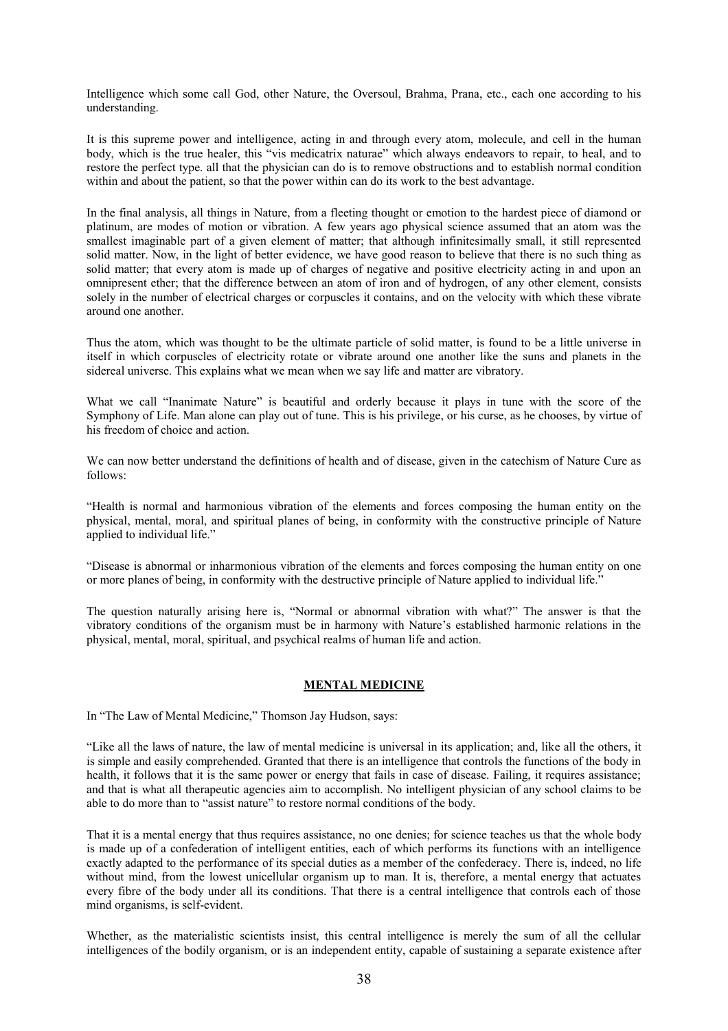Intelligence which some call God, other Nature, the Oversoul, Brahma, Prana, etc., each one according to his understanding.

It is this supreme power and intelligence, acting in and through every atom, molecule, and cell in the human body, which is the true healer, this "vis medicatrix naturae" which always endeavors to repair, to heal, and to restore the perfect type. all that the physician can do is to remove obstructions and to establish normal condition within and about the patient, so that the power within can do its work to the best advantage.

In the final analysis, all things in Nature, from a fleeting thought or emotion to the hardest piece of diamond or platinum, are modes of motion or vibration. A few years ago physical science assumed that an atom was the smallest imaginable part of a given element of matter; that although infinitesimally small, it still represented solid matter. Now, in the light of better evidence, we have good reason to believe that there is no such thing as solid matter; that every atom is made up of charges of negative and positive electricity acting in and upon an omnipresent ether; that the difference between an atom of iron and of hydrogen, of any other element, consists solely in the number of electrical charges or corpuscles it contains, and on the velocity with which these vibrate around one another.

Thus the atom, which was thought to be the ultimate particle of solid matter, is found to be a little universe in itself in which corpuscles of electricity rotate or vibrate around one another like the suns and planets in the sidereal universe. This explains what we mean when we say life and matter are vibratory.

What we call "Inanimate Nature" is beautiful and orderly because it plays in tune with the score of the Symphony of Life. Man alone can play out of tune. This is his privilege, or his curse, as he chooses, by virtue of his freedom of choice and action.

We can now better understand the definitions of health and of disease, given in the catechism of Nature Cure as follows:

"Health is normal and harmonious vibration of the elements and forces composing the human entity on the physical, mental, moral, and spiritual planes of being, in conformity with the constructive principle of Nature applied to individual life."

"Disease is abnormal or inharmonious vibration of the elements and forces composing the human entity on one or more planes of being, in conformity with the destructive principle of Nature applied to individual life."

The question naturally arising here is, "Normal or abnormal vibration with what?" The answer is that the vibratory conditions of the organism must be in harmony with Nature's established harmonic relations in the physical, mental, moral, spiritual, and psychical realms of human life and action.

## MENTAL MEDICINE

In "The Law of Mental Medicine," Thomson Jay Hudson, says:

"Like all the laws of nature, the law of mental medicine is universal in its application; and, like all the others, it is simple and easily comprehended. Granted that there is an intelligence that controls the functions of the body in health, it follows that it is the same power or energy that fails in case of disease. Failing, it requires assistance; and that is what all therapeutic agencies aim to accomplish. No intelligent physician of any school claims to be able to do more than to "assist nature" to restore normal conditions of the body.

That it is a mental energy that thus requires assistance, no one denies; for science teaches us that the whole body is made up of a confederation of intelligent entities, each of which performs its functions with an intelligence exactly adapted to the performance of its special duties as a member of the confederacy. There is, indeed, no life without mind, from the lowest unicellular organism up to man. It is, therefore, a mental energy that actuates every fibre of the body under all its conditions. That there is a central intelligence that controls each of those mind organisms, is self-evident.

Whether, as the materialistic scientists insist, this central intelligence is merely the sum of all the cellular intelligences of the bodily organism, or is an independent entity, capable of sustaining a separate existence after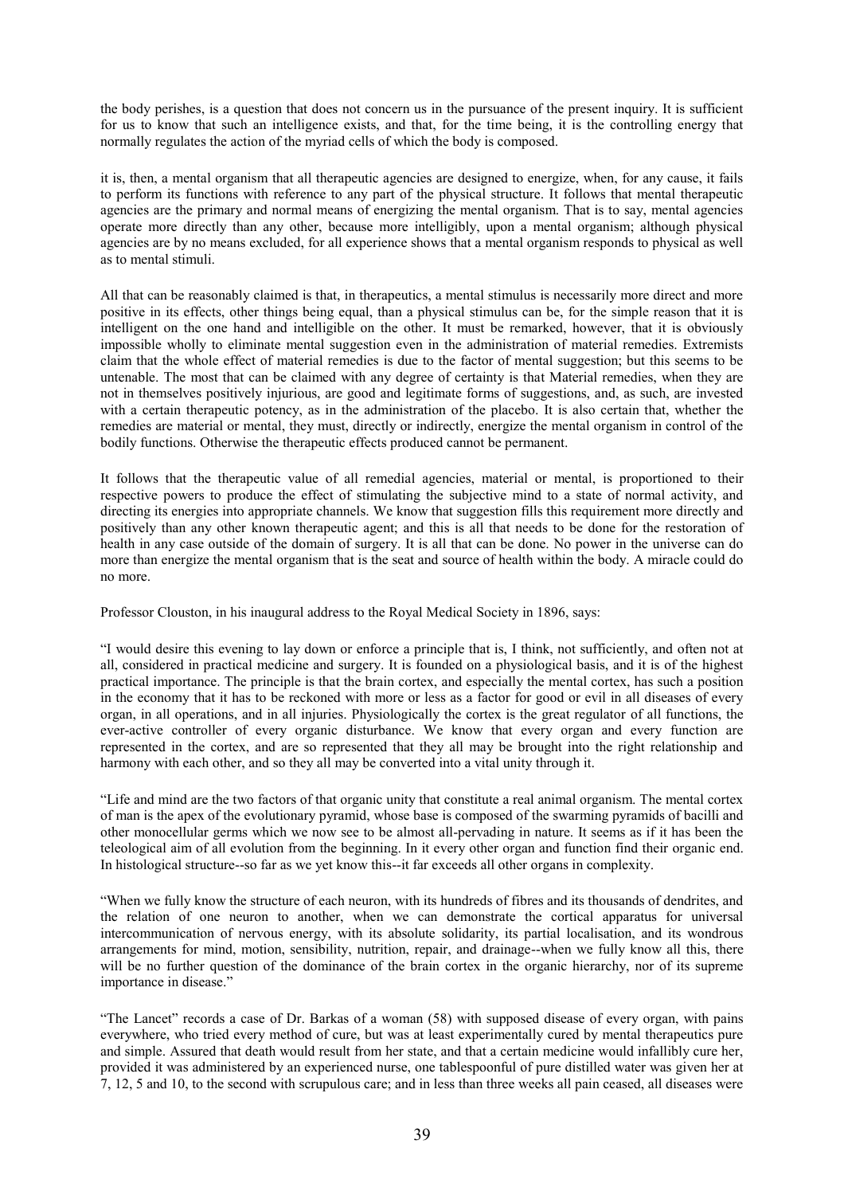the body perishes, is a question that does not concern us in the pursuance of the present inquiry. It is sufficient for us to know that such an intelligence exists, and that, for the time being, it is the controlling energy that normally regulates the action of the myriad cells of which the body is composed.

it is, then, a mental organism that all therapeutic agencies are designed to energize, when, for any cause, it fails to perform its functions with reference to any part of the physical structure. It follows that mental therapeutic agencies are the primary and normal means of energizing the mental organism. That is to say, mental agencies operate more directly than any other, because more intelligibly, upon a mental organism; although physical agencies are by no means excluded, for all experience shows that a mental organism responds to physical as well as to mental stimuli.

All that can be reasonably claimed is that, in therapeutics, a mental stimulus is necessarily more direct and more positive in its effects, other things being equal, than a physical stimulus can be, for the simple reason that it is intelligent on the one hand and intelligible on the other. It must be remarked, however, that it is obviously impossible wholly to eliminate mental suggestion even in the administration of material remedies. Extremists claim that the whole effect of material remedies is due to the factor of mental suggestion; but this seems to be untenable. The most that can be claimed with any degree of certainty is that Material remedies, when they are not in themselves positively injurious, are good and legitimate forms of suggestions, and, as such, are invested with a certain therapeutic potency, as in the administration of the placebo. It is also certain that, whether the remedies are material or mental, they must, directly or indirectly, energize the mental organism in control of the bodily functions. Otherwise the therapeutic effects produced cannot be permanent.

It follows that the therapeutic value of all remedial agencies, material or mental, is proportioned to their respective powers to produce the effect of stimulating the subjective mind to a state of normal activity, and directing its energies into appropriate channels. We know that suggestion fills this requirement more directly and positively than any other known therapeutic agent; and this is all that needs to be done for the restoration of health in any case outside of the domain of surgery. It is all that can be done. No power in the universe can do more than energize the mental organism that is the seat and source of health within the body. A miracle could do no more.

Professor Clouston, in his inaugural address to the Royal Medical Society in 1896, says:

"I would desire this evening to lay down or enforce a principle that is, I think, not sufficiently, and often not at all, considered in practical medicine and surgery. It is founded on a physiological basis, and it is of the highest practical importance. The principle is that the brain cortex, and especially the mental cortex, has such a position in the economy that it has to be reckoned with more or less as a factor for good or evil in all diseases of every organ, in all operations, and in all injuries. Physiologically the cortex is the great regulator of all functions, the ever-active controller of every organic disturbance. We know that every organ and every function are represented in the cortex, and are so represented that they all may be brought into the right relationship and harmony with each other, and so they all may be converted into a vital unity through it.

"Life and mind are the two factors of that organic unity that constitute a real animal organism. The mental cortex of man is the apex of the evolutionary pyramid, whose base is composed of the swarming pyramids of bacilli and other monocellular germs which we now see to be almost all-pervading in nature. It seems as if it has been the teleological aim of all evolution from the beginning. In it every other organ and function find their organic end. In histological structure--so far as we yet know this--it far exceeds all other organs in complexity.

"When we fully know the structure of each neuron, with its hundreds of fibres and its thousands of dendrites, and the relation of one neuron to another, when we can demonstrate the cortical apparatus for universal intercommunication of nervous energy, with its absolute solidarity, its partial localisation, and its wondrous arrangements for mind, motion, sensibility, nutrition, repair, and drainage--when we fully know all this, there will be no further question of the dominance of the brain cortex in the organic hierarchy, nor of its supreme importance in disease."

"The Lancet" records a case of Dr. Barkas of a woman (58) with supposed disease of every organ, with pains everywhere, who tried every method of cure, but was at least experimentally cured by mental therapeutics pure and simple. Assured that death would result from her state, and that a certain medicine would infallibly cure her, provided it was administered by an experienced nurse, one tablespoonful of pure distilled water was given her at 7, 12, 5 and 10, to the second with scrupulous care; and in less than three weeks all pain ceased, all diseases were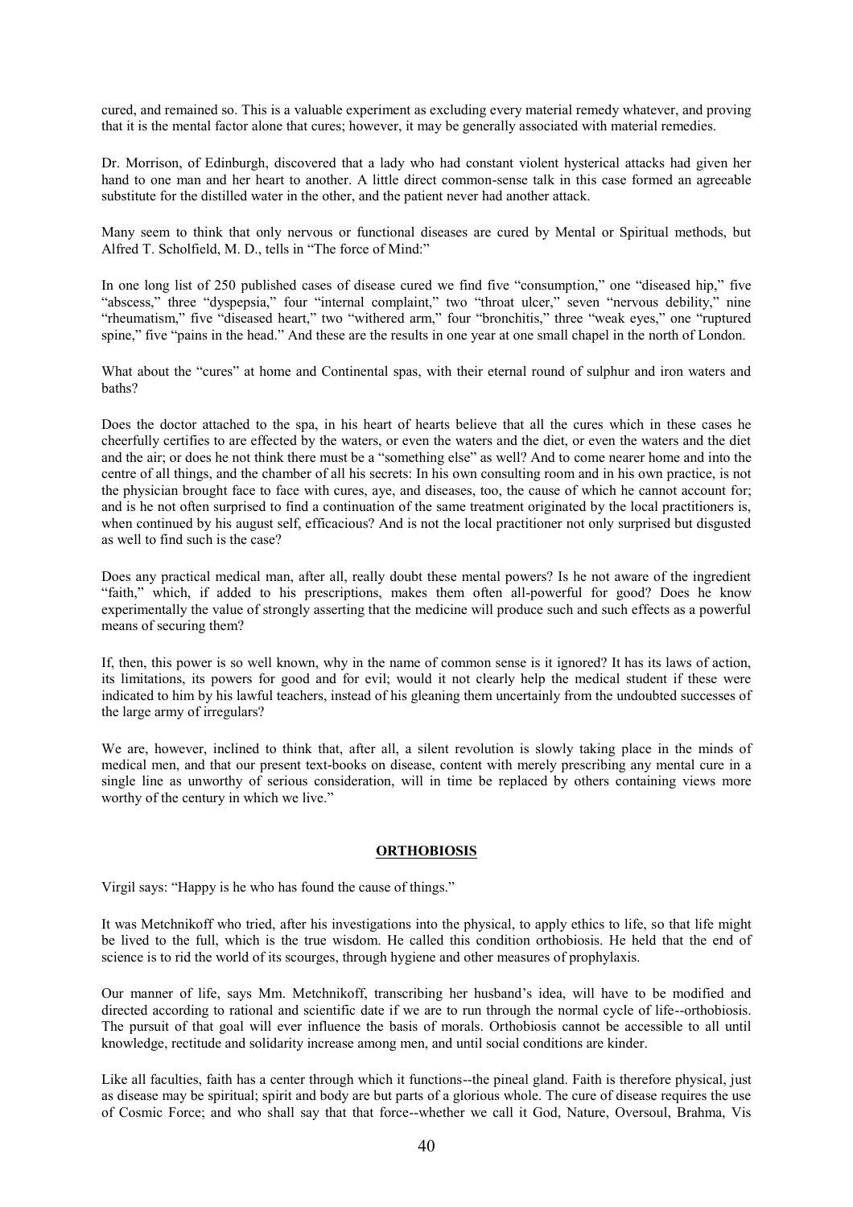cured, and remained so. This is a valuable experiment as excluding every material remedy whatever, and proving that it is the mental factor alone that cures; however, it may be generally associated with material remedies.

Dr. Morrison, of Edinburgh, discovered that a lady who had constant violent hysterical attacks had given her hand to one man and her heart to another. A little direct common-sense talk in this case formed an agreeable substitute for the distilled water in the other, and the patient never had another attack.

Many seem to think that only nervous or functional diseases are cured by Mental or Spiritual methods, but Alfred T. Scholfield, M. D., tells in "The force of Mind:"

In one long list of 250 published cases of disease cured we find five "consumption," one "diseased hip," five "abscess," three "dyspepsia," four "internal complaint," two "throat ulcer," seven "nervous debility," nine "rheumatism," five "diseased heart," two "withered arm," four "bronchitis," three "weak eyes," one "ruptured spine," five "pains in the head." And these are the results in one year at one small chapel in the north of London.

What about the "cures" at home and Continental spas, with their eternal round of sulphur and iron waters and baths?

Does the doctor attached to the spa, in his heart of hearts believe that all the cures which in these cases he cheerfully certifies to are effected by the waters, or even the waters and the diet, or even the waters and the diet and the air; or does he not think there must be a "something else" as well? And to come nearer home and into the centre of all things, and the chamber of all his secrets: In his own consulting room and in his own practice, is not the physician brought face to face with cures, aye, and diseases, too, the cause of which he cannot account for; and is he not often surprised to find a continuation of the same treatment originated by the local practitioners is, when continued by his august self, efficacious? And is not the local practitioner not only surprised but disgusted as well to find such is the case?

Does any practical medical man, after all, really doubt these mental powers? Is he not aware of the ingredient "faith," which, if added to his prescriptions, makes them often all-powerful for good? Does he know experimentally the value of strongly asserting that the medicine will produce such and such effects as a powerful means of securing them?

If, then, this power is so well known, why in the name of common sense is it ignored? It has its laws of action, its limitations, its powers for good and for evil; would it not clearly help the medical student if these were indicated to him by his lawful teachers, instead of his gleaning them uncertainly from the undoubted successes of the large army of irregulars?

We are, however, inclined to think that, after all, a silent revolution is slowly taking place in the minds of medical men, and that our present text-books on disease, content with merely prescribing any mental cure in a single line as unworthy of serious consideration, will in time be replaced by others containing views more worthy of the century in which we live."

## ORTHOBIOSIS

Virgil says: "Happy is he who has found the cause of things."

It was Metchnikoff who tried, after his investigations into the physical, to apply ethics to life, so that life might be lived to the full, which is the true wisdom. He called this condition orthobiosis. He held that the end of science is to rid the world of its scourges, through hygiene and other measures of prophylaxis.

Our manner of life, says Mm. Metchnikoff, transcribing her husband's idea, will have to be modified and directed according to rational and scientific date if we are to run through the normal cycle of life--orthobiosis. The pursuit of that goal will ever influence the basis of morals. Orthobiosis cannot be accessible to all until knowledge, rectitude and solidarity increase among men, and until social conditions are kinder.

Like all faculties, faith has a center through which it functions--the pineal gland. Faith is therefore physical, just as disease may be spiritual; spirit and body are but parts of a glorious whole. The cure of disease requires the use of Cosmic Force; and who shall say that that force--whether we call it God, Nature, Oversoul, Brahma, Vis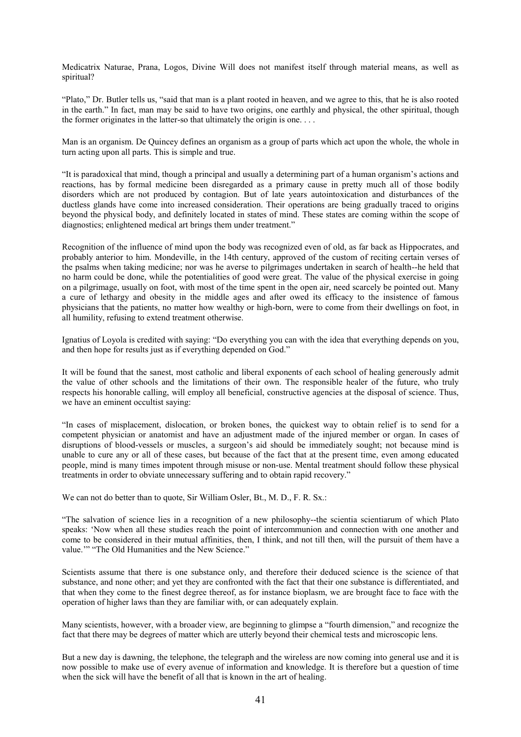Medicatrix Naturae, Prana, Logos, Divine Will does not manifest itself through material means, as well as spiritual?

"Plato," Dr. Butler tells us, "said that man is a plant rooted in heaven, and we agree to this, that he is also rooted in the earth." In fact, man may be said to have two origins, one earthly and physical, the other spiritual, though the former originates in the latter-so that ultimately the origin is one. . . .

Man is an organism. De Quincey defines an organism as a group of parts which act upon the whole, the whole in turn acting upon all parts. This is simple and true.

"It is paradoxical that mind, though a principal and usually a determining part of a human organism's actions and reactions, has by formal medicine been disregarded as a primary cause in pretty much all of those bodily disorders which are not produced by contagion. But of late years autointoxication and disturbances of the ductless glands have come into increased consideration. Their operations are being gradually traced to origins beyond the physical body, and definitely located in states of mind. These states are coming within the scope of diagnostics; enlightened medical art brings them under treatment."

Recognition of the influence of mind upon the body was recognized even of old, as far back as Hippocrates, and probably anterior to him. Mondeville, in the 14th century, approved of the custom of reciting certain verses of the psalms when taking medicine; nor was he averse to pilgrimages undertaken in search of health--he held that no harm could be done, while the potentialities of good were great. The value of the physical exercise in going on a pilgrimage, usually on foot, with most of the time spent in the open air, need scarcely be pointed out. Many a cure of lethargy and obesity in the middle ages and after owed its efficacy to the insistence of famous physicians that the patients, no matter how wealthy or high-born, were to come from their dwellings on foot, in all humility, refusing to extend treatment otherwise.

Ignatius of Loyola is credited with saying: "Do everything you can with the idea that everything depends on you, and then hope for results just as if everything depended on God."

It will be found that the sanest, most catholic and liberal exponents of each school of healing generously admit the value of other schools and the limitations of their own. The responsible healer of the future, who truly respects his honorable calling, will employ all beneficial, constructive agencies at the disposal of science. Thus, we have an eminent occultist saying:

"In cases of misplacement, dislocation, or broken bones, the quickest way to obtain relief is to send for a competent physician or anatomist and have an adjustment made of the injured member or organ. In cases of disruptions of blood-vessels or muscles, a surgeon's aid should be immediately sought; not because mind is unable to cure any or all of these cases, but because of the fact that at the present time, even among educated people, mind is many times impotent through misuse or non-use. Mental treatment should follow these physical treatments in order to obviate unnecessary suffering and to obtain rapid recovery."

We can not do better than to quote, Sir William Osler, Bt., M. D., F. R. Sx.:

"The salvation of science lies in a recognition of a new philosophy--the scientia scientiarum of which Plato speaks: 'Now when all these studies reach the point of intercommunion and connection with one another and come to be considered in their mutual affinities, then, I think, and not till then, will the pursuit of them have a value.'" "The Old Humanities and the New Science."

Scientists assume that there is one substance only, and therefore their deduced science is the science of that substance, and none other; and yet they are confronted with the fact that their one substance is differentiated, and that when they come to the finest degree thereof, as for instance bioplasm, we are brought face to face with the operation of higher laws than they are familiar with, or can adequately explain.

Many scientists, however, with a broader view, are beginning to glimpse a "fourth dimension," and recognize the fact that there may be degrees of matter which are utterly beyond their chemical tests and microscopic lens.

But a new day is dawning, the telephone, the telegraph and the wireless are now coming into general use and it is now possible to make use of every avenue of information and knowledge. It is therefore but a question of time when the sick will have the benefit of all that is known in the art of healing.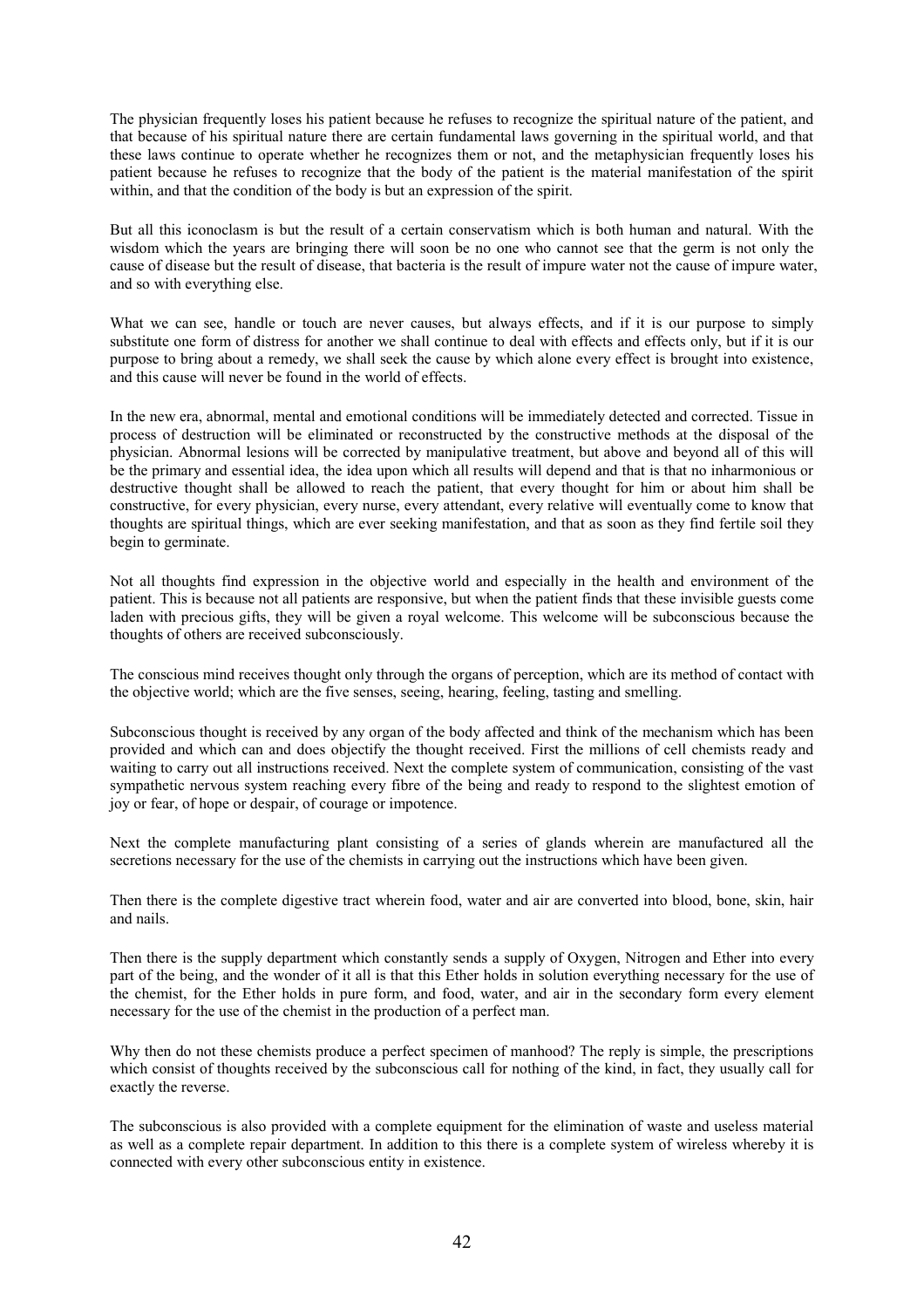The physician frequently loses his patient because he refuses to recognize the spiritual nature of the patient, and that because of his spiritual nature there are certain fundamental laws governing in the spiritual world, and that these laws continue to operate whether he recognizes them or not, and the metaphysician frequently loses his patient because he refuses to recognize that the body of the patient is the material manifestation of the spirit within, and that the condition of the body is but an expression of the spirit.

But all this iconoclasm is but the result of a certain conservatism which is both human and natural. With the wisdom which the years are bringing there will soon be no one who cannot see that the germ is not only the cause of disease but the result of disease, that bacteria is the result of impure water not the cause of impure water, and so with everything else.

What we can see, handle or touch are never causes, but always effects, and if it is our purpose to simply substitute one form of distress for another we shall continue to deal with effects and effects only, but if it is our purpose to bring about a remedy, we shall seek the cause by which alone every effect is brought into existence, and this cause will never be found in the world of effects.

In the new era, abnormal, mental and emotional conditions will be immediately detected and corrected. Tissue in process of destruction will be eliminated or reconstructed by the constructive methods at the disposal of the physician. Abnormal lesions will be corrected by manipulative treatment, but above and beyond all of this will be the primary and essential idea, the idea upon which all results will depend and that is that no inharmonious or destructive thought shall be allowed to reach the patient, that every thought for him or about him shall be constructive, for every physician, every nurse, every attendant, every relative will eventually come to know that thoughts are spiritual things, which are ever seeking manifestation, and that as soon as they find fertile soil they begin to germinate.

Not all thoughts find expression in the objective world and especially in the health and environment of the patient. This is because not all patients are responsive, but when the patient finds that these invisible guests come laden with precious gifts, they will be given a royal welcome. This welcome will be subconscious because the thoughts of others are received subconsciously.

The conscious mind receives thought only through the organs of perception, which are its method of contact with the objective world; which are the five senses, seeing, hearing, feeling, tasting and smelling.

Subconscious thought is received by any organ of the body affected and think of the mechanism which has been provided and which can and does objectify the thought received. First the millions of cell chemists ready and waiting to carry out all instructions received. Next the complete system of communication, consisting of the vast sympathetic nervous system reaching every fibre of the being and ready to respond to the slightest emotion of joy or fear, of hope or despair, of courage or impotence.

Next the complete manufacturing plant consisting of a series of glands wherein are manufactured all the secretions necessary for the use of the chemists in carrying out the instructions which have been given.

Then there is the complete digestive tract wherein food, water and air are converted into blood, bone, skin, hair and nails.

Then there is the supply department which constantly sends a supply of Oxygen, Nitrogen and Ether into every part of the being, and the wonder of it all is that this Ether holds in solution everything necessary for the use of the chemist, for the Ether holds in pure form, and food, water, and air in the secondary form every element necessary for the use of the chemist in the production of a perfect man.

Why then do not these chemists produce a perfect specimen of manhood? The reply is simple, the prescriptions which consist of thoughts received by the subconscious call for nothing of the kind, in fact, they usually call for exactly the reverse.

The subconscious is also provided with a complete equipment for the elimination of waste and useless material as well as a complete repair department. In addition to this there is a complete system of wireless whereby it is connected with every other subconscious entity in existence.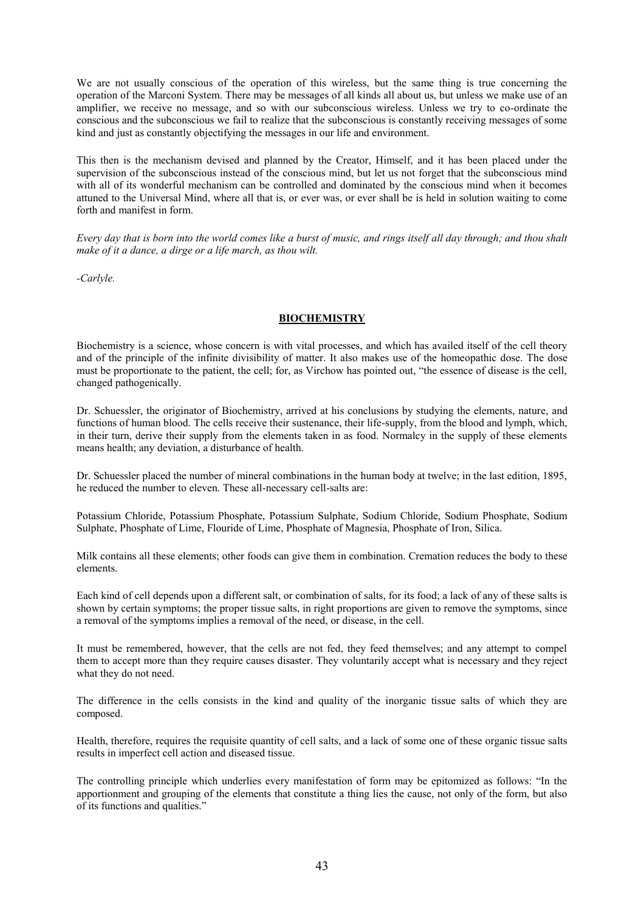We are not usually conscious of the operation of this wireless, but the same thing is true concerning the operation of the Marconi System. There may be messages of all kinds all about us, but unless we make use of an amplifier, we receive no message, and so with our subconscious wireless. Unless we try to co-ordinate the conscious and the subconscious we fail to realize that the subconscious is constantly receiving messages of some kind and just as constantly objectifying the messages in our life and environment.

This then is the mechanism devised and planned by the Creator, Himself, and it has been placed under the supervision of the subconscious instead of the conscious mind, but let us not forget that the subconscious mind with all of its wonderful mechanism can be controlled and dominated by the conscious mind when it becomes attuned to the Universal Mind, where all that is, or ever was, or ever shall be is held in solution waiting to come forth and manifest in form.

*Every day that is born into the world comes like a burst of music, and rings itself all day through; and thou shalt make of it a dance, a dirge or a life march, as thou wilt.*

*-Carlyle.*

## BIOCHEMISTRY

Biochemistry is a science, whose concern is with vital processes, and which has availed itself of the cell theory and of the principle of the infinite divisibility of matter. It also makes use of the homeopathic dose. The dose must be proportionate to the patient, the cell; for, as Virchow has pointed out, "the essence of disease is the cell, changed pathogenically.

Dr. Schuessler, the originator of Biochemistry, arrived at his conclusions by studying the elements, nature, and functions of human blood. The cells receive their sustenance, their life-supply, from the blood and lymph, which, in their turn, derive their supply from the elements taken in as food. Normalcy in the supply of these elements means health; any deviation, a disturbance of health.

Dr. Schuessler placed the number of mineral combinations in the human body at twelve; in the last edition, 1895, he reduced the number to eleven. These all-necessary cell-salts are:

Potassium Chloride, Potassium Phosphate, Potassium Sulphate, Sodium Chloride, Sodium Phosphate, Sodium Sulphate, Phosphate of Lime, Flouride of Lime, Phosphate of Magnesia, Phosphate of Iron, Silica.

Milk contains all these elements; other foods can give them in combination. Cremation reduces the body to these elements.

Each kind of cell depends upon a different salt, or combination of salts, for its food; a lack of any of these salts is shown by certain symptoms; the proper tissue salts, in right proportions are given to remove the symptoms, since a removal of the symptoms implies a removal of the need, or disease, in the cell.

It must be remembered, however, that the cells are not fed, they feed themselves; and any attempt to compel them to accept more than they require causes disaster. They voluntarily accept what is necessary and they reject what they do not need.

The difference in the cells consists in the kind and quality of the inorganic tissue salts of which they are composed.

Health, therefore, requires the requisite quantity of cell salts, and a lack of some one of these organic tissue salts results in imperfect cell action and diseased tissue.

The controlling principle which underlies every manifestation of form may be epitomized as follows: "In the apportionment and grouping of the elements that constitute a thing lies the cause, not only of the form, but also of its functions and qualities."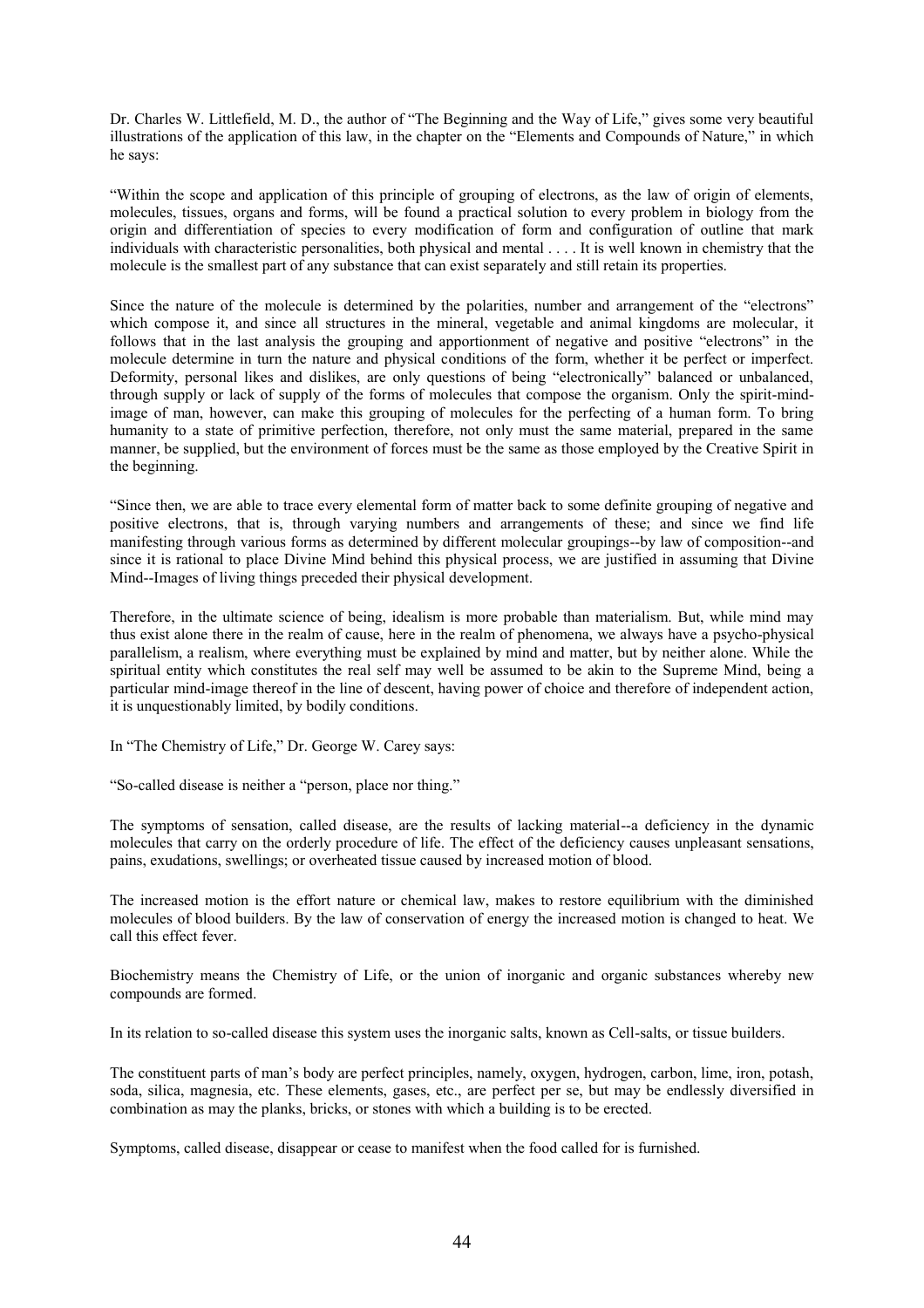Dr. Charles W. Littlefield, M. D., the author of "The Beginning and the Way of Life," gives some very beautiful illustrations of the application of this law, in the chapter on the "Elements and Compounds of Nature," in which he says:

"Within the scope and application of this principle of grouping of electrons, as the law of origin of elements, molecules, tissues, organs and forms, will be found a practical solution to every problem in biology from the origin and differentiation of species to every modification of form and configuration of outline that mark individuals with characteristic personalities, both physical and mental . . . . It is well known in chemistry that the molecule is the smallest part of any substance that can exist separately and still retain its properties.

Since the nature of the molecule is determined by the polarities, number and arrangement of the "electrons" which compose it, and since all structures in the mineral, vegetable and animal kingdoms are molecular, it follows that in the last analysis the grouping and apportionment of negative and positive "electrons" in the molecule determine in turn the nature and physical conditions of the form, whether it be perfect or imperfect. Deformity, personal likes and dislikes, are only questions of being "electronically" balanced or unbalanced, through supply or lack of supply of the forms of molecules that compose the organism. Only the spirit-mind-image of man, however, can make this grouping of molecules for the perfecting of a human form. To bring humanity to a state of primitive perfection, therefore, not only must the same material, prepared in the same manner, be supplied, but the environment of forces must be the same as those employed by the Creative Spirit in the beginning.

"Since then, we are able to trace every elemental form of matter back to some definite grouping of negative and positive electrons, that is, through varying numbers and arrangements of these; and since we find life manifesting through various forms as determined by different molecular groupings--by law of composition--and since it is rational to place Divine Mind behind this physical process, we are justified in assuming that Divine Mind--Images of living things preceded their physical development.

Therefore, in the ultimate science of being, idealism is more probable than materialism. But, while mind may thus exist alone there in the realm of cause, here in the realm of phenomena, we always have a psycho-physical parallelism, a realism, where everything must be explained by mind and matter, but by neither alone. While the spiritual entity which constitutes the real self may well be assumed to be akin to the Supreme Mind, being a particular mind-image thereof in the line of descent, having power of choice and therefore of independent action, it is unquestionably limited, by bodily conditions.

In "The Chemistry of Life," Dr. George W. Carey says:

"So-called disease is neither a "person, place nor thing."

The symptoms of sensation, called disease, are the results of lacking material--a deficiency in the dynamic molecules that carry on the orderly procedure of life. The effect of the deficiency causes unpleasant sensations, pains, exudations, swellings; or overheated tissue caused by increased motion of blood.

The increased motion is the effort nature or chemical law, makes to restore equilibrium with the diminished molecules of blood builders. By the law of conservation of energy the increased motion is changed to heat. We call this effect fever.

Biochemistry means the Chemistry of Life, or the union of inorganic and organic substances whereby new compounds are formed.

In its relation to so-called disease this system uses the inorganic salts, known as Cell-salts, or tissue builders.

The constituent parts of man's body are perfect principles, namely, oxygen, hydrogen, carbon, lime, iron, potash, soda, silica, magnesia, etc. These elements, gases, etc., are perfect per se, but may be endlessly diversified in combination as may the planks, bricks, or stones with which a building is to be erected.

Symptoms, called disease, disappear or cease to manifest when the food called for is furnished.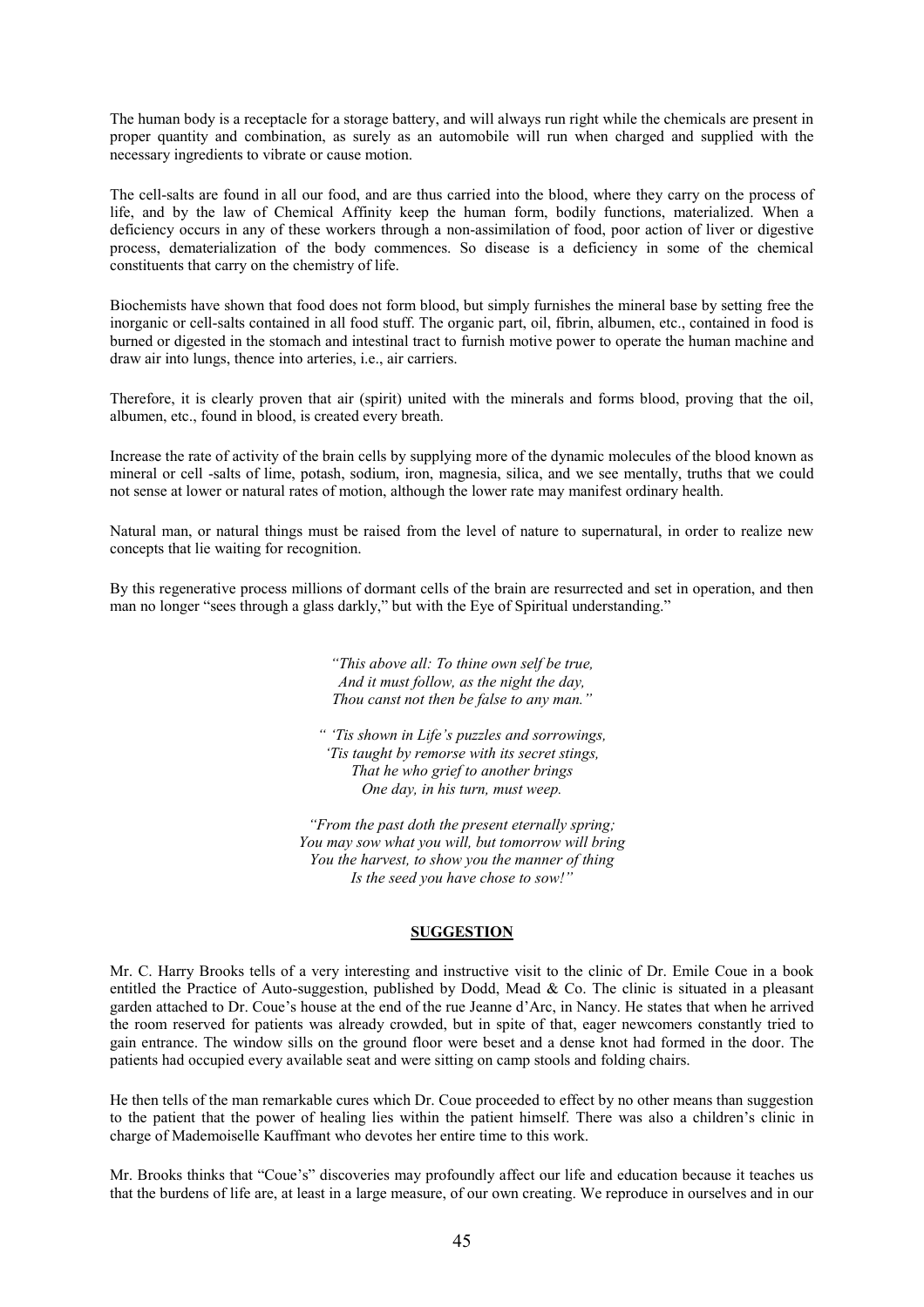The human body is a receptacle for a storage battery, and will always run right while the chemicals are present in proper quantity and combination, as surely as an automobile will run when charged and supplied with the necessary ingredients to vibrate or cause motion.

The cell-salts are found in all our food, and are thus carried into the blood, where they carry on the process of life, and by the law of Chemical Affinity keep the human form, bodily functions, materialized. When a deficiency occurs in any of these workers through a non-assimilation of food, poor action of liver or digestive process, dematerialization of the body commences. So disease is a deficiency in some of the chemical constituents that carry on the chemistry of life.

Biochemists have shown that food does not form blood, but simply furnishes the mineral base by setting free the inorganic or cell-salts contained in all food stuff. The organic part, oil, fibrin, albumen, etc., contained in food is burned or digested in the stomach and intestinal tract to furnish motive power to operate the human machine and draw air into lungs, thence into arteries, i.e., air carriers.

Therefore, it is clearly proven that air (spirit) united with the minerals and forms blood, proving that the oil, albumen, etc., found in blood, is created every breath.

Increase the rate of activity of the brain cells by supplying more of the dynamic molecules of the blood known as mineral or cell -salts of lime, potash, sodium, iron, magnesia, silica, and we see mentally, truths that we could not sense at lower or natural rates of motion, although the lower rate may manifest ordinary health.

Natural man, or natural things must be raised from the level of nature to supernatural, in order to realize new concepts that lie waiting for recognition.

By this regenerative process millions of dormant cells of the brain are resurrected and set in operation, and then man no longer "sees through a glass darkly," but with the Eye of Spiritual understanding."

*"This above all: To thine own self be true,*
*And it must follow, as the night the day,*
*Thou canst not then be false to any man."*

*" 'Tis shown in Life's puzzles and sorrowings,*
*'Tis taught by remorse with its secret stings,*
*That he who grief to another brings*
*One day, in his turn, must weep.*

*"From the past doth the present eternally spring;*
*You may sow what you will, but tomorrow will bring*
*You the harvest, to show you the manner of thing*
*Is the seed you have chose to sow!"*

## SUGGESTION

Mr. C. Harry Brooks tells of a very interesting and instructive visit to the clinic of Dr. Emile Coue in a book entitled the Practice of Auto-suggestion, published by Dodd, Mead & Co. The clinic is situated in a pleasant garden attached to Dr. Coue's house at the end of the rue Jeanne d'Arc, in Nancy. He states that when he arrived the room reserved for patients was already crowded, but in spite of that, eager newcomers constantly tried to gain entrance. The window sills on the ground floor were beset and a dense knot had formed in the door. The patients had occupied every available seat and were sitting on camp stools and folding chairs.

He then tells of the man remarkable cures which Dr. Coue proceeded to effect by no other means than suggestion to the patient that the power of healing lies within the patient himself. There was also a children's clinic in charge of Mademoiselle Kauffmant who devotes her entire time to this work.

Mr. Brooks thinks that "Coue's" discoveries may profoundly affect our life and education because it teaches us that the burdens of life are, at least in a large measure, of our own creating. We reproduce in ourselves and in our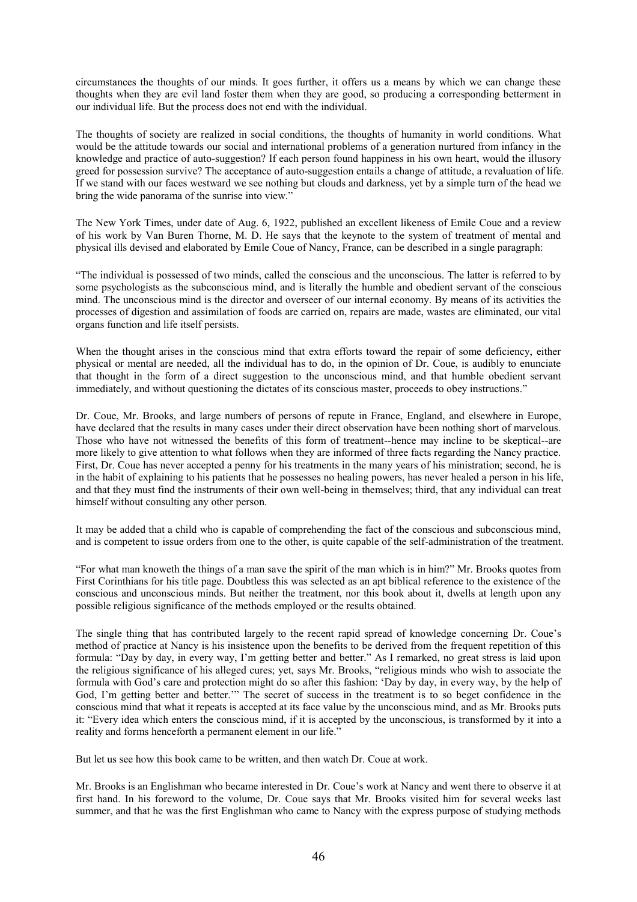circumstances the thoughts of our minds. It goes further, it offers us a means by which we can change these thoughts when they are evil land foster them when they are good, so producing a corresponding betterment in our individual life. But the process does not end with the individual.

The thoughts of society are realized in social conditions, the thoughts of humanity in world conditions. What would be the attitude towards our social and international problems of a generation nurtured from infancy in the knowledge and practice of auto-suggestion? If each person found happiness in his own heart, would the illusory greed for possession survive? The acceptance of auto-suggestion entails a change of attitude, a revaluation of life. If we stand with our faces westward we see nothing but clouds and darkness, yet by a simple turn of the head we bring the wide panorama of the sunrise into view."

The New York Times, under date of Aug. 6, 1922, published an excellent likeness of Emile Coue and a review of his work by Van Buren Thorne, M. D. He says that the keynote to the system of treatment of mental and physical ills devised and elaborated by Emile Coue of Nancy, France, can be described in a single paragraph:

"The individual is possessed of two minds, called the conscious and the unconscious. The latter is referred to by some psychologists as the subconscious mind, and is literally the humble and obedient servant of the conscious mind. The unconscious mind is the director and overseer of our internal economy. By means of its activities the processes of digestion and assimilation of foods are carried on, repairs are made, wastes are eliminated, our vital organs function and life itself persists.

When the thought arises in the conscious mind that extra efforts toward the repair of some deficiency, either physical or mental are needed, all the individual has to do, in the opinion of Dr. Coue, is audibly to enunciate that thought in the form of a direct suggestion to the unconscious mind, and that humble obedient servant immediately, and without questioning the dictates of its conscious master, proceeds to obey instructions."

Dr. Coue, Mr. Brooks, and large numbers of persons of repute in France, England, and elsewhere in Europe, have declared that the results in many cases under their direct observation have been nothing short of marvelous. Those who have not witnessed the benefits of this form of treatment--hence may incline to be skeptical--are more likely to give attention to what follows when they are informed of three facts regarding the Nancy practice. First, Dr. Coue has never accepted a penny for his treatments in the many years of his ministration; second, he is in the habit of explaining to his patients that he possesses no healing powers, has never healed a person in his life, and that they must find the instruments of their own well-being in themselves; third, that any individual can treat himself without consulting any other person.

It may be added that a child who is capable of comprehending the fact of the conscious and subconscious mind, and is competent to issue orders from one to the other, is quite capable of the self-administration of the treatment.

"For what man knoweth the things of a man save the spirit of the man which is in him?" Mr. Brooks quotes from First Corinthians for his title page. Doubtless this was selected as an apt biblical reference to the existence of the conscious and unconscious minds. But neither the treatment, nor this book about it, dwells at length upon any possible religious significance of the methods employed or the results obtained.

The single thing that has contributed largely to the recent rapid spread of knowledge concerning Dr. Coue's method of practice at Nancy is his insistence upon the benefits to be derived from the frequent repetition of this formula: "Day by day, in every way, I'm getting better and better." As I remarked, no great stress is laid upon the religious significance of his alleged cures; yet, says Mr. Brooks, "religious minds who wish to associate the formula with God's care and protection might do so after this fashion: 'Day by day, in every way, by the help of God, I'm getting better and better.'" The secret of success in the treatment is to so beget confidence in the conscious mind that what it repeats is accepted at its face value by the unconscious mind, and as Mr. Brooks puts it: "Every idea which enters the conscious mind, if it is accepted by the unconscious, is transformed by it into a reality and forms henceforth a permanent element in our life."

But let us see how this book came to be written, and then watch Dr. Coue at work.

Mr. Brooks is an Englishman who became interested in Dr. Coue's work at Nancy and went there to observe it at first hand. In his foreword to the volume, Dr. Coue says that Mr. Brooks visited him for several weeks last summer, and that he was the first Englishman who came to Nancy with the express purpose of studying methods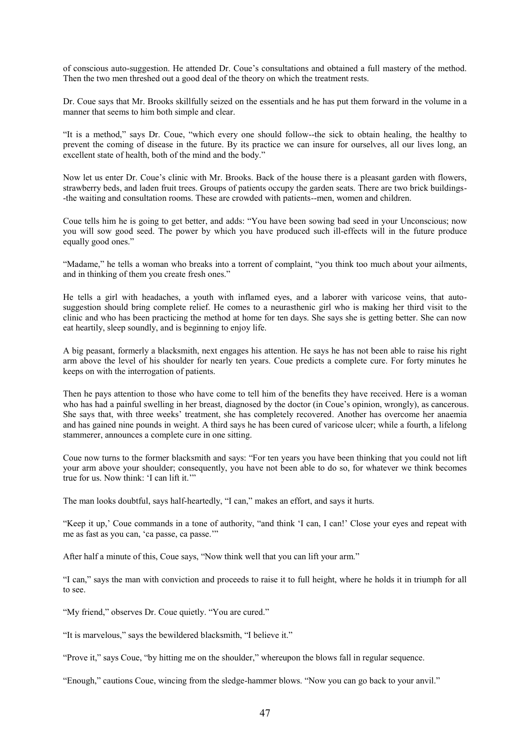of conscious auto-suggestion. He attended Dr. Coue's consultations and obtained a full mastery of the method. Then the two men threshed out a good deal of the theory on which the treatment rests.

Dr. Coue says that Mr. Brooks skillfully seized on the essentials and he has put them forward in the volume in a manner that seems to him both simple and clear.

"It is a method," says Dr. Coue, "which every one should follow--the sick to obtain healing, the healthy to prevent the coming of disease in the future. By its practice we can insure for ourselves, all our lives long, an excellent state of health, both of the mind and the body."

Now let us enter Dr. Coue's clinic with Mr. Brooks. Back of the house there is a pleasant garden with flowers, strawberry beds, and laden fruit trees. Groups of patients occupy the garden seats. There are two brick buildings--the waiting and consultation rooms. These are crowded with patients--men, women and children.

Coue tells him he is going to get better, and adds: "You have been sowing bad seed in your Unconscious; now you will sow good seed. The power by which you have produced such ill-effects will in the future produce equally good ones."

"Madame," he tells a woman who breaks into a torrent of complaint, "you think too much about your ailments, and in thinking of them you create fresh ones."

He tells a girl with headaches, a youth with inflamed eyes, and a laborer with varicose veins, that auto-suggestion should bring complete relief. He comes to a neurasthenic girl who is making her third visit to the clinic and who has been practicing the method at home for ten days. She says she is getting better. She can now eat heartily, sleep soundly, and is beginning to enjoy life.

A big peasant, formerly a blacksmith, next engages his attention. He says he has not been able to raise his right arm above the level of his shoulder for nearly ten years. Coue predicts a complete cure. For forty minutes he keeps on with the interrogation of patients.

Then he pays attention to those who have come to tell him of the benefits they have received. Here is a woman who has had a painful swelling in her breast, diagnosed by the doctor (in Coue's opinion, wrongly), as cancerous. She says that, with three weeks' treatment, she has completely recovered. Another has overcome her anaemia and has gained nine pounds in weight. A third says he has been cured of varicose ulcer; while a fourth, a lifelong stammerer, announces a complete cure in one sitting.

Coue now turns to the former blacksmith and says: "For ten years you have been thinking that you could not lift your arm above your shoulder; consequently, you have not been able to do so, for whatever we think becomes true for us. Now think: 'I can lift it.'"

The man looks doubtful, says half-heartedly, "I can," makes an effort, and says it hurts.

"Keep it up,' Coue commands in a tone of authority, "and think 'I can, I can!' Close your eyes and repeat with me as fast as you can, 'ca passe, ca passe.'"

After half a minute of this, Coue says, "Now think well that you can lift your arm."

"I can," says the man with conviction and proceeds to raise it to full height, where he holds it in triumph for all to see.

"My friend," observes Dr. Coue quietly. "You are cured."

"It is marvelous," says the bewildered blacksmith, "I believe it."

"Prove it," says Coue, "by hitting me on the shoulder," whereupon the blows fall in regular sequence.

"Enough," cautions Coue, wincing from the sledge-hammer blows. "Now you can go back to your anvil."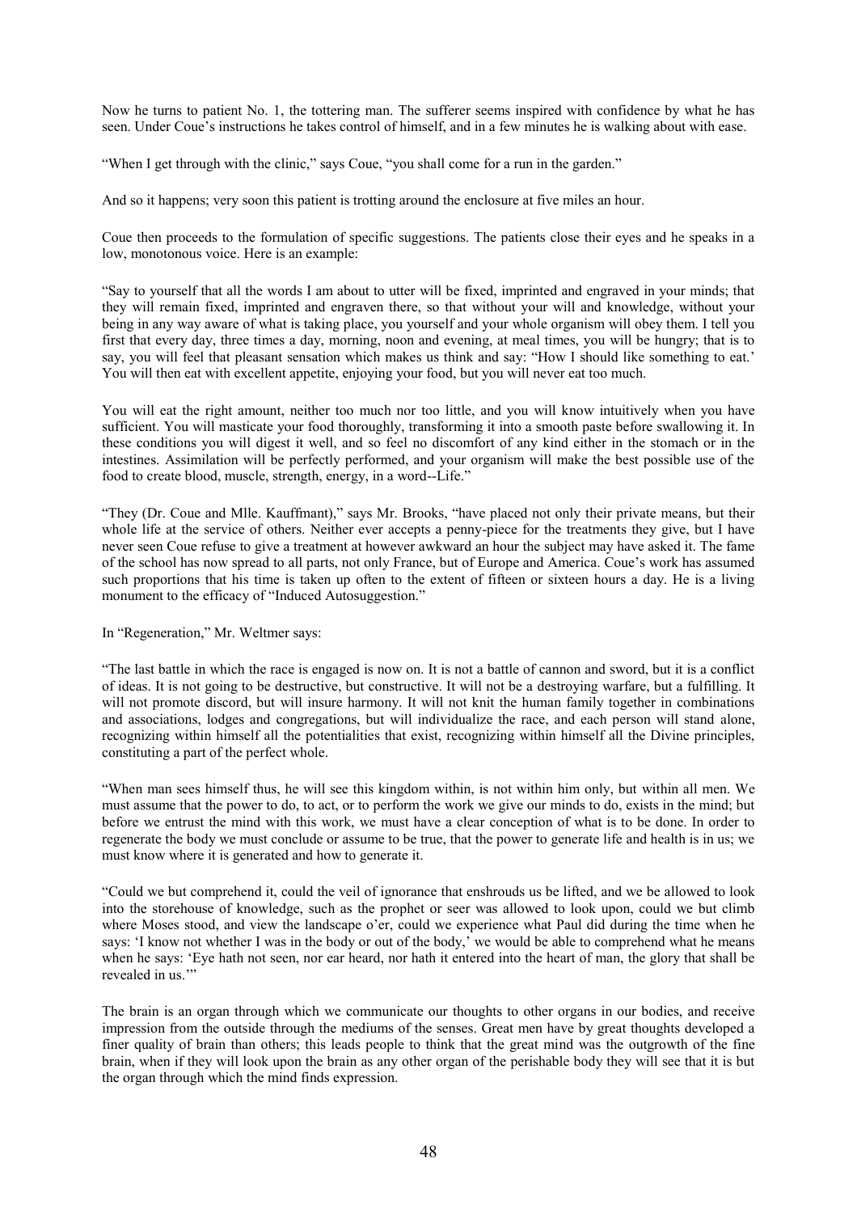Now he turns to patient No. 1, the tottering man. The sufferer seems inspired with confidence by what he has seen. Under Coue's instructions he takes control of himself, and in a few minutes he is walking about with ease.

"When I get through with the clinic," says Coue, "you shall come for a run in the garden."

And so it happens; very soon this patient is trotting around the enclosure at five miles an hour.

Coue then proceeds to the formulation of specific suggestions. The patients close their eyes and he speaks in a low, monotonous voice. Here is an example:

"Say to yourself that all the words I am about to utter will be fixed, imprinted and engraved in your minds; that they will remain fixed, imprinted and engraven there, so that without your will and knowledge, without your being in any way aware of what is taking place, you yourself and your whole organism will obey them. I tell you first that every day, three times a day, morning, noon and evening, at meal times, you will be hungry; that is to say, you will feel that pleasant sensation which makes us think and say: "How I should like something to eat.' You will then eat with excellent appetite, enjoying your food, but you will never eat too much.

You will eat the right amount, neither too much nor too little, and you will know intuitively when you have sufficient. You will masticate your food thoroughly, transforming it into a smooth paste before swallowing it. In these conditions you will digest it well, and so feel no discomfort of any kind either in the stomach or in the intestines. Assimilation will be perfectly performed, and your organism will make the best possible use of the food to create blood, muscle, strength, energy, in a word--Life."

"They (Dr. Coue and Mlle. Kauffmant)," says Mr. Brooks, "have placed not only their private means, but their whole life at the service of others. Neither ever accepts a penny-piece for the treatments they give, but I have never seen Coue refuse to give a treatment at however awkward an hour the subject may have asked it. The fame of the school has now spread to all parts, not only France, but of Europe and America. Coue's work has assumed such proportions that his time is taken up often to the extent of fifteen or sixteen hours a day. He is a living monument to the efficacy of "Induced Autosuggestion."

In "Regeneration," Mr. Weltmer says:

"The last battle in which the race is engaged is now on. It is not a battle of cannon and sword, but it is a conflict of ideas. It is not going to be destructive, but constructive. It will not be a destroying warfare, but a fulfilling. It will not promote discord, but will insure harmony. It will not knit the human family together in combinations and associations, lodges and congregations, but will individualize the race, and each person will stand alone, recognizing within himself all the potentialities that exist, recognizing within himself all the Divine principles, constituting a part of the perfect whole.

"When man sees himself thus, he will see this kingdom within, is not within him only, but within all men. We must assume that the power to do, to act, or to perform the work we give our minds to do, exists in the mind; but before we entrust the mind with this work, we must have a clear conception of what is to be done. In order to regenerate the body we must conclude or assume to be true, that the power to generate life and health is in us; we must know where it is generated and how to generate it.

"Could we but comprehend it, could the veil of ignorance that enshrouds us be lifted, and we be allowed to look into the storehouse of knowledge, such as the prophet or seer was allowed to look upon, could we but climb where Moses stood, and view the landscape o'er, could we experience what Paul did during the time when he says: 'I know not whether I was in the body or out of the body,' we would be able to comprehend what he means when he says: 'Eye hath not seen, nor ear heard, nor hath it entered into the heart of man, the glory that shall be revealed in us.'"

The brain is an organ through which we communicate our thoughts to other organs in our bodies, and receive impression from the outside through the mediums of the senses. Great men have by great thoughts developed a finer quality of brain than others; this leads people to think that the great mind was the outgrowth of the fine brain, when if they will look upon the brain as any other organ of the perishable body they will see that it is but the organ through which the mind finds expression.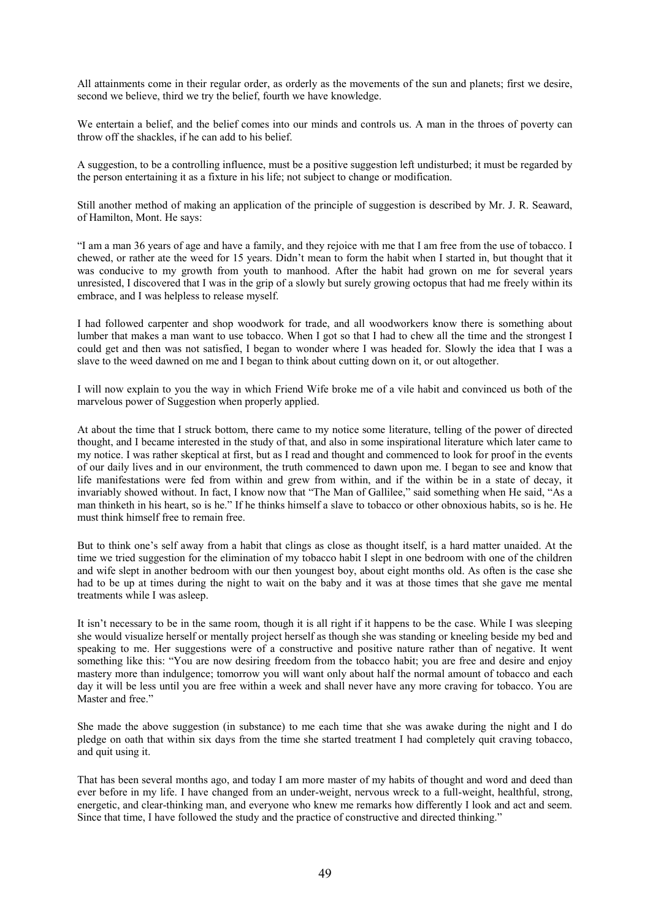All attainments come in their regular order, as orderly as the movements of the sun and planets; first we desire, second we believe, third we try the belief, fourth we have knowledge.

We entertain a belief, and the belief comes into our minds and controls us. A man in the throes of poverty can throw off the shackles, if he can add to his belief.

A suggestion, to be a controlling influence, must be a positive suggestion left undisturbed; it must be regarded by the person entertaining it as a fixture in his life; not subject to change or modification.

Still another method of making an application of the principle of suggestion is described by Mr. J. R. Seaward, of Hamilton, Mont. He says:

"I am a man 36 years of age and have a family, and they rejoice with me that I am free from the use of tobacco. I chewed, or rather ate the weed for 15 years. Didn't mean to form the habit when I started in, but thought that it was conducive to my growth from youth to manhood. After the habit had grown on me for several years unresisted, I discovered that I was in the grip of a slowly but surely growing octopus that had me freely within its embrace, and I was helpless to release myself.

I had followed carpenter and shop woodwork for trade, and all woodworkers know there is something about lumber that makes a man want to use tobacco. When I got so that I had to chew all the time and the strongest I could get and then was not satisfied, I began to wonder where I was headed for. Slowly the idea that I was a slave to the weed dawned on me and I began to think about cutting down on it, or out altogether.

I will now explain to you the way in which Friend Wife broke me of a vile habit and convinced us both of the marvelous power of Suggestion when properly applied.

At about the time that I struck bottom, there came to my notice some literature, telling of the power of directed thought, and I became interested in the study of that, and also in some inspirational literature which later came to my notice. I was rather skeptical at first, but as I read and thought and commenced to look for proof in the events of our daily lives and in our environment, the truth commenced to dawn upon me. I began to see and know that life manifestations were fed from within and grew from within, and if the within be in a state of decay, it invariably showed without. In fact, I know now that "The Man of Gallilee," said something when He said, "As a man thinketh in his heart, so is he." If he thinks himself a slave to tobacco or other obnoxious habits, so is he. He must think himself free to remain free.

But to think one's self away from a habit that clings as close as thought itself, is a hard matter unaided. At the time we tried suggestion for the elimination of my tobacco habit I slept in one bedroom with one of the children and wife slept in another bedroom with our then youngest boy, about eight months old. As often is the case she had to be up at times during the night to wait on the baby and it was at those times that she gave me mental treatments while I was asleep.

It isn't necessary to be in the same room, though it is all right if it happens to be the case. While I was sleeping she would visualize herself or mentally project herself as though she was standing or kneeling beside my bed and speaking to me. Her suggestions were of a constructive and positive nature rather than of negative. It went something like this: "You are now desiring freedom from the tobacco habit; you are free and desire and enjoy mastery more than indulgence; tomorrow you will want only about half the normal amount of tobacco and each day it will be less until you are free within a week and shall never have any more craving for tobacco. You are Master and free."

She made the above suggestion (in substance) to me each time that she was awake during the night and I do pledge on oath that within six days from the time she started treatment I had completely quit craving tobacco, and quit using it.

That has been several months ago, and today I am more master of my habits of thought and word and deed than ever before in my life. I have changed from an under-weight, nervous wreck to a full-weight, healthful, strong, energetic, and clear-thinking man, and everyone who knew me remarks how differently I look and act and seem. Since that time, I have followed the study and the practice of constructive and directed thinking."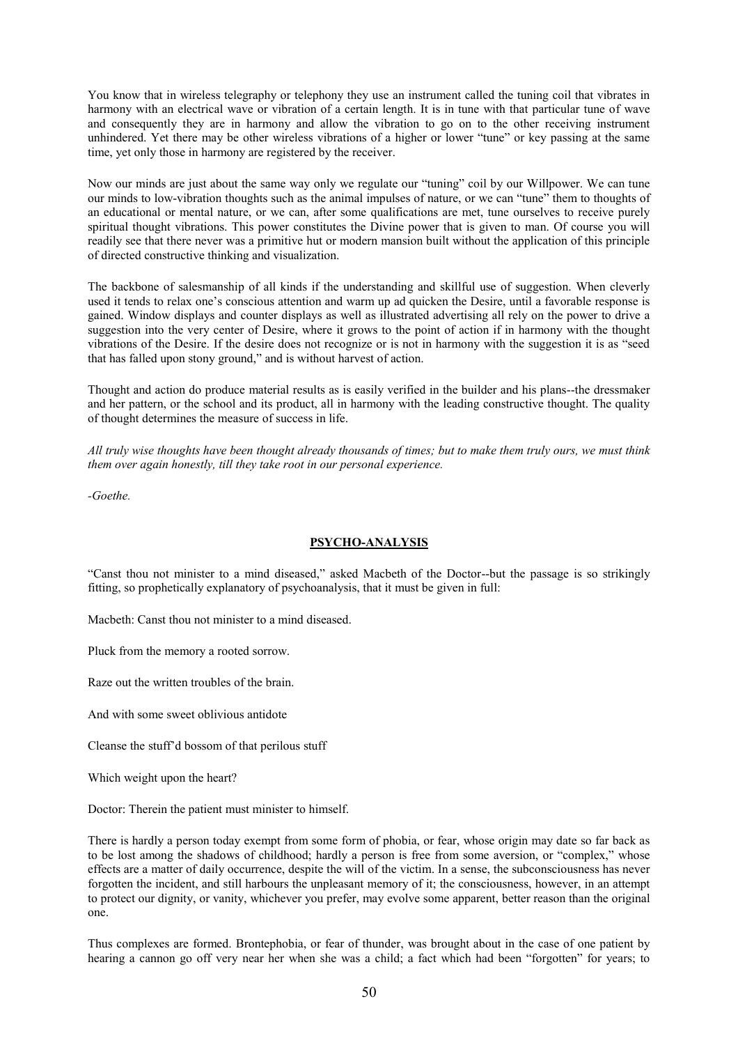You know that in wireless telegraphy or telephony they use an instrument called the tuning coil that vibrates in harmony with an electrical wave or vibration of a certain length. It is in tune with that particular tune of wave and consequently they are in harmony and allow the vibration to go on to the other receiving instrument unhindered. Yet there may be other wireless vibrations of a higher or lower "tune" or key passing at the same time, yet only those in harmony are registered by the receiver.

Now our minds are just about the same way only we regulate our "tuning" coil by our Willpower. We can tune our minds to low-vibration thoughts such as the animal impulses of nature, or we can "tune" them to thoughts of an educational or mental nature, or we can, after some qualifications are met, tune ourselves to receive purely spiritual thought vibrations. This power constitutes the Divine power that is given to man. Of course you will readily see that there never was a primitive hut or modern mansion built without the application of this principle of directed constructive thinking and visualization.

The backbone of salesmanship of all kinds if the understanding and skillful use of suggestion. When cleverly used it tends to relax one's conscious attention and warm up ad quicken the Desire, until a favorable response is gained. Window displays and counter displays as well as illustrated advertising all rely on the power to drive a suggestion into the very center of Desire, where it grows to the point of action if in harmony with the thought vibrations of the Desire. If the desire does not recognize or is not in harmony with the suggestion it is as "seed that has falled upon stony ground," and is without harvest of action.

Thought and action do produce material results as is easily verified in the builder and his plans--the dressmaker and her pattern, or the school and its product, all in harmony with the leading constructive thought. The quality of thought determines the measure of success in life.

*All truly wise thoughts have been thought already thousands of times; but to make them truly ours, we must think them over again honestly, till they take root in our personal experience.*

*-Goethe.*

## PSYCHO-ANALYSIS

"Canst thou not minister to a mind diseased," asked Macbeth of the Doctor--but the passage is so strikingly fitting, so prophetically explanatory of psychoanalysis, that it must be given in full:

Macbeth: Canst thou not minister to a mind diseased.

Pluck from the memory a rooted sorrow.

Raze out the written troubles of the brain.

And with some sweet oblivious antidote

Cleanse the stuff'd bossom of that perilous stuff

Which weight upon the heart?

Doctor: Therein the patient must minister to himself.

There is hardly a person today exempt from some form of phobia, or fear, whose origin may date so far back as to be lost among the shadows of childhood; hardly a person is free from some aversion, or "complex," whose effects are a matter of daily occurrence, despite the will of the victim. In a sense, the subconsciousness has never forgotten the incident, and still harbours the unpleasant memory of it; the consciousness, however, in an attempt to protect our dignity, or vanity, whichever you prefer, may evolve some apparent, better reason than the original one.

Thus complexes are formed. Brontephobia, or fear of thunder, was brought about in the case of one patient by hearing a cannon go off very near her when she was a child; a fact which had been "forgotten" for years; to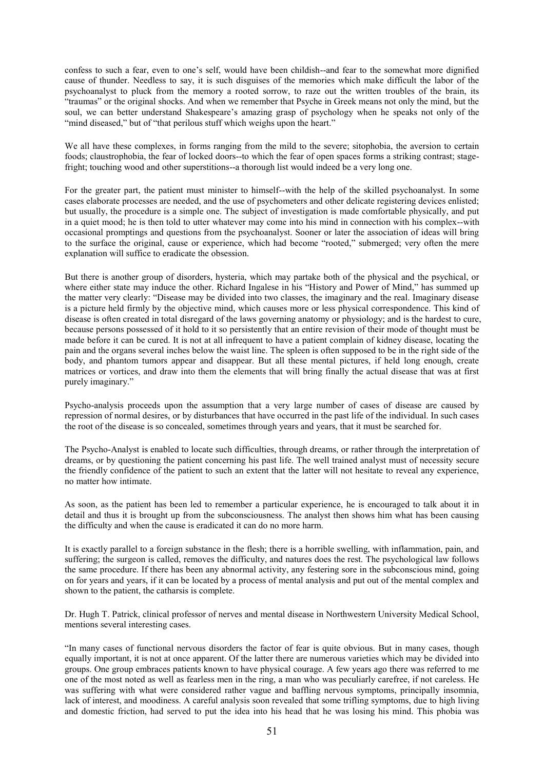confess to such a fear, even to one's self, would have been childish--and fear to the somewhat more dignified cause of thunder. Needless to say, it is such disguises of the memories which make difficult the labor of the psychoanalyst to pluck from the memory a rooted sorrow, to raze out the written troubles of the brain, its "traumas" or the original shocks. And when we remember that Psyche in Greek means not only the mind, but the soul, we can better understand Shakespeare's amazing grasp of psychology when he speaks not only of the "mind diseased," but of "that perilous stuff which weighs upon the heart."

We all have these complexes, in forms ranging from the mild to the severe; sitophobia, the aversion to certain foods; claustrophobia, the fear of locked doors--to which the fear of open spaces forms a striking contrast; stage-fright; touching wood and other superstitions--a thorough list would indeed be a very long one.

For the greater part, the patient must minister to himself--with the help of the skilled psychoanalyst. In some cases elaborate processes are needed, and the use of psychometers and other delicate registering devices enlisted; but usually, the procedure is a simple one. The subject of investigation is made comfortable physically, and put in a quiet mood; he is then told to utter whatever may come into his mind in connection with his complex--with occasional promptings and questions from the psychoanalyst. Sooner or later the association of ideas will bring to the surface the original, cause or experience, which had become "rooted," submerged; very often the mere explanation will suffice to eradicate the obsession.

But there is another group of disorders, hysteria, which may partake both of the physical and the psychical, or where either state may induce the other. Richard Ingalese in his "History and Power of Mind," has summed up the matter very clearly: "Disease may be divided into two classes, the imaginary and the real. Imaginary disease is a picture held firmly by the objective mind, which causes more or less physical correspondence. This kind of disease is often created in total disregard of the laws governing anatomy or physiology; and is the hardest to cure, because persons possessed of it hold to it so persistently that an entire revision of their mode of thought must be made before it can be cured. It is not at all infrequent to have a patient complain of kidney disease, locating the pain and the organs several inches below the waist line. The spleen is often supposed to be in the right side of the body, and phantom tumors appear and disappear. But all these mental pictures, if held long enough, create matrices or vortices, and draw into them the elements that will bring finally the actual disease that was at first purely imaginary."

Psycho-analysis proceeds upon the assumption that a very large number of cases of disease are caused by repression of normal desires, or by disturbances that have occurred in the past life of the individual. In such cases the root of the disease is so concealed, sometimes through years and years, that it must be searched for.

The Psycho-Analyst is enabled to locate such difficulties, through dreams, or rather through the interpretation of dreams, or by questioning the patient concerning his past life. The well trained analyst must of necessity secure the friendly confidence of the patient to such an extent that the latter will not hesitate to reveal any experience, no matter how intimate.

As soon, as the patient has been led to remember a particular experience, he is encouraged to talk about it in detail and thus it is brought up from the subconsciousness. The analyst then shows him what has been causing the difficulty and when the cause is eradicated it can do no more harm.

It is exactly parallel to a foreign substance in the flesh; there is a horrible swelling, with inflammation, pain, and suffering; the surgeon is called, removes the difficulty, and natures does the rest. The psychological law follows the same procedure. If there has been any abnormal activity, any festering sore in the subconscious mind, going on for years and years, if it can be located by a process of mental analysis and put out of the mental complex and shown to the patient, the catharsis is complete.

Dr. Hugh T. Patrick, clinical professor of nerves and mental disease in Northwestern University Medical School, mentions several interesting cases.

"In many cases of functional nervous disorders the factor of fear is quite obvious. But in many cases, though equally important, it is not at once apparent. Of the latter there are numerous varieties which may be divided into groups. One group embraces patients known to have physical courage. A few years ago there was referred to me one of the most noted as well as fearless men in the ring, a man who was peculiarly carefree, if not careless. He was suffering with what were considered rather vague and baffling nervous symptoms, principally insomnia, lack of interest, and moodiness. A careful analysis soon revealed that some trifling symptoms, due to high living and domestic friction, had served to put the idea into his head that he was losing his mind. This phobia was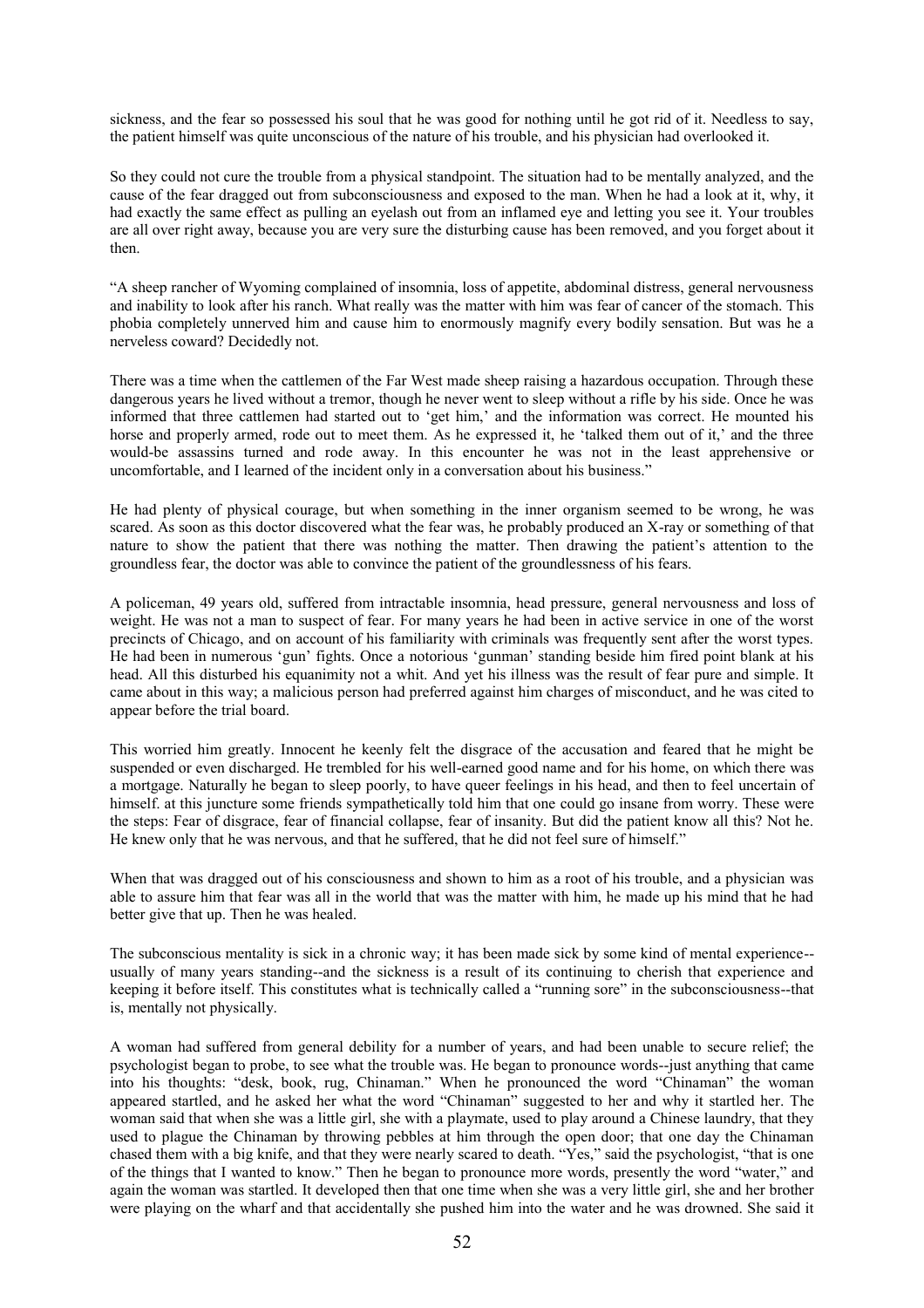sickness, and the fear so possessed his soul that he was good for nothing until he got rid of it. Needless to say, the patient himself was quite unconscious of the nature of his trouble, and his physician had overlooked it.

So they could not cure the trouble from a physical standpoint. The situation had to be mentally analyzed, and the cause of the fear dragged out from subconsciousness and exposed to the man. When he had a look at it, why, it had exactly the same effect as pulling an eyelash out from an inflamed eye and letting you see it. Your troubles are all over right away, because you are very sure the disturbing cause has been removed, and you forget about it then.

"A sheep rancher of Wyoming complained of insomnia, loss of appetite, abdominal distress, general nervousness and inability to look after his ranch. What really was the matter with him was fear of cancer of the stomach. This phobia completely unnerved him and cause him to enormously magnify every bodily sensation. But was he a nerveless coward? Decidedly not.

There was a time when the cattlemen of the Far West made sheep raising a hazardous occupation. Through these dangerous years he lived without a tremor, though he never went to sleep without a rifle by his side. Once he was informed that three cattlemen had started out to 'get him,' and the information was correct. He mounted his horse and properly armed, rode out to meet them. As he expressed it, he 'talked them out of it,' and the three would-be assassins turned and rode away. In this encounter he was not in the least apprehensive or uncomfortable, and I learned of the incident only in a conversation about his business."

He had plenty of physical courage, but when something in the inner organism seemed to be wrong, he was scared. As soon as this doctor discovered what the fear was, he probably produced an X-ray or something of that nature to show the patient that there was nothing the matter. Then drawing the patient's attention to the groundless fear, the doctor was able to convince the patient of the groundlessness of his fears.

A policeman, 49 years old, suffered from intractable insomnia, head pressure, general nervousness and loss of weight. He was not a man to suspect of fear. For many years he had been in active service in one of the worst precincts of Chicago, and on account of his familiarity with criminals was frequently sent after the worst types. He had been in numerous 'gun' fights. Once a notorious 'gunman' standing beside him fired point blank at his head. All this disturbed his equanimity not a whit. And yet his illness was the result of fear pure and simple. It came about in this way; a malicious person had preferred against him charges of misconduct, and he was cited to appear before the trial board.

This worried him greatly. Innocent he keenly felt the disgrace of the accusation and feared that he might be suspended or even discharged. He trembled for his well-earned good name and for his home, on which there was a mortgage. Naturally he began to sleep poorly, to have queer feelings in his head, and then to feel uncertain of himself. at this juncture some friends sympathetically told him that one could go insane from worry. These were the steps: Fear of disgrace, fear of financial collapse, fear of insanity. But did the patient know all this? Not he. He knew only that he was nervous, and that he suffered, that he did not feel sure of himself."

When that was dragged out of his consciousness and shown to him as a root of his trouble, and a physician was able to assure him that fear was all in the world that was the matter with him, he made up his mind that he had better give that up. Then he was healed.

The subconscious mentality is sick in a chronic way; it has been made sick by some kind of mental experience--usually of many years standing--and the sickness is a result of its continuing to cherish that experience and keeping it before itself. This constitutes what is technically called a "running sore" in the subconsciousness--that is, mentally not physically.

A woman had suffered from general debility for a number of years, and had been unable to secure relief; the psychologist began to probe, to see what the trouble was. He began to pronounce words--just anything that came into his thoughts: "desk, book, rug, Chinaman." When he pronounced the word "Chinaman" the woman appeared startled, and he asked her what the word "Chinaman" suggested to her and why it startled her. The woman said that when she was a little girl, she with a playmate, used to play around a Chinese laundry, that they used to plague the Chinaman by throwing pebbles at him through the open door; that one day the Chinaman chased them with a big knife, and that they were nearly scared to death. "Yes," said the psychologist, "that is one of the things that I wanted to know." Then he began to pronounce more words, presently the word "water," and again the woman was startled. It developed then that one time when she was a very little girl, she and her brother were playing on the wharf and that accidentally she pushed him into the water and he was drowned. She said it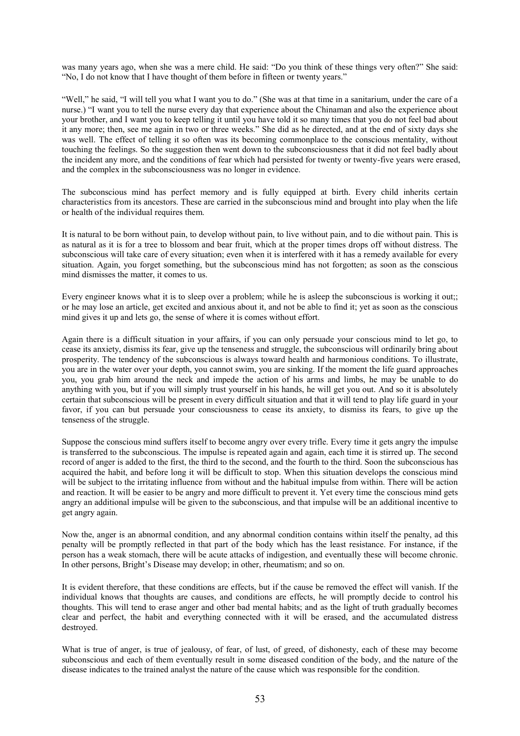was many years ago, when she was a mere child. He said: "Do you think of these things very often?" She said: "No, I do not know that I have thought of them before in fifteen or twenty years."

"Well," he said, "I will tell you what I want you to do." (She was at that time in a sanitarium, under the care of a nurse.) "I want you to tell the nurse every day that experience about the Chinaman and also the experience about your brother, and I want you to keep telling it until you have told it so many times that you do not feel bad about it any more; then, see me again in two or three weeks." She did as he directed, and at the end of sixty days she was well. The effect of telling it so often was its becoming commonplace to the conscious mentality, without touching the feelings. So the suggestion then went down to the subconsciousness that it did not feel badly about the incident any more, and the conditions of fear which had persisted for twenty or twenty-five years were erased, and the complex in the subconsciousness was no longer in evidence.

The subconscious mind has perfect memory and is fully equipped at birth. Every child inherits certain characteristics from its ancestors. These are carried in the subconscious mind and brought into play when the life or health of the individual requires them.

It is natural to be born without pain, to develop without pain, to live without pain, and to die without pain. This is as natural as it is for a tree to blossom and bear fruit, which at the proper times drops off without distress. The subconscious will take care of every situation; even when it is interfered with it has a remedy available for every situation. Again, you forget something, but the subconscious mind has not forgotten; as soon as the conscious mind dismisses the matter, it comes to us.

Every engineer knows what it is to sleep over a problem; while he is asleep the subconscious is working it out;; or he may lose an article, get excited and anxious about it, and not be able to find it; yet as soon as the conscious mind gives it up and lets go, the sense of where it is comes without effort.

Again there is a difficult situation in your affairs, if you can only persuade your conscious mind to let go, to cease its anxiety, dismiss its fear, give up the tenseness and struggle, the subconscious will ordinarily bring about prosperity. The tendency of the subconscious is always toward health and harmonious conditions. To illustrate, you are in the water over your depth, you cannot swim, you are sinking. If the moment the life guard approaches you, you grab him around the neck and impede the action of his arms and limbs, he may be unable to do anything with you, but if you will simply trust yourself in his hands, he will get you out. And so it is absolutely certain that subconscious will be present in every difficult situation and that it will tend to play life guard in your favor, if you can but persuade your consciousness to cease its anxiety, to dismiss its fears, to give up the tenseness of the struggle.

Suppose the conscious mind suffers itself to become angry over every trifle. Every time it gets angry the impulse is transferred to the subconscious. The impulse is repeated again and again, each time it is stirred up. The second record of anger is added to the first, the third to the second, and the fourth to the third. Soon the subconscious has acquired the habit, and before long it will be difficult to stop. When this situation develops the conscious mind will be subject to the irritating influence from without and the habitual impulse from within. There will be action and reaction. It will be easier to be angry and more difficult to prevent it. Yet every time the conscious mind gets angry an additional impulse will be given to the subconscious, and that impulse will be an additional incentive to get angry again.

Now the, anger is an abnormal condition, and any abnormal condition contains within itself the penalty, ad this penalty will be promptly reflected in that part of the body which has the least resistance. For instance, if the person has a weak stomach, there will be acute attacks of indigestion, and eventually these will become chronic. In other persons, Bright's Disease may develop; in other, rheumatism; and so on.

It is evident therefore, that these conditions are effects, but if the cause be removed the effect will vanish. If the individual knows that thoughts are causes, and conditions are effects, he will promptly decide to control his thoughts. This will tend to erase anger and other bad mental habits; and as the light of truth gradually becomes clear and perfect, the habit and everything connected with it will be erased, and the accumulated distress destroyed.

What is true of anger, is true of jealousy, of fear, of lust, of greed, of dishonesty, each of these may become subconscious and each of them eventually result in some diseased condition of the body, and the nature of the disease indicates to the trained analyst the nature of the cause which was responsible for the condition.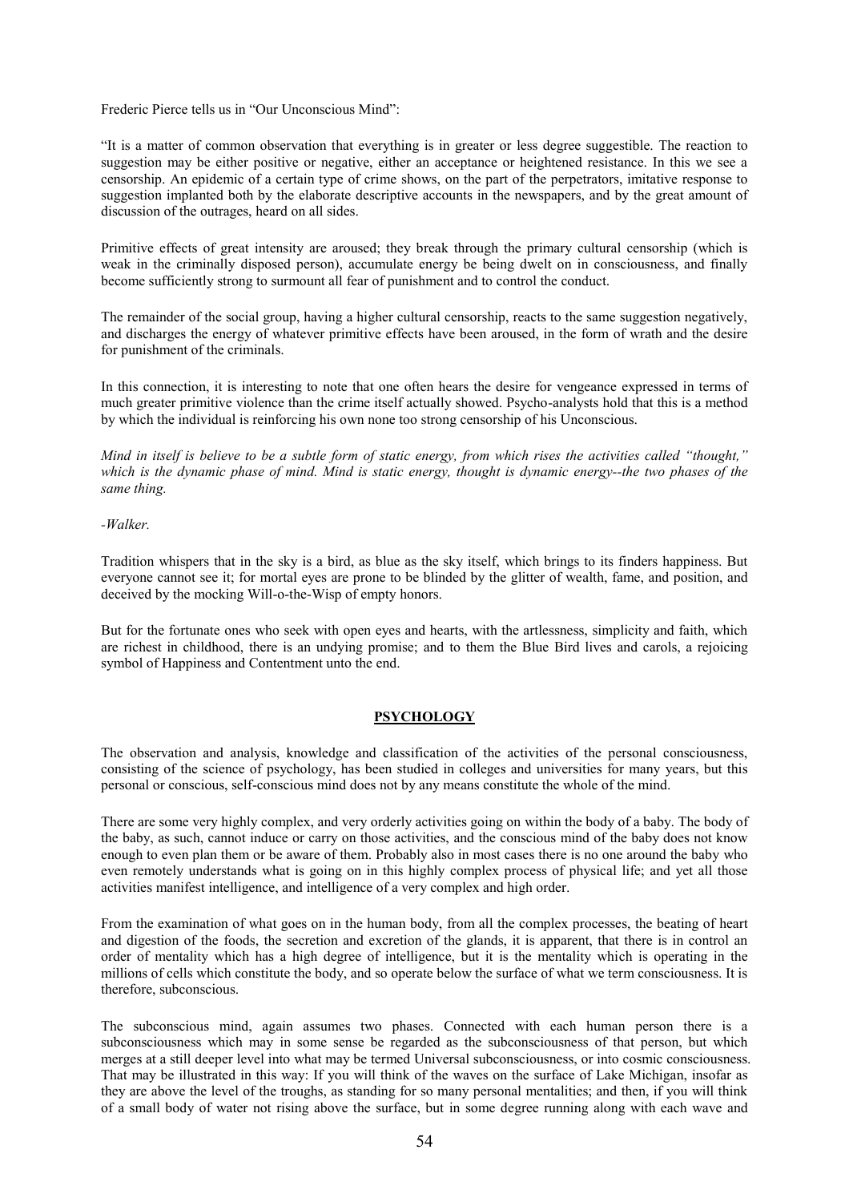Frederic Pierce tells us in "Our Unconscious Mind":

"It is a matter of common observation that everything is in greater or less degree suggestible. The reaction to suggestion may be either positive or negative, either an acceptance or heightened resistance. In this we see a censorship. An epidemic of a certain type of crime shows, on the part of the perpetrators, imitative response to suggestion implanted both by the elaborate descriptive accounts in the newspapers, and by the great amount of discussion of the outrages, heard on all sides.

Primitive effects of great intensity are aroused; they break through the primary cultural censorship (which is weak in the criminally disposed person), accumulate energy be being dwelt on in consciousness, and finally become sufficiently strong to surmount all fear of punishment and to control the conduct.

The remainder of the social group, having a higher cultural censorship, reacts to the same suggestion negatively, and discharges the energy of whatever primitive effects have been aroused, in the form of wrath and the desire for punishment of the criminals.

In this connection, it is interesting to note that one often hears the desire for vengeance expressed in terms of much greater primitive violence than the crime itself actually showed. Psycho-analysts hold that this is a method by which the individual is reinforcing his own none too strong censorship of his Unconscious.

*Mind in itself is believe to be a subtle form of static energy, from which rises the activities called "thought," which is the dynamic phase of mind. Mind is static energy, thought is dynamic energy--the two phases of the same thing.*

*-Walker.*

Tradition whispers that in the sky is a bird, as blue as the sky itself, which brings to its finders happiness. But everyone cannot see it; for mortal eyes are prone to be blinded by the glitter of wealth, fame, and position, and deceived by the mocking Will-o-the-Wisp of empty honors.

But for the fortunate ones who seek with open eyes and hearts, with the artlessness, simplicity and faith, which are richest in childhood, there is an undying promise; and to them the Blue Bird lives and carols, a rejoicing symbol of Happiness and Contentment unto the end.

## PSYCHOLOGY

The observation and analysis, knowledge and classification of the activities of the personal consciousness, consisting of the science of psychology, has been studied in colleges and universities for many years, but this personal or conscious, self-conscious mind does not by any means constitute the whole of the mind.

There are some very highly complex, and very orderly activities going on within the body of a baby. The body of the baby, as such, cannot induce or carry on those activities, and the conscious mind of the baby does not know enough to even plan them or be aware of them. Probably also in most cases there is no one around the baby who even remotely understands what is going on in this highly complex process of physical life; and yet all those activities manifest intelligence, and intelligence of a very complex and high order.

From the examination of what goes on in the human body, from all the complex processes, the beating of heart and digestion of the foods, the secretion and excretion of the glands, it is apparent, that there is in control an order of mentality which has a high degree of intelligence, but it is the mentality which is operating in the millions of cells which constitute the body, and so operate below the surface of what we term consciousness. It is therefore, subconscious.

The subconscious mind, again assumes two phases. Connected with each human person there is a subconsciousness which may in some sense be regarded as the subconsciousness of that person, but which merges at a still deeper level into what may be termed Universal subconsciousness, or into cosmic consciousness. That may be illustrated in this way: If you will think of the waves on the surface of Lake Michigan, insofar as they are above the level of the troughs, as standing for so many personal mentalities; and then, if you will think of a small body of water not rising above the surface, but in some degree running along with each wave and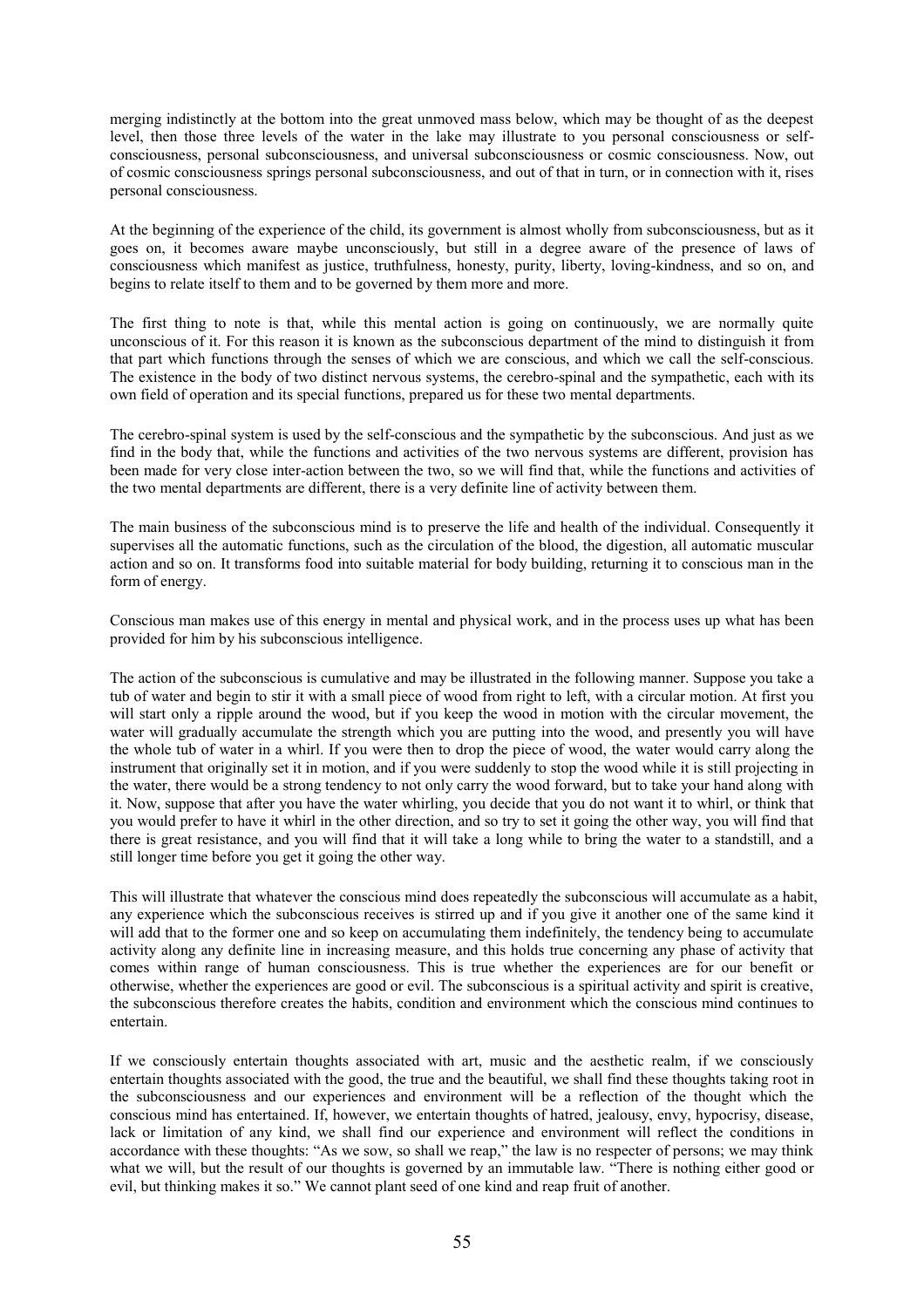merging indistinctly at the bottom into the great unmoved mass below, which may be thought of as the deepest level, then those three levels of the water in the lake may illustrate to you personal consciousness or self-consciousness, personal subconsciousness, and universal subconsciousness or cosmic consciousness. Now, out of cosmic consciousness springs personal subconsciousness, and out of that in turn, or in connection with it, rises personal consciousness.

At the beginning of the experience of the child, its government is almost wholly from subconsciousness, but as it goes on, it becomes aware maybe unconsciously, but still in a degree aware of the presence of laws of consciousness which manifest as justice, truthfulness, honesty, purity, liberty, loving-kindness, and so on, and begins to relate itself to them and to be governed by them more and more.

The first thing to note is that, while this mental action is going on continuously, we are normally quite unconscious of it. For this reason it is known as the subconscious department of the mind to distinguish it from that part which functions through the senses of which we are conscious, and which we call the self-conscious. The existence in the body of two distinct nervous systems, the cerebro-spinal and the sympathetic, each with its own field of operation and its special functions, prepared us for these two mental departments.

The cerebro-spinal system is used by the self-conscious and the sympathetic by the subconscious. And just as we find in the body that, while the functions and activities of the two nervous systems are different, provision has been made for very close inter-action between the two, so we will find that, while the functions and activities of the two mental departments are different, there is a very definite line of activity between them.

The main business of the subconscious mind is to preserve the life and health of the individual. Consequently it supervises all the automatic functions, such as the circulation of the blood, the digestion, all automatic muscular action and so on. It transforms food into suitable material for body building, returning it to conscious man in the form of energy.

Conscious man makes use of this energy in mental and physical work, and in the process uses up what has been provided for him by his subconscious intelligence.

The action of the subconscious is cumulative and may be illustrated in the following manner. Suppose you take a tub of water and begin to stir it with a small piece of wood from right to left, with a circular motion. At first you will start only a ripple around the wood, but if you keep the wood in motion with the circular movement, the water will gradually accumulate the strength which you are putting into the wood, and presently you will have the whole tub of water in a whirl. If you were then to drop the piece of wood, the water would carry along the instrument that originally set it in motion, and if you were suddenly to stop the wood while it is still projecting in the water, there would be a strong tendency to not only carry the wood forward, but to take your hand along with it. Now, suppose that after you have the water whirling, you decide that you do not want it to whirl, or think that you would prefer to have it whirl in the other direction, and so try to set it going the other way, you will find that there is great resistance, and you will find that it will take a long while to bring the water to a standstill, and a still longer time before you get it going the other way.

This will illustrate that whatever the conscious mind does repeatedly the subconscious will accumulate as a habit, any experience which the subconscious receives is stirred up and if you give it another one of the same kind it will add that to the former one and so keep on accumulating them indefinitely, the tendency being to accumulate activity along any definite line in increasing measure, and this holds true concerning any phase of activity that comes within range of human consciousness. This is true whether the experiences are for our benefit or otherwise, whether the experiences are good or evil. The subconscious is a spiritual activity and spirit is creative, the subconscious therefore creates the habits, condition and environment which the conscious mind continues to entertain.

If we consciously entertain thoughts associated with art, music and the aesthetic realm, if we consciously entertain thoughts associated with the good, the true and the beautiful, we shall find these thoughts taking root in the subconsciousness and our experiences and environment will be a reflection of the thought which the conscious mind has entertained. If, however, we entertain thoughts of hatred, jealousy, envy, hypocrisy, disease, lack or limitation of any kind, we shall find our experience and environment will reflect the conditions in accordance with these thoughts: "As we sow, so shall we reap," the law is no respecter of persons; we may think what we will, but the result of our thoughts is governed by an immutable law. "There is nothing either good or evil, but thinking makes it so." We cannot plant seed of one kind and reap fruit of another.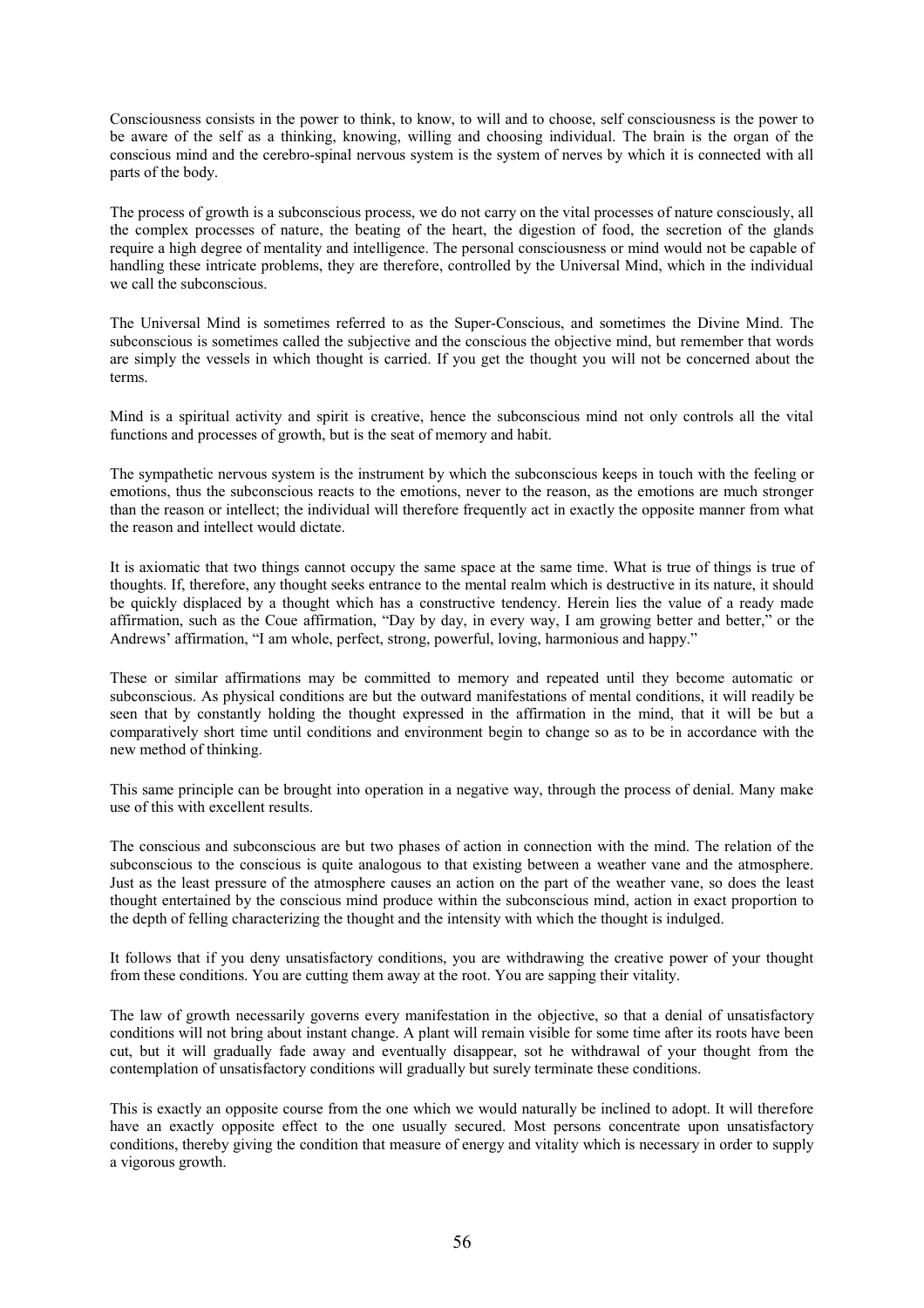Consciousness consists in the power to think, to know, to will and to choose, self consciousness is the power to be aware of the self as a thinking, knowing, willing and choosing individual. The brain is the organ of the conscious mind and the cerebro-spinal nervous system is the system of nerves by which it is connected with all parts of the body.

The process of growth is a subconscious process, we do not carry on the vital processes of nature consciously, all the complex processes of nature, the beating of the heart, the digestion of food, the secretion of the glands require a high degree of mentality and intelligence. The personal consciousness or mind would not be capable of handling these intricate problems, they are therefore, controlled by the Universal Mind, which in the individual we call the subconscious.

The Universal Mind is sometimes referred to as the Super-Conscious, and sometimes the Divine Mind. The subconscious is sometimes called the subjective and the conscious the objective mind, but remember that words are simply the vessels in which thought is carried. If you get the thought you will not be concerned about the terms.

Mind is a spiritual activity and spirit is creative, hence the subconscious mind not only controls all the vital functions and processes of growth, but is the seat of memory and habit.

The sympathetic nervous system is the instrument by which the subconscious keeps in touch with the feeling or emotions, thus the subconscious reacts to the emotions, never to the reason, as the emotions are much stronger than the reason or intellect; the individual will therefore frequently act in exactly the opposite manner from what the reason and intellect would dictate.

It is axiomatic that two things cannot occupy the same space at the same time. What is true of things is true of thoughts. If, therefore, any thought seeks entrance to the mental realm which is destructive in its nature, it should be quickly displaced by a thought which has a constructive tendency. Herein lies the value of a ready made affirmation, such as the Coue affirmation, "Day by day, in every way, I am growing better and better," or the Andrews' affirmation, "I am whole, perfect, strong, powerful, loving, harmonious and happy."

These or similar affirmations may be committed to memory and repeated until they become automatic or subconscious. As physical conditions are but the outward manifestations of mental conditions, it will readily be seen that by constantly holding the thought expressed in the affirmation in the mind, that it will be but a comparatively short time until conditions and environment begin to change so as to be in accordance with the new method of thinking.

This same principle can be brought into operation in a negative way, through the process of denial. Many make use of this with excellent results.

The conscious and subconscious are but two phases of action in connection with the mind. The relation of the subconscious to the conscious is quite analogous to that existing between a weather vane and the atmosphere. Just as the least pressure of the atmosphere causes an action on the part of the weather vane, so does the least thought entertained by the conscious mind produce within the subconscious mind, action in exact proportion to the depth of felling characterizing the thought and the intensity with which the thought is indulged.

It follows that if you deny unsatisfactory conditions, you are withdrawing the creative power of your thought from these conditions. You are cutting them away at the root. You are sapping their vitality.

The law of growth necessarily governs every manifestation in the objective, so that a denial of unsatisfactory conditions will not bring about instant change. A plant will remain visible for some time after its roots have been cut, but it will gradually fade away and eventually disappear, sot he withdrawal of your thought from the contemplation of unsatisfactory conditions will gradually but surely terminate these conditions.

This is exactly an opposite course from the one which we would naturally be inclined to adopt. It will therefore have an exactly opposite effect to the one usually secured. Most persons concentrate upon unsatisfactory conditions, thereby giving the condition that measure of energy and vitality which is necessary in order to supply a vigorous growth.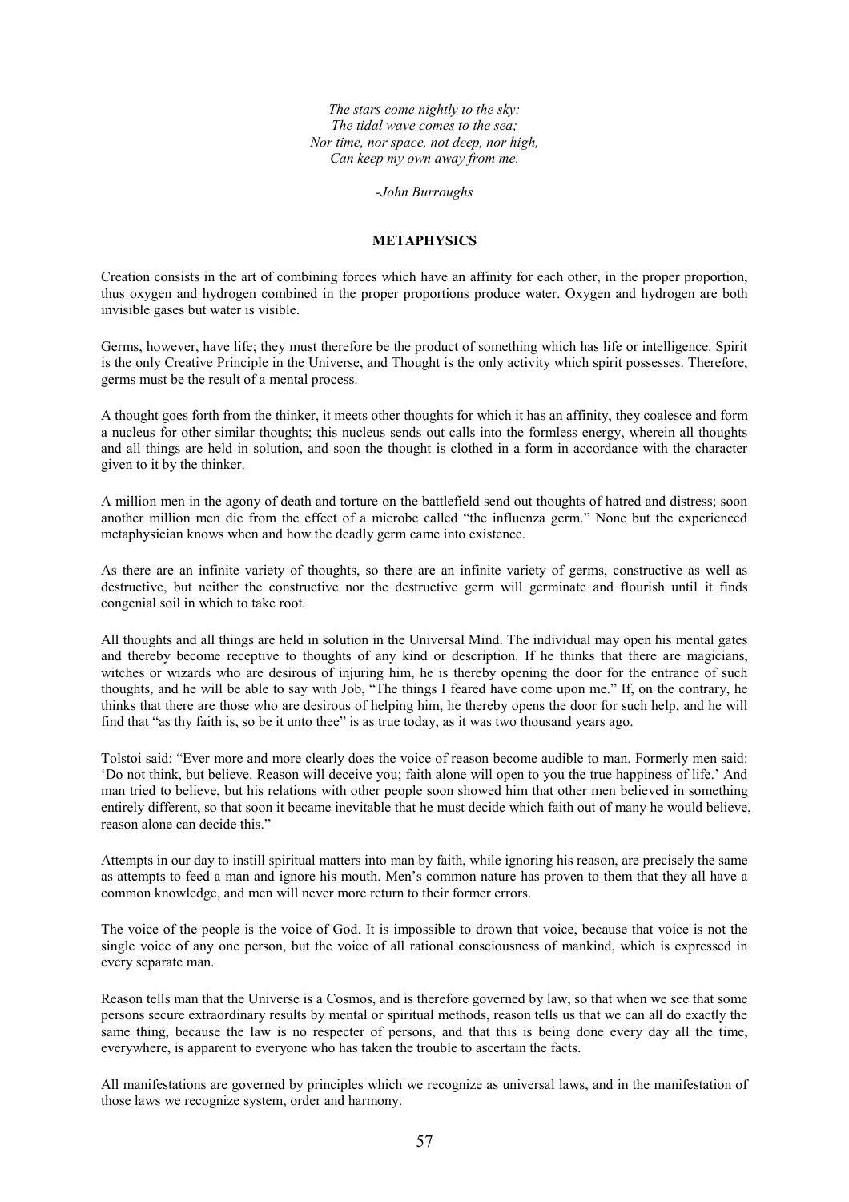*The stars come nightly to the sky;*
*The tidal wave comes to the sea;*
*Nor time, nor space, not deep, nor high,*
*Can keep my own away from me.*

*-John Burroughs*

## METAPHYSICS

Creation consists in the art of combining forces which have an affinity for each other, in the proper proportion, thus oxygen and hydrogen combined in the proper proportions produce water. Oxygen and hydrogen are both invisible gases but water is visible.

Germs, however, have life; they must therefore be the product of something which has life or intelligence. Spirit is the only Creative Principle in the Universe, and Thought is the only activity which spirit possesses. Therefore, germs must be the result of a mental process.

A thought goes forth from the thinker, it meets other thoughts for which it has an affinity, they coalesce and form a nucleus for other similar thoughts; this nucleus sends out calls into the formless energy, wherein all thoughts and all things are held in solution, and soon the thought is clothed in a form in accordance with the character given to it by the thinker.

A million men in the agony of death and torture on the battlefield send out thoughts of hatred and distress; soon another million men die from the effect of a microbe called "the influenza germ." None but the experienced metaphysician knows when and how the deadly germ came into existence.

As there are an infinite variety of thoughts, so there are an infinite variety of germs, constructive as well as destructive, but neither the constructive nor the destructive germ will germinate and flourish until it finds congenial soil in which to take root.

All thoughts and all things are held in solution in the Universal Mind. The individual may open his mental gates and thereby become receptive to thoughts of any kind or description. If he thinks that there are magicians, witches or wizards who are desirous of injuring him, he is thereby opening the door for the entrance of such thoughts, and he will be able to say with Job, "The things I feared have come upon me." If, on the contrary, he thinks that there are those who are desirous of helping him, he thereby opens the door for such help, and he will find that "as thy faith is, so be it unto thee" is as true today, as it was two thousand years ago.

Tolstoi said: "Ever more and more clearly does the voice of reason become audible to man. Formerly men said: 'Do not think, but believe. Reason will deceive you; faith alone will open to you the true happiness of life.' And man tried to believe, but his relations with other people soon showed him that other men believed in something entirely different, so that soon it became inevitable that he must decide which faith out of many he would believe, reason alone can decide this."

Attempts in our day to instill spiritual matters into man by faith, while ignoring his reason, are precisely the same as attempts to feed a man and ignore his mouth. Men's common nature has proven to them that they all have a common knowledge, and men will never more return to their former errors.

The voice of the people is the voice of God. It is impossible to drown that voice, because that voice is not the single voice of any one person, but the voice of all rational consciousness of mankind, which is expressed in every separate man.

Reason tells man that the Universe is a Cosmos, and is therefore governed by law, so that when we see that some persons secure extraordinary results by mental or spiritual methods, reason tells us that we can all do exactly the same thing, because the law is no respecter of persons, and that this is being done every day all the time, everywhere, is apparent to everyone who has taken the trouble to ascertain the facts.

All manifestations are governed by principles which we recognize as universal laws, and in the manifestation of those laws we recognize system, order and harmony.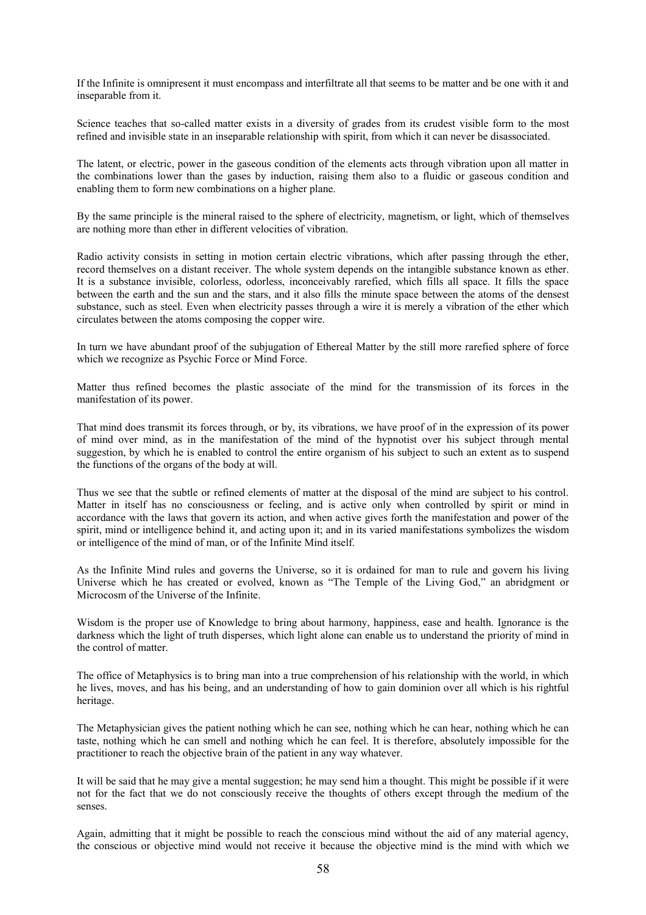If the Infinite is omnipresent it must encompass and interfiltrate all that seems to be matter and be one with it and inseparable from it.

Science teaches that so-called matter exists in a diversity of grades from its crudest visible form to the most refined and invisible state in an inseparable relationship with spirit, from which it can never be disassociated.

The latent, or electric, power in the gaseous condition of the elements acts through vibration upon all matter in the combinations lower than the gases by induction, raising them also to a fluidic or gaseous condition and enabling them to form new combinations on a higher plane.

By the same principle is the mineral raised to the sphere of electricity, magnetism, or light, which of themselves are nothing more than ether in different velocities of vibration.

Radio activity consists in setting in motion certain electric vibrations, which after passing through the ether, record themselves on a distant receiver. The whole system depends on the intangible substance known as ether. It is a substance invisible, colorless, odorless, inconceivably rarefied, which fills all space. It fills the space between the earth and the sun and the stars, and it also fills the minute space between the atoms of the densest substance, such as steel. Even when electricity passes through a wire it is merely a vibration of the ether which circulates between the atoms composing the copper wire.

In turn we have abundant proof of the subjugation of Ethereal Matter by the still more rarefied sphere of force which we recognize as Psychic Force or Mind Force.

Matter thus refined becomes the plastic associate of the mind for the transmission of its forces in the manifestation of its power.

That mind does transmit its forces through, or by, its vibrations, we have proof of in the expression of its power of mind over mind, as in the manifestation of the mind of the hypnotist over his subject through mental suggestion, by which he is enabled to control the entire organism of his subject to such an extent as to suspend the functions of the organs of the body at will.

Thus we see that the subtle or refined elements of matter at the disposal of the mind are subject to his control. Matter in itself has no consciousness or feeling, and is active only when controlled by spirit or mind in accordance with the laws that govern its action, and when active gives forth the manifestation and power of the spirit, mind or intelligence behind it, and acting upon it; and in its varied manifestations symbolizes the wisdom or intelligence of the mind of man, or of the Infinite Mind itself.

As the Infinite Mind rules and governs the Universe, so it is ordained for man to rule and govern his living Universe which he has created or evolved, known as "The Temple of the Living God," an abridgment or Microcosm of the Universe of the Infinite.

Wisdom is the proper use of Knowledge to bring about harmony, happiness, ease and health. Ignorance is the darkness which the light of truth disperses, which light alone can enable us to understand the priority of mind in the control of matter.

The office of Metaphysics is to bring man into a true comprehension of his relationship with the world, in which he lives, moves, and has his being, and an understanding of how to gain dominion over all which is his rightful heritage.

The Metaphysician gives the patient nothing which he can see, nothing which he can hear, nothing which he can taste, nothing which he can smell and nothing which he can feel. It is therefore, absolutely impossible for the practitioner to reach the objective brain of the patient in any way whatever.

It will be said that he may give a mental suggestion; he may send him a thought. This might be possible if it were not for the fact that we do not consciously receive the thoughts of others except through the medium of the senses.

Again, admitting that it might be possible to reach the conscious mind without the aid of any material agency, the conscious or objective mind would not receive it because the objective mind is the mind with which we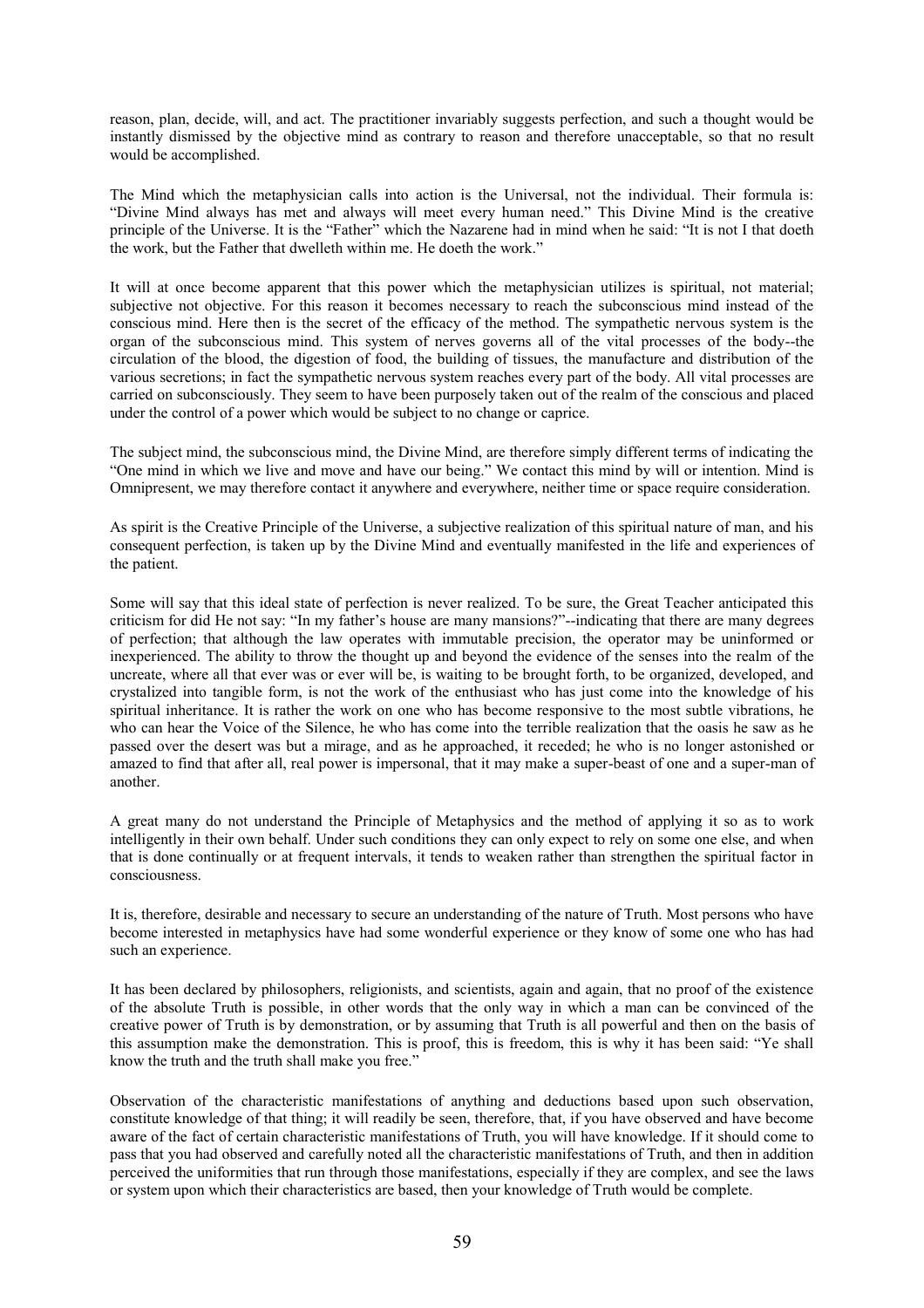reason, plan, decide, will, and act. The practitioner invariably suggests perfection, and such a thought would be instantly dismissed by the objective mind as contrary to reason and therefore unacceptable, so that no result would be accomplished.

The Mind which the metaphysician calls into action is the Universal, not the individual. Their formula is: "Divine Mind always has met and always will meet every human need." This Divine Mind is the creative principle of the Universe. It is the "Father" which the Nazarene had in mind when he said: "It is not I that doeth the work, but the Father that dwelleth within me. He doeth the work."

It will at once become apparent that this power which the metaphysician utilizes is spiritual, not material; subjective not objective. For this reason it becomes necessary to reach the subconscious mind instead of the conscious mind. Here then is the secret of the efficacy of the method. The sympathetic nervous system is the organ of the subconscious mind. This system of nerves governs all of the vital processes of the body--the circulation of the blood, the digestion of food, the building of tissues, the manufacture and distribution of the various secretions; in fact the sympathetic nervous system reaches every part of the body. All vital processes are carried on subconsciously. They seem to have been purposely taken out of the realm of the conscious and placed under the control of a power which would be subject to no change or caprice.

The subject mind, the subconscious mind, the Divine Mind, are therefore simply different terms of indicating the "One mind in which we live and move and have our being." We contact this mind by will or intention. Mind is Omnipresent, we may therefore contact it anywhere and everywhere, neither time or space require consideration.

As spirit is the Creative Principle of the Universe, a subjective realization of this spiritual nature of man, and his consequent perfection, is taken up by the Divine Mind and eventually manifested in the life and experiences of the patient.

Some will say that this ideal state of perfection is never realized. To be sure, the Great Teacher anticipated this criticism for did He not say: "In my father's house are many mansions?"--indicating that there are many degrees of perfection; that although the law operates with immutable precision, the operator may be uninformed or inexperienced. The ability to throw the thought up and beyond the evidence of the senses into the realm of the uncreate, where all that ever was or ever will be, is waiting to be brought forth, to be organized, developed, and crystalized into tangible form, is not the work of the enthusiast who has just come into the knowledge of his spiritual inheritance. It is rather the work on one who has become responsive to the most subtle vibrations, he who can hear the Voice of the Silence, he who has come into the terrible realization that the oasis he saw as he passed over the desert was but a mirage, and as he approached, it receded; he who is no longer astonished or amazed to find that after all, real power is impersonal, that it may make a super-beast of one and a super-man of another.

A great many do not understand the Principle of Metaphysics and the method of applying it so as to work intelligently in their own behalf. Under such conditions they can only expect to rely on some one else, and when that is done continually or at frequent intervals, it tends to weaken rather than strengthen the spiritual factor in consciousness.

It is, therefore, desirable and necessary to secure an understanding of the nature of Truth. Most persons who have become interested in metaphysics have had some wonderful experience or they know of some one who has had such an experience.

It has been declared by philosophers, religionists, and scientists, again and again, that no proof of the existence of the absolute Truth is possible, in other words that the only way in which a man can be convinced of the creative power of Truth is by demonstration, or by assuming that Truth is all powerful and then on the basis of this assumption make the demonstration. This is proof, this is freedom, this is why it has been said: "Ye shall know the truth and the truth shall make you free."

Observation of the characteristic manifestations of anything and deductions based upon such observation, constitute knowledge of that thing; it will readily be seen, therefore, that, if you have observed and have become aware of the fact of certain characteristic manifestations of Truth, you will have knowledge. If it should come to pass that you had observed and carefully noted all the characteristic manifestations of Truth, and then in addition perceived the uniformities that run through those manifestations, especially if they are complex, and see the laws or system upon which their characteristics are based, then your knowledge of Truth would be complete.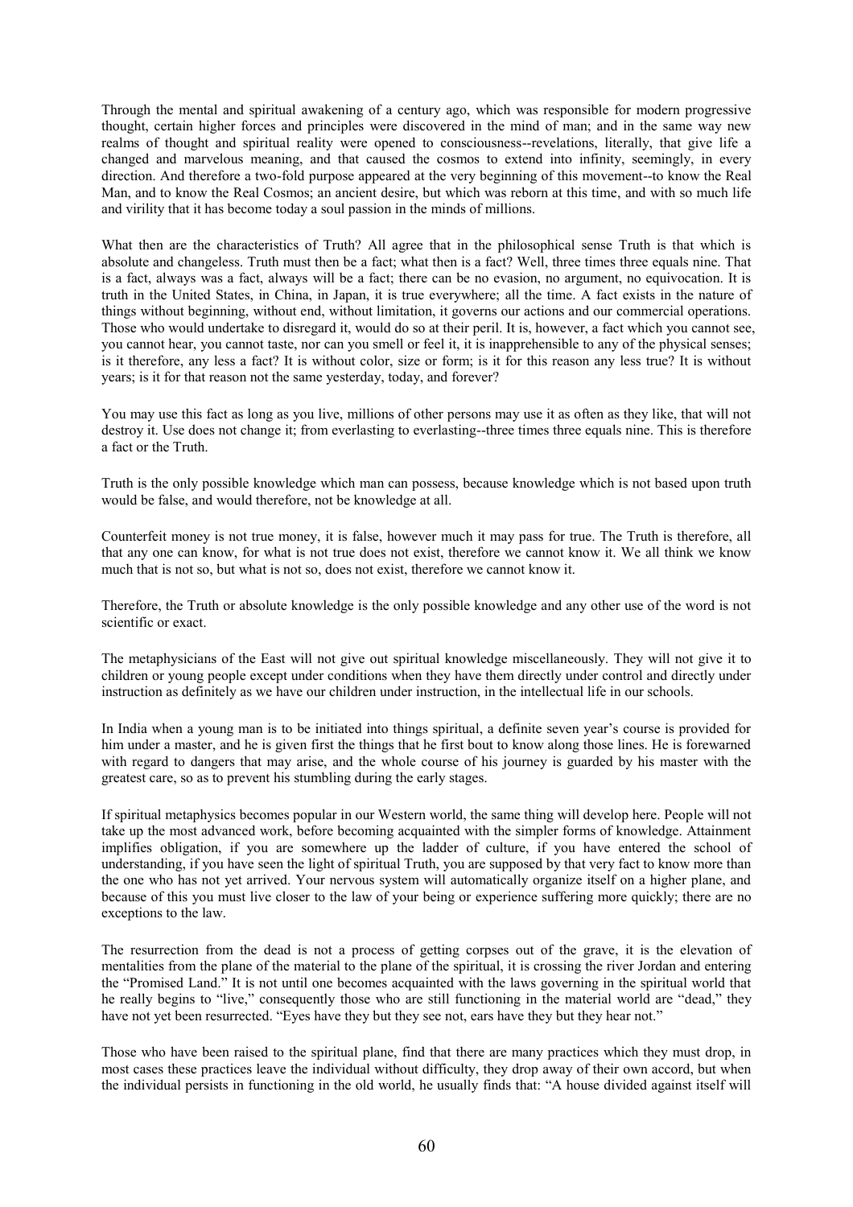Through the mental and spiritual awakening of a century ago, which was responsible for modern progressive thought, certain higher forces and principles were discovered in the mind of man; and in the same way new realms of thought and spiritual reality were opened to consciousness--revelations, literally, that give life a changed and marvelous meaning, and that caused the cosmos to extend into infinity, seemingly, in every direction. And therefore a two-fold purpose appeared at the very beginning of this movement--to know the Real Man, and to know the Real Cosmos; an ancient desire, but which was reborn at this time, and with so much life and virility that it has become today a soul passion in the minds of millions.

What then are the characteristics of Truth? All agree that in the philosophical sense Truth is that which is absolute and changeless. Truth must then be a fact; what then is a fact? Well, three times three equals nine. That is a fact, always was a fact, always will be a fact; there can be no evasion, no argument, no equivocation. It is truth in the United States, in China, in Japan, it is true everywhere; all the time. A fact exists in the nature of things without beginning, without end, without limitation, it governs our actions and our commercial operations. Those who would undertake to disregard it, would do so at their peril. It is, however, a fact which you cannot see, you cannot hear, you cannot taste, nor can you smell or feel it, it is inapprehensible to any of the physical senses; is it therefore, any less a fact? It is without color, size or form; is it for this reason any less true? It is without years; is it for that reason not the same yesterday, today, and forever?

You may use this fact as long as you live, millions of other persons may use it as often as they like, that will not destroy it. Use does not change it; from everlasting to everlasting--three times three equals nine. This is therefore a fact or the Truth.

Truth is the only possible knowledge which man can possess, because knowledge which is not based upon truth would be false, and would therefore, not be knowledge at all.

Counterfeit money is not true money, it is false, however much it may pass for true. The Truth is therefore, all that any one can know, for what is not true does not exist, therefore we cannot know it. We all think we know much that is not so, but what is not so, does not exist, therefore we cannot know it.

Therefore, the Truth or absolute knowledge is the only possible knowledge and any other use of the word is not scientific or exact.

The metaphysicians of the East will not give out spiritual knowledge miscellaneously. They will not give it to children or young people except under conditions when they have them directly under control and directly under instruction as definitely as we have our children under instruction, in the intellectual life in our schools.

In India when a young man is to be initiated into things spiritual, a definite seven year's course is provided for him under a master, and he is given first the things that he first bout to know along those lines. He is forewarned with regard to dangers that may arise, and the whole course of his journey is guarded by his master with the greatest care, so as to prevent his stumbling during the early stages.

If spiritual metaphysics becomes popular in our Western world, the same thing will develop here. People will not take up the most advanced work, before becoming acquainted with the simpler forms of knowledge. Attainment implifies obligation, if you are somewhere up the ladder of culture, if you have entered the school of understanding, if you have seen the light of spiritual Truth, you are supposed by that very fact to know more than the one who has not yet arrived. Your nervous system will automatically organize itself on a higher plane, and because of this you must live closer to the law of your being or experience suffering more quickly; there are no exceptions to the law.

The resurrection from the dead is not a process of getting corpses out of the grave, it is the elevation of mentalities from the plane of the material to the plane of the spiritual, it is crossing the river Jordan and entering the "Promised Land." It is not until one becomes acquainted with the laws governing in the spiritual world that he really begins to "live," consequently those who are still functioning in the material world are "dead," they have not yet been resurrected. "Eyes have they but they see not, ears have they but they hear not."

Those who have been raised to the spiritual plane, find that there are many practices which they must drop, in most cases these practices leave the individual without difficulty, they drop away of their own accord, but when the individual persists in functioning in the old world, he usually finds that: "A house divided against itself will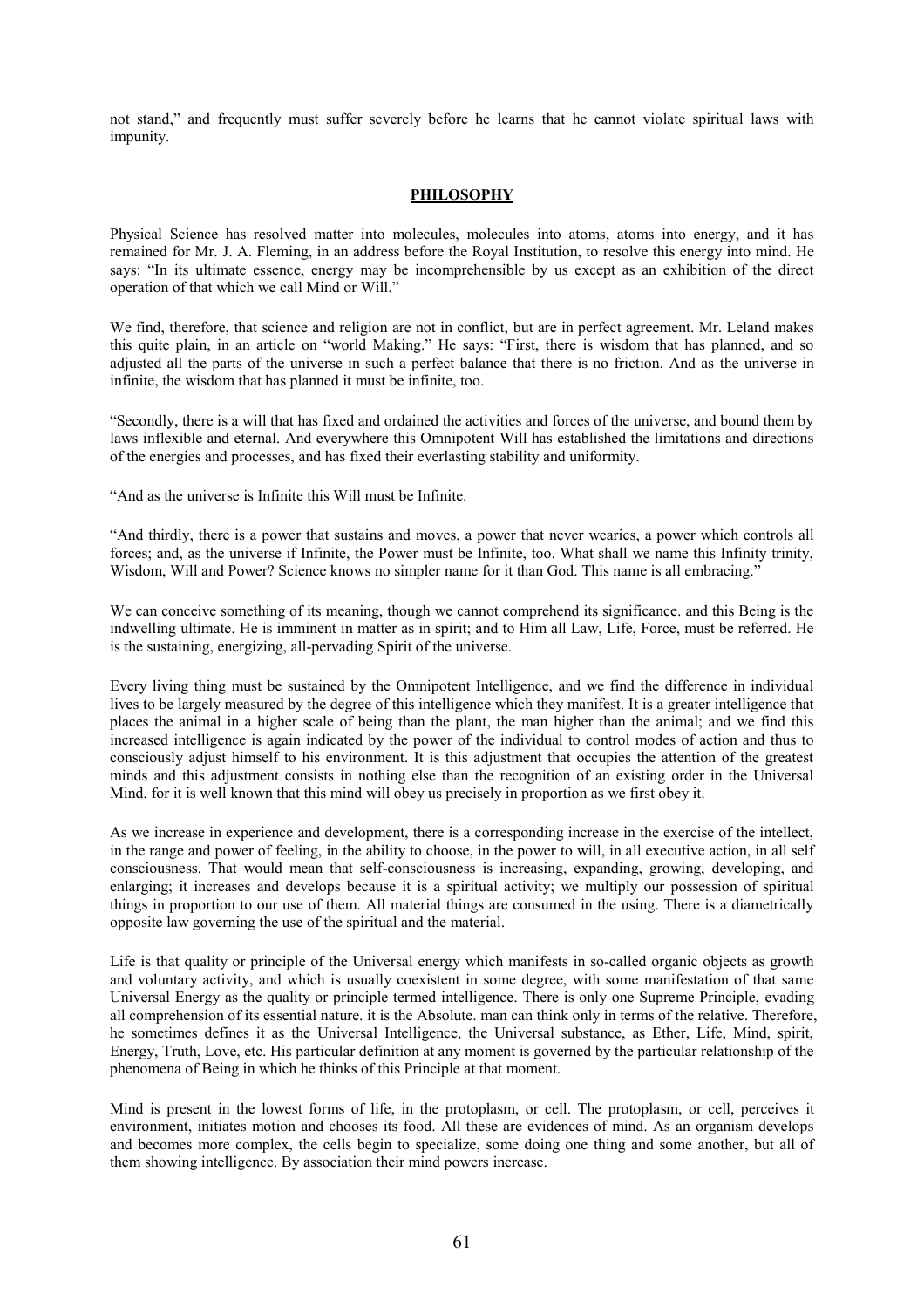not stand," and frequently must suffer severely before he learns that he cannot violate spiritual laws with impunity.

## PHILOSOPHY

Physical Science has resolved matter into molecules, molecules into atoms, atoms into energy, and it has remained for Mr. J. A. Fleming, in an address before the Royal Institution, to resolve this energy into mind. He says: "In its ultimate essence, energy may be incomprehensible by us except as an exhibition of the direct operation of that which we call Mind or Will."

We find, therefore, that science and religion are not in conflict, but are in perfect agreement. Mr. Leland makes this quite plain, in an article on "world Making." He says: "First, there is wisdom that has planned, and so adjusted all the parts of the universe in such a perfect balance that there is no friction. And as the universe in infinite, the wisdom that has planned it must be infinite, too.

"Secondly, there is a will that has fixed and ordained the activities and forces of the universe, and bound them by laws inflexible and eternal. And everywhere this Omnipotent Will has established the limitations and directions of the energies and processes, and has fixed their everlasting stability and uniformity.

"And as the universe is Infinite this Will must be Infinite.

"And thirdly, there is a power that sustains and moves, a power that never wearies, a power which controls all forces; and, as the universe if Infinite, the Power must be Infinite, too. What shall we name this Infinity trinity, Wisdom, Will and Power? Science knows no simpler name for it than God. This name is all embracing."

We can conceive something of its meaning, though we cannot comprehend its significance. and this Being is the indwelling ultimate. He is imminent in matter as in spirit; and to Him all Law, Life, Force, must be referred. He is the sustaining, energizing, all-pervading Spirit of the universe.

Every living thing must be sustained by the Omnipotent Intelligence, and we find the difference in individual lives to be largely measured by the degree of this intelligence which they manifest. It is a greater intelligence that places the animal in a higher scale of being than the plant, the man higher than the animal; and we find this increased intelligence is again indicated by the power of the individual to control modes of action and thus to consciously adjust himself to his environment. It is this adjustment that occupies the attention of the greatest minds and this adjustment consists in nothing else than the recognition of an existing order in the Universal Mind, for it is well known that this mind will obey us precisely in proportion as we first obey it.

As we increase in experience and development, there is a corresponding increase in the exercise of the intellect, in the range and power of feeling, in the ability to choose, in the power to will, in all executive action, in all self consciousness. That would mean that self-consciousness is increasing, expanding, growing, developing, and enlarging; it increases and develops because it is a spiritual activity; we multiply our possession of spiritual things in proportion to our use of them. All material things are consumed in the using. There is a diametrically opposite law governing the use of the spiritual and the material.

Life is that quality or principle of the Universal energy which manifests in so-called organic objects as growth and voluntary activity, and which is usually coexistent in some degree, with some manifestation of that same Universal Energy as the quality or principle termed intelligence. There is only one Supreme Principle, evading all comprehension of its essential nature. it is the Absolute. man can think only in terms of the relative. Therefore, he sometimes defines it as the Universal Intelligence, the Universal substance, as Ether, Life, Mind, spirit, Energy, Truth, Love, etc. His particular definition at any moment is governed by the particular relationship of the phenomena of Being in which he thinks of this Principle at that moment.

Mind is present in the lowest forms of life, in the protoplasm, or cell. The protoplasm, or cell, perceives it environment, initiates motion and chooses its food. All these are evidences of mind. As an organism develops and becomes more complex, the cells begin to specialize, some doing one thing and some another, but all of them showing intelligence. By association their mind powers increase.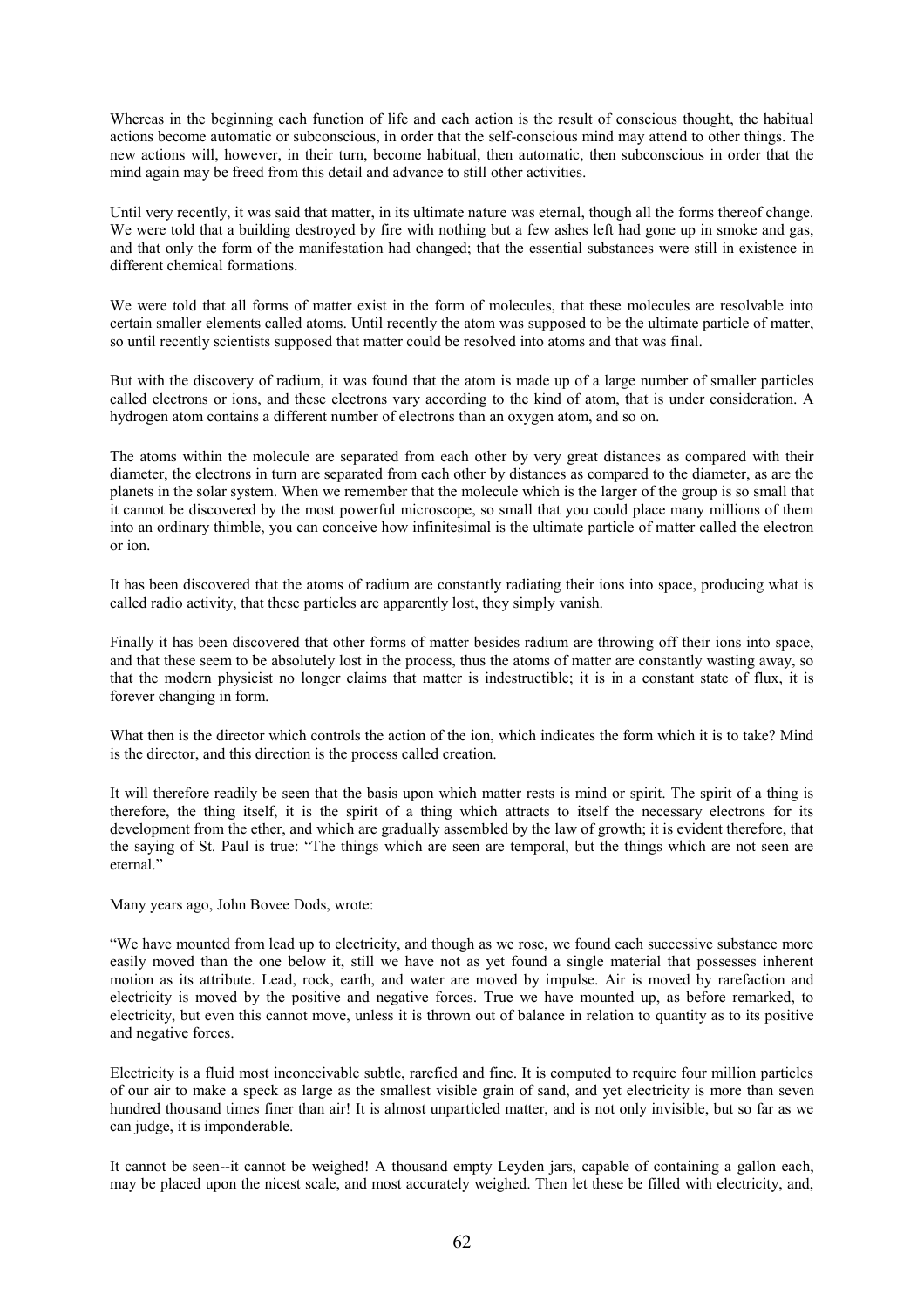Whereas in the beginning each function of life and each action is the result of conscious thought, the habitual actions become automatic or subconscious, in order that the self-conscious mind may attend to other things. The new actions will, however, in their turn, become habitual, then automatic, then subconscious in order that the mind again may be freed from this detail and advance to still other activities.

Until very recently, it was said that matter, in its ultimate nature was eternal, though all the forms thereof change. We were told that a building destroyed by fire with nothing but a few ashes left had gone up in smoke and gas, and that only the form of the manifestation had changed; that the essential substances were still in existence in different chemical formations.

We were told that all forms of matter exist in the form of molecules, that these molecules are resolvable into certain smaller elements called atoms. Until recently the atom was supposed to be the ultimate particle of matter, so until recently scientists supposed that matter could be resolved into atoms and that was final.

But with the discovery of radium, it was found that the atom is made up of a large number of smaller particles called electrons or ions, and these electrons vary according to the kind of atom, that is under consideration. A hydrogen atom contains a different number of electrons than an oxygen atom, and so on.

The atoms within the molecule are separated from each other by very great distances as compared with their diameter, the electrons in turn are separated from each other by distances as compared to the diameter, as are the planets in the solar system. When we remember that the molecule which is the larger of the group is so small that it cannot be discovered by the most powerful microscope, so small that you could place many millions of them into an ordinary thimble, you can conceive how infinitesimal is the ultimate particle of matter called the electron or ion.

It has been discovered that the atoms of radium are constantly radiating their ions into space, producing what is called radio activity, that these particles are apparently lost, they simply vanish.

Finally it has been discovered that other forms of matter besides radium are throwing off their ions into space, and that these seem to be absolutely lost in the process, thus the atoms of matter are constantly wasting away, so that the modern physicist no longer claims that matter is indestructible; it is in a constant state of flux, it is forever changing in form.

What then is the director which controls the action of the ion, which indicates the form which it is to take? Mind is the director, and this direction is the process called creation.

It will therefore readily be seen that the basis upon which matter rests is mind or spirit. The spirit of a thing is therefore, the thing itself, it is the spirit of a thing which attracts to itself the necessary electrons for its development from the ether, and which are gradually assembled by the law of growth; it is evident therefore, that the saying of St. Paul is true: "The things which are seen are temporal, but the things which are not seen are eternal."

Many years ago, John Bovee Dods, wrote:

"We have mounted from lead up to electricity, and though as we rose, we found each successive substance more easily moved than the one below it, still we have not as yet found a single material that possesses inherent motion as its attribute. Lead, rock, earth, and water are moved by impulse. Air is moved by rarefaction and electricity is moved by the positive and negative forces. True we have mounted up, as before remarked, to electricity, but even this cannot move, unless it is thrown out of balance in relation to quantity as to its positive and negative forces.

Electricity is a fluid most inconceivable subtle, rarefied and fine. It is computed to require four million particles of our air to make a speck as large as the smallest visible grain of sand, and yet electricity is more than seven hundred thousand times finer than air! It is almost unparticled matter, and is not only invisible, but so far as we can judge, it is imponderable.

It cannot be seen--it cannot be weighed! A thousand empty Leyden jars, capable of containing a gallon each, may be placed upon the nicest scale, and most accurately weighed. Then let these be filled with electricity, and,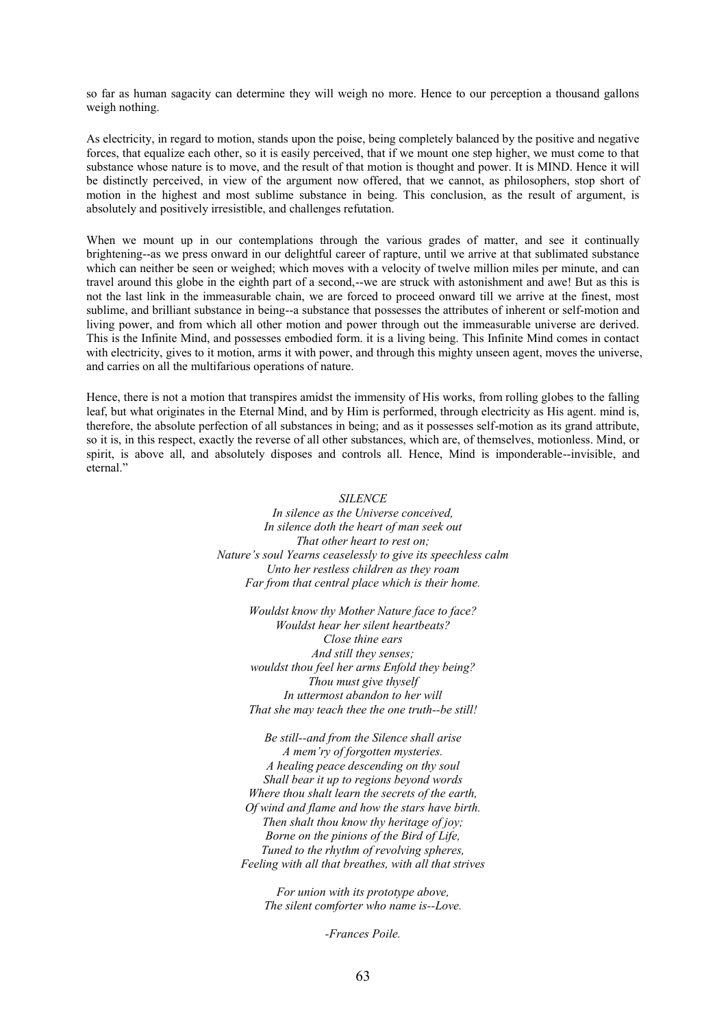so far as human sagacity can determine they will weigh no more. Hence to our perception a thousand gallons weigh nothing.

As electricity, in regard to motion, stands upon the poise, being completely balanced by the positive and negative forces, that equalize each other, so it is easily perceived, that if we mount one step higher, we must come to that substance whose nature is to move, and the result of that motion is thought and power. It is MIND. Hence it will be distinctly perceived, in view of the argument now offered, that we cannot, as philosophers, stop short of motion in the highest and most sublime substance in being. This conclusion, as the result of argument, is absolutely and positively irresistible, and challenges refutation.

When we mount up in our contemplations through the various grades of matter, and see it continually brightening--as we press onward in our delightful career of rapture, until we arrive at that sublimated substance which can neither be seen or weighed; which moves with a velocity of twelve million miles per minute, and can travel around this globe in the eighth part of a second,--we are struck with astonishment and awe! But as this is not the last link in the immeasurable chain, we are forced to proceed onward till we arrive at the finest, most sublime, and brilliant substance in being--a substance that possesses the attributes of inherent or self-motion and living power, and from which all other motion and power through out the immeasurable universe are derived. This is the Infinite Mind, and possesses embodied form. it is a living being. This Infinite Mind comes in contact with electricity, gives to it motion, arms it with power, and through this mighty unseen agent, moves the universe, and carries on all the multifarious operations of nature.

Hence, there is not a motion that transpires amidst the immensity of His works, from rolling globes to the falling leaf, but what originates in the Eternal Mind, and by Him is performed, through electricity as His agent. mind is, therefore, the absolute perfection of all substances in being; and as it possesses self-motion as its grand attribute, so it is, in this respect, exactly the reverse of all other substances, which are, of themselves, motionless. Mind, or spirit, is above all, and absolutely disposes and controls all. Hence, Mind is imponderable--invisible, and eternal."

*SILENCE*

*In silence as the Universe conceived,*
*In silence doth the heart of man seek out*
*That other heart to rest on;*
*Nature's soul Yearns ceaselessly to give its speechless calm*
*Unto her restless children as they roam*
*Far from that central place which is their home.*

*Wouldst know thy Mother Nature face to face?*
*Wouldst hear her silent heartbeats?*
*Close thine ears*
*And still they senses;*
*wouldst thou feel her arms Enfold they being?*
*Thou must give thyself*
*In uttermost abandon to her will*
*That she may teach thee the one truth--be still!*

*Be still--and from the Silence shall arise*
*A mem'ry of forgotten mysteries.*
*A healing peace descending on thy soul*
*Shall bear it up to regions beyond words*
*Where thou shalt learn the secrets of the earth,*
*Of wind and flame and how the stars have birth.*
*Then shalt thou know thy heritage of joy;*
*Borne on the pinions of the Bird of Life,*
*Tuned to the rhythm of revolving spheres,*
*Feeling with all that breathes, with all that strives*

*For union with its prototype above,*
*The silent comforter who name is--Love.*

*-Frances Poile.*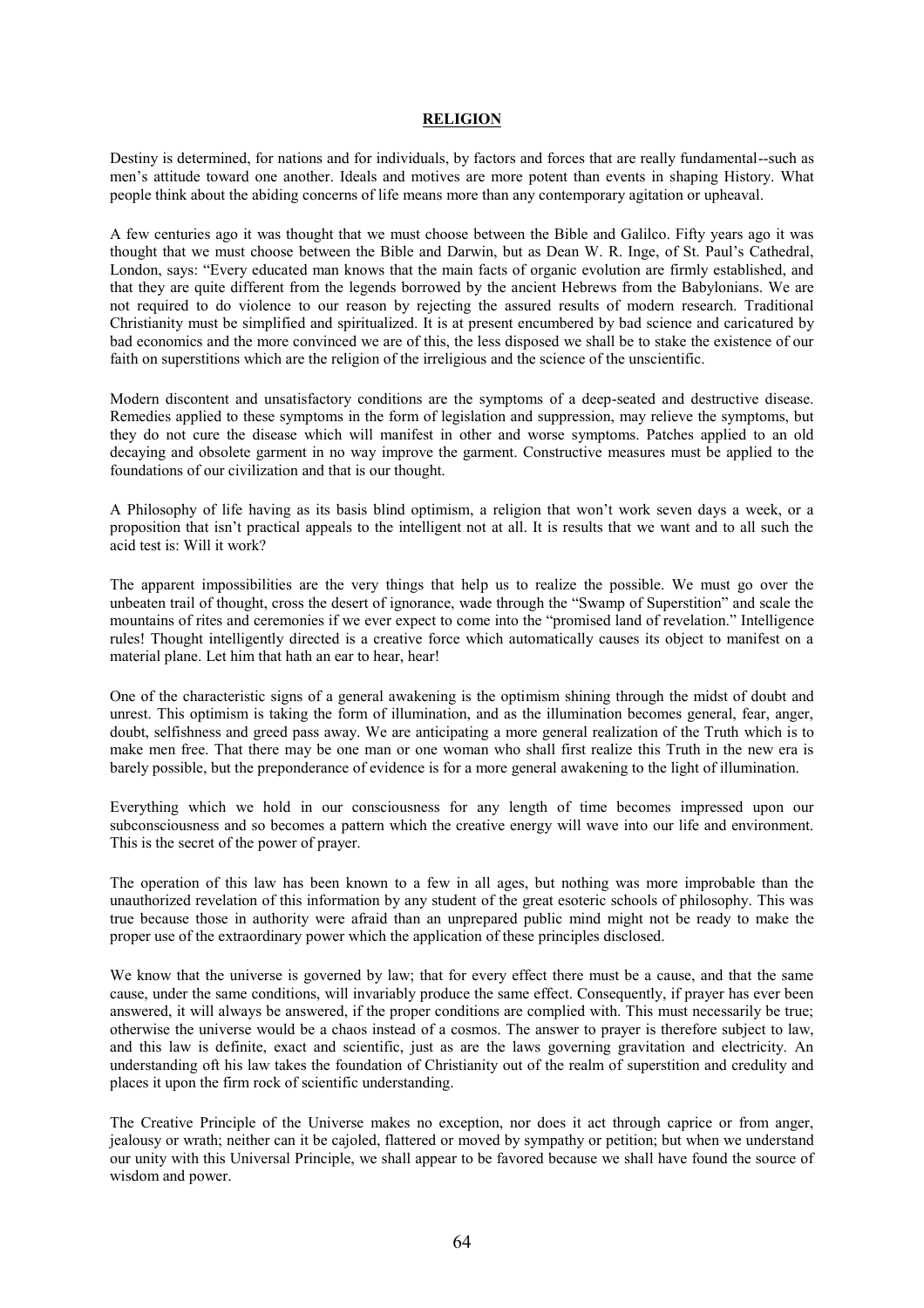## RELIGION

Destiny is determined, for nations and for individuals, by factors and forces that are really fundamental--such as men's attitude toward one another. Ideals and motives are more potent than events in shaping History. What people think about the abiding concerns of life means more than any contemporary agitation or upheaval.

A few centuries ago it was thought that we must choose between the Bible and Galilco. Fifty years ago it was thought that we must choose between the Bible and Darwin, but as Dean W. R. Inge, of St. Paul's Cathedral, London, says: "Every educated man knows that the main facts of organic evolution are firmly established, and that they are quite different from the legends borrowed by the ancient Hebrews from the Babylonians. We are not required to do violence to our reason by rejecting the assured results of modern research. Traditional Christianity must be simplified and spiritualized. It is at present encumbered by bad science and caricatured by bad economics and the more convinced we are of this, the less disposed we shall be to stake the existence of our faith on superstitions which are the religion of the irreligious and the science of the unscientific.

Modern discontent and unsatisfactory conditions are the symptoms of a deep-seated and destructive disease. Remedies applied to these symptoms in the form of legislation and suppression, may relieve the symptoms, but they do not cure the disease which will manifest in other and worse symptoms. Patches applied to an old decaying and obsolete garment in no way improve the garment. Constructive measures must be applied to the foundations of our civilization and that is our thought.

A Philosophy of life having as its basis blind optimism, a religion that won't work seven days a week, or a proposition that isn't practical appeals to the intelligent not at all. It is results that we want and to all such the acid test is: Will it work?

The apparent impossibilities are the very things that help us to realize the possible. We must go over the unbeaten trail of thought, cross the desert of ignorance, wade through the "Swamp of Superstition" and scale the mountains of rites and ceremonies if we ever expect to come into the "promised land of revelation." Intelligence rules! Thought intelligently directed is a creative force which automatically causes its object to manifest on a material plane. Let him that hath an ear to hear, hear!

One of the characteristic signs of a general awakening is the optimism shining through the midst of doubt and unrest. This optimism is taking the form of illumination, and as the illumination becomes general, fear, anger, doubt, selfishness and greed pass away. We are anticipating a more general realization of the Truth which is to make men free. That there may be one man or one woman who shall first realize this Truth in the new era is barely possible, but the preponderance of evidence is for a more general awakening to the light of illumination.

Everything which we hold in our consciousness for any length of time becomes impressed upon our subconsciousness and so becomes a pattern which the creative energy will wave into our life and environment. This is the secret of the power of prayer.

The operation of this law has been known to a few in all ages, but nothing was more improbable than the unauthorized revelation of this information by any student of the great esoteric schools of philosophy. This was true because those in authority were afraid than an unprepared public mind might not be ready to make the proper use of the extraordinary power which the application of these principles disclosed.

We know that the universe is governed by law; that for every effect there must be a cause, and that the same cause, under the same conditions, will invariably produce the same effect. Consequently, if prayer has ever been answered, it will always be answered, if the proper conditions are complied with. This must necessarily be true; otherwise the universe would be a chaos instead of a cosmos. The answer to prayer is therefore subject to law, and this law is definite, exact and scientific, just as are the laws governing gravitation and electricity. An understanding oft his law takes the foundation of Christianity out of the realm of superstition and credulity and places it upon the firm rock of scientific understanding.

The Creative Principle of the Universe makes no exception, nor does it act through caprice or from anger, jealousy or wrath; neither can it be cajoled, flattered or moved by sympathy or petition; but when we understand our unity with this Universal Principle, we shall appear to be favored because we shall have found the source of wisdom and power.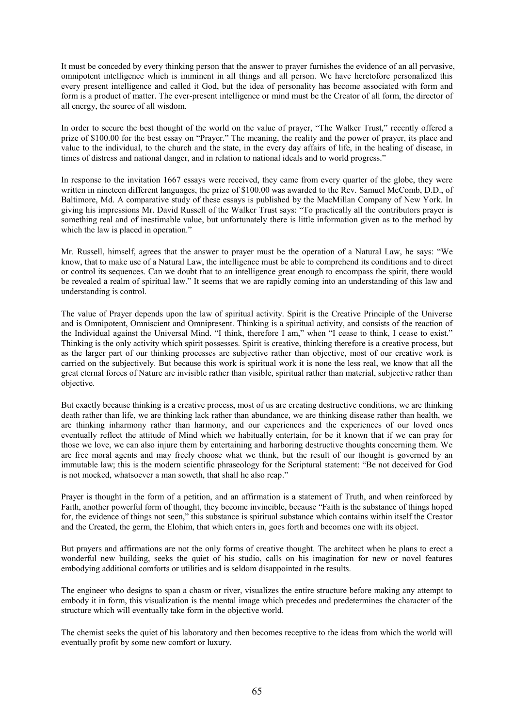It must be conceded by every thinking person that the answer to prayer furnishes the evidence of an all pervasive, omnipotent intelligence which is imminent in all things and all person. We have heretofore personalized this every present intelligence and called it God, but the idea of personality has become associated with form and form is a product of matter. The ever-present intelligence or mind must be the Creator of all form, the director of all energy, the source of all wisdom.

In order to secure the best thought of the world on the value of prayer, "The Walker Trust," recently offered a prize of $100.00 for the best essay on "Prayer." The meaning, the reality and the power of prayer, its place and value to the individual, to the church and the state, in the every day affairs of life, in the healing of disease, in times of distress and national danger, and in relation to national ideals and to world progress."

In response to the invitation 1667 essays were received, they came from every quarter of the globe, they were written in nineteen different languages, the prize of $100.00 was awarded to the Rev. Samuel McComb, D.D., of Baltimore, Md. A comparative study of these essays is published by the MacMillan Company of New York. In giving his impressions Mr. David Russell of the Walker Trust says: "To practically all the contributors prayer is something real and of inestimable value, but unfortunately there is little information given as to the method by which the law is placed in operation."

Mr. Russell, himself, agrees that the answer to prayer must be the operation of a Natural Law, he says: "We know, that to make use of a Natural Law, the intelligence must be able to comprehend its conditions and to direct or control its sequences. Can we doubt that to an intelligence great enough to encompass the spirit, there would be revealed a realm of spiritual law." It seems that we are rapidly coming into an understanding of this law and understanding is control.

The value of Prayer depends upon the law of spiritual activity. Spirit is the Creative Principle of the Universe and is Omnipotent, Omniscient and Omnipresent. Thinking is a spiritual activity, and consists of the reaction of the Individual against the Universal Mind. "I think, therefore I am," when "I cease to think, I cease to exist." Thinking is the only activity which spirit possesses. Spirit is creative, thinking therefore is a creative process, but as the larger part of our thinking processes are subjective rather than objective, most of our creative work is carried on the subjectively. But because this work is spiritual work it is none the less real, we know that all the great eternal forces of Nature are invisible rather than visible, spiritual rather than material, subjective rather than objective.

But exactly because thinking is a creative process, most of us are creating destructive conditions, we are thinking death rather than life, we are thinking lack rather than abundance, we are thinking disease rather than health, we are thinking inharmony rather than harmony, and our experiences and the experiences of our loved ones eventually reflect the attitude of Mind which we habitually entertain, for be it known that if we can pray for those we love, we can also injure them by entertaining and harboring destructive thoughts concerning them. We are free moral agents and may freely choose what we think, but the result of our thought is governed by an immutable law; this is the modern scientific phraseology for the Scriptural statement: "Be not deceived for God is not mocked, whatsoever a man soweth, that shall he also reap."

Prayer is thought in the form of a petition, and an affirmation is a statement of Truth, and when reinforced by Faith, another powerful form of thought, they become invincible, because "Faith is the substance of things hoped for, the evidence of things not seen," this substance is spiritual substance which contains within itself the Creator and the Created, the germ, the Elohim, that which enters in, goes forth and becomes one with its object.

But prayers and affirmations are not the only forms of creative thought. The architect when he plans to erect a wonderful new building, seeks the quiet of his studio, calls on his imagination for new or novel features embodying additional comforts or utilities and is seldom disappointed in the results.

The engineer who designs to span a chasm or river, visualizes the entire structure before making any attempt to embody it in form, this visualization is the mental image which precedes and predetermines the character of the structure which will eventually take form in the objective world.

The chemist seeks the quiet of his laboratory and then becomes receptive to the ideas from which the world will eventually profit by some new comfort or luxury.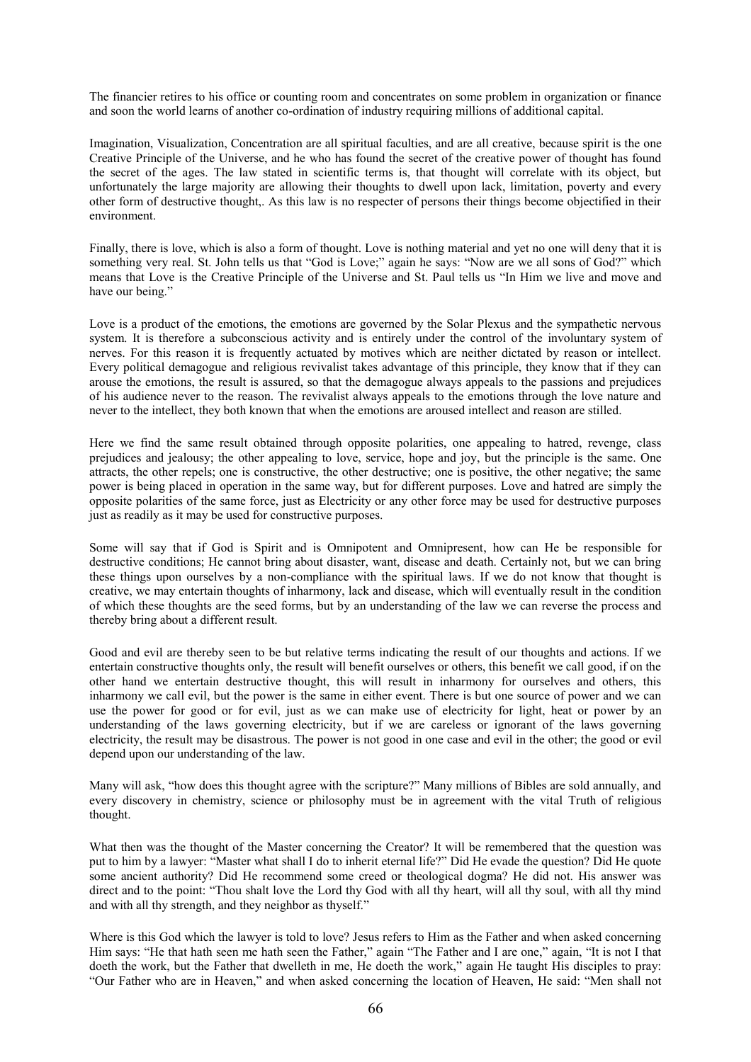The financier retires to his office or counting room and concentrates on some problem in organization or finance and soon the world learns of another co-ordination of industry requiring millions of additional capital.

Imagination, Visualization, Concentration are all spiritual faculties, and are all creative, because spirit is the one Creative Principle of the Universe, and he who has found the secret of the creative power of thought has found the secret of the ages. The law stated in scientific terms is, that thought will correlate with its object, but unfortunately the large majority are allowing their thoughts to dwell upon lack, limitation, poverty and every other form of destructive thought,. As this law is no respecter of persons their things become objectified in their environment.

Finally, there is love, which is also a form of thought. Love is nothing material and yet no one will deny that it is something very real. St. John tells us that "God is Love;" again he says: "Now are we all sons of God?" which means that Love is the Creative Principle of the Universe and St. Paul tells us "In Him we live and move and have our being."

Love is a product of the emotions, the emotions are governed by the Solar Plexus and the sympathetic nervous system. It is therefore a subconscious activity and is entirely under the control of the involuntary system of nerves. For this reason it is frequently actuated by motives which are neither dictated by reason or intellect. Every political demagogue and religious revivalist takes advantage of this principle, they know that if they can arouse the emotions, the result is assured, so that the demagogue always appeals to the passions and prejudices of his audience never to the reason. The revivalist always appeals to the emotions through the love nature and never to the intellect, they both known that when the emotions are aroused intellect and reason are stilled.

Here we find the same result obtained through opposite polarities, one appealing to hatred, revenge, class prejudices and jealousy; the other appealing to love, service, hope and joy, but the principle is the same. One attracts, the other repels; one is constructive, the other destructive; one is positive, the other negative; the same power is being placed in operation in the same way, but for different purposes. Love and hatred are simply the opposite polarities of the same force, just as Electricity or any other force may be used for destructive purposes just as readily as it may be used for constructive purposes.

Some will say that if God is Spirit and is Omnipotent and Omnipresent, how can He be responsible for destructive conditions; He cannot bring about disaster, want, disease and death. Certainly not, but we can bring these things upon ourselves by a non-compliance with the spiritual laws. If we do not know that thought is creative, we may entertain thoughts of inharmony, lack and disease, which will eventually result in the condition of which these thoughts are the seed forms, but by an understanding of the law we can reverse the process and thereby bring about a different result.

Good and evil are thereby seen to be but relative terms indicating the result of our thoughts and actions. If we entertain constructive thoughts only, the result will benefit ourselves or others, this benefit we call good, if on the other hand we entertain destructive thought, this will result in inharmony for ourselves and others, this inharmony we call evil, but the power is the same in either event. There is but one source of power and we can use the power for good or for evil, just as we can make use of electricity for light, heat or power by an understanding of the laws governing electricity, but if we are careless or ignorant of the laws governing electricity, the result may be disastrous. The power is not good in one case and evil in the other; the good or evil depend upon our understanding of the law.

Many will ask, "how does this thought agree with the scripture?" Many millions of Bibles are sold annually, and every discovery in chemistry, science or philosophy must be in agreement with the vital Truth of religious thought.

What then was the thought of the Master concerning the Creator? It will be remembered that the question was put to him by a lawyer: "Master what shall I do to inherit eternal life?" Did He evade the question? Did He quote some ancient authority? Did He recommend some creed or theological dogma? He did not. His answer was direct and to the point: "Thou shalt love the Lord thy God with all thy heart, will all thy soul, with all thy mind and with all thy strength, and they neighbor as thyself."

Where is this God which the lawyer is told to love? Jesus refers to Him as the Father and when asked concerning Him says: "He that hath seen me hath seen the Father," again "The Father and I are one," again, "It is not I that doeth the work, but the Father that dwelleth in me, He doeth the work," again He taught His disciples to pray: "Our Father who are in Heaven," and when asked concerning the location of Heaven, He said: "Men shall not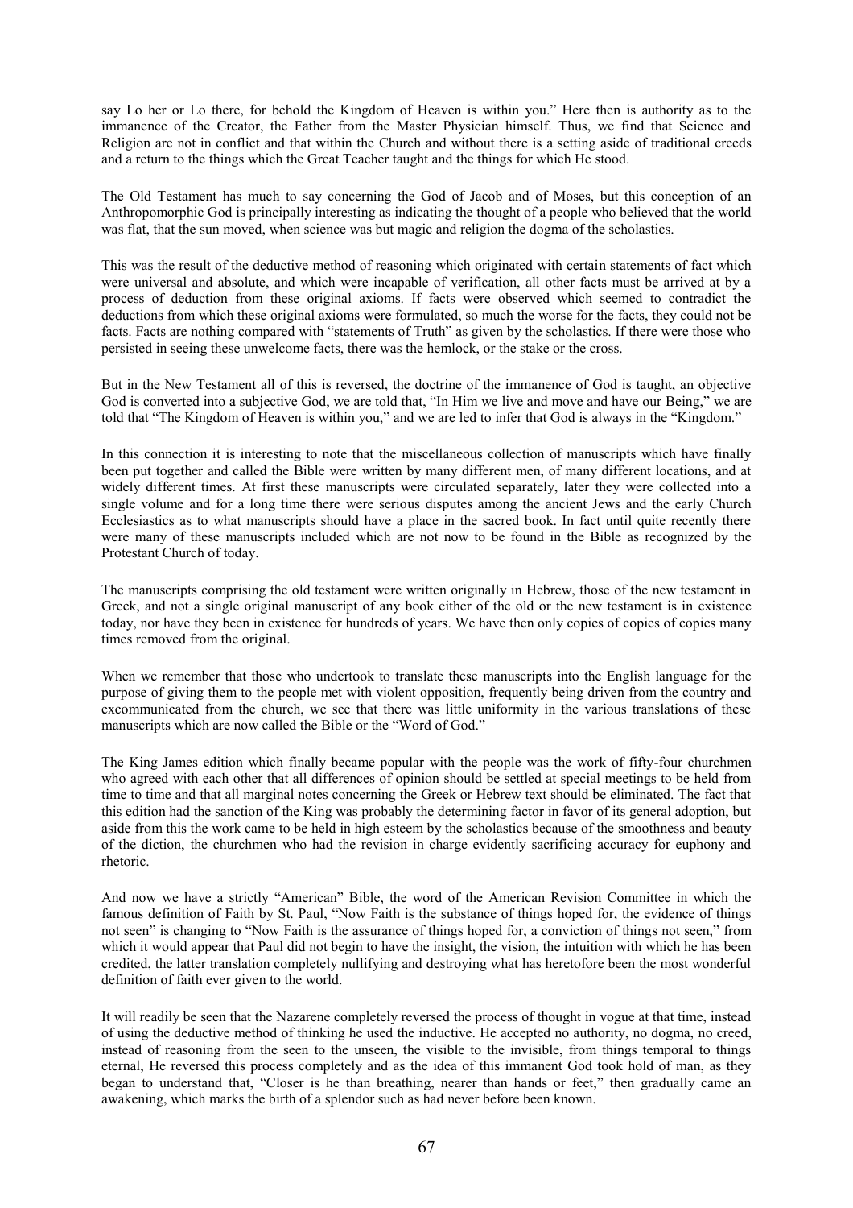say Lo her or Lo there, for behold the Kingdom of Heaven is within you." Here then is authority as to the immanence of the Creator, the Father from the Master Physician himself. Thus, we find that Science and Religion are not in conflict and that within the Church and without there is a setting aside of traditional creeds and a return to the things which the Great Teacher taught and the things for which He stood.

The Old Testament has much to say concerning the God of Jacob and of Moses, but this conception of an Anthropomorphic God is principally interesting as indicating the thought of a people who believed that the world was flat, that the sun moved, when science was but magic and religion the dogma of the scholastics.

This was the result of the deductive method of reasoning which originated with certain statements of fact which were universal and absolute, and which were incapable of verification, all other facts must be arrived at by a process of deduction from these original axioms. If facts were observed which seemed to contradict the deductions from which these original axioms were formulated, so much the worse for the facts, they could not be facts. Facts are nothing compared with "statements of Truth" as given by the scholastics. If there were those who persisted in seeing these unwelcome facts, there was the hemlock, or the stake or the cross.

But in the New Testament all of this is reversed, the doctrine of the immanence of God is taught, an objective God is converted into a subjective God, we are told that, "In Him we live and move and have our Being," we are told that "The Kingdom of Heaven is within you," and we are led to infer that God is always in the "Kingdom."

In this connection it is interesting to note that the miscellaneous collection of manuscripts which have finally been put together and called the Bible were written by many different men, of many different locations, and at widely different times. At first these manuscripts were circulated separately, later they were collected into a single volume and for a long time there were serious disputes among the ancient Jews and the early Church Ecclesiastics as to what manuscripts should have a place in the sacred book. In fact until quite recently there were many of these manuscripts included which are not now to be found in the Bible as recognized by the Protestant Church of today.

The manuscripts comprising the old testament were written originally in Hebrew, those of the new testament in Greek, and not a single original manuscript of any book either of the old or the new testament is in existence today, nor have they been in existence for hundreds of years. We have then only copies of copies of copies many times removed from the original.

When we remember that those who undertook to translate these manuscripts into the English language for the purpose of giving them to the people met with violent opposition, frequently being driven from the country and excommunicated from the church, we see that there was little uniformity in the various translations of these manuscripts which are now called the Bible or the "Word of God."

The King James edition which finally became popular with the people was the work of fifty-four churchmen who agreed with each other that all differences of opinion should be settled at special meetings to be held from time to time and that all marginal notes concerning the Greek or Hebrew text should be eliminated. The fact that this edition had the sanction of the King was probably the determining factor in favor of its general adoption, but aside from this the work came to be held in high esteem by the scholastics because of the smoothness and beauty of the diction, the churchmen who had the revision in charge evidently sacrificing accuracy for euphony and rhetoric.

And now we have a strictly "American" Bible, the word of the American Revision Committee in which the famous definition of Faith by St. Paul, "Now Faith is the substance of things hoped for, the evidence of things not seen" is changing to "Now Faith is the assurance of things hoped for, a conviction of things not seen," from which it would appear that Paul did not begin to have the insight, the vision, the intuition with which he has been credited, the latter translation completely nullifying and destroying what has heretofore been the most wonderful definition of faith ever given to the world.

It will readily be seen that the Nazarene completely reversed the process of thought in vogue at that time, instead of using the deductive method of thinking he used the inductive. He accepted no authority, no dogma, no creed, instead of reasoning from the seen to the unseen, the visible to the invisible, from things temporal to things eternal, He reversed this process completely and as the idea of this immanent God took hold of man, as they began to understand that, "Closer is he than breathing, nearer than hands or feet," then gradually came an awakening, which marks the birth of a splendor such as had never before been known.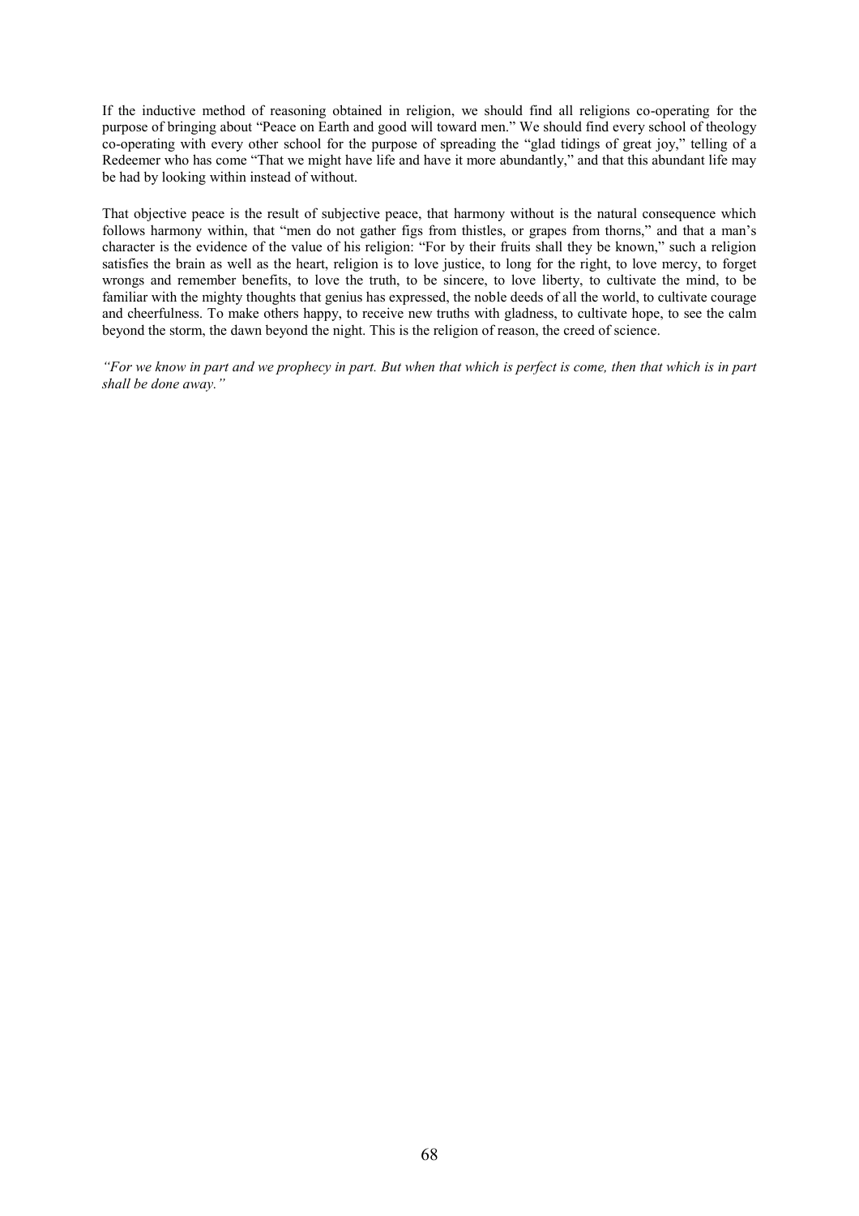If the inductive method of reasoning obtained in religion, we should find all religions co-operating for the purpose of bringing about "Peace on Earth and good will toward men." We should find every school of theology co-operating with every other school for the purpose of spreading the "glad tidings of great joy," telling of a Redeemer who has come "That we might have life and have it more abundantly," and that this abundant life may be had by looking within instead of without.

That objective peace is the result of subjective peace, that harmony without is the natural consequence which follows harmony within, that "men do not gather figs from thistles, or grapes from thorns," and that a man's character is the evidence of the value of his religion: "For by their fruits shall they be known," such a religion satisfies the brain as well as the heart, religion is to love justice, to long for the right, to love mercy, to forget wrongs and remember benefits, to love the truth, to be sincere, to love liberty, to cultivate the mind, to be familiar with the mighty thoughts that genius has expressed, the noble deeds of all the world, to cultivate courage and cheerfulness. To make others happy, to receive new truths with gladness, to cultivate hope, to see the calm beyond the storm, the dawn beyond the night. This is the religion of reason, the creed of science.

*"For we know in part and we prophecy in part. But when that which is perfect is come, then that which is in part shall be done away."*